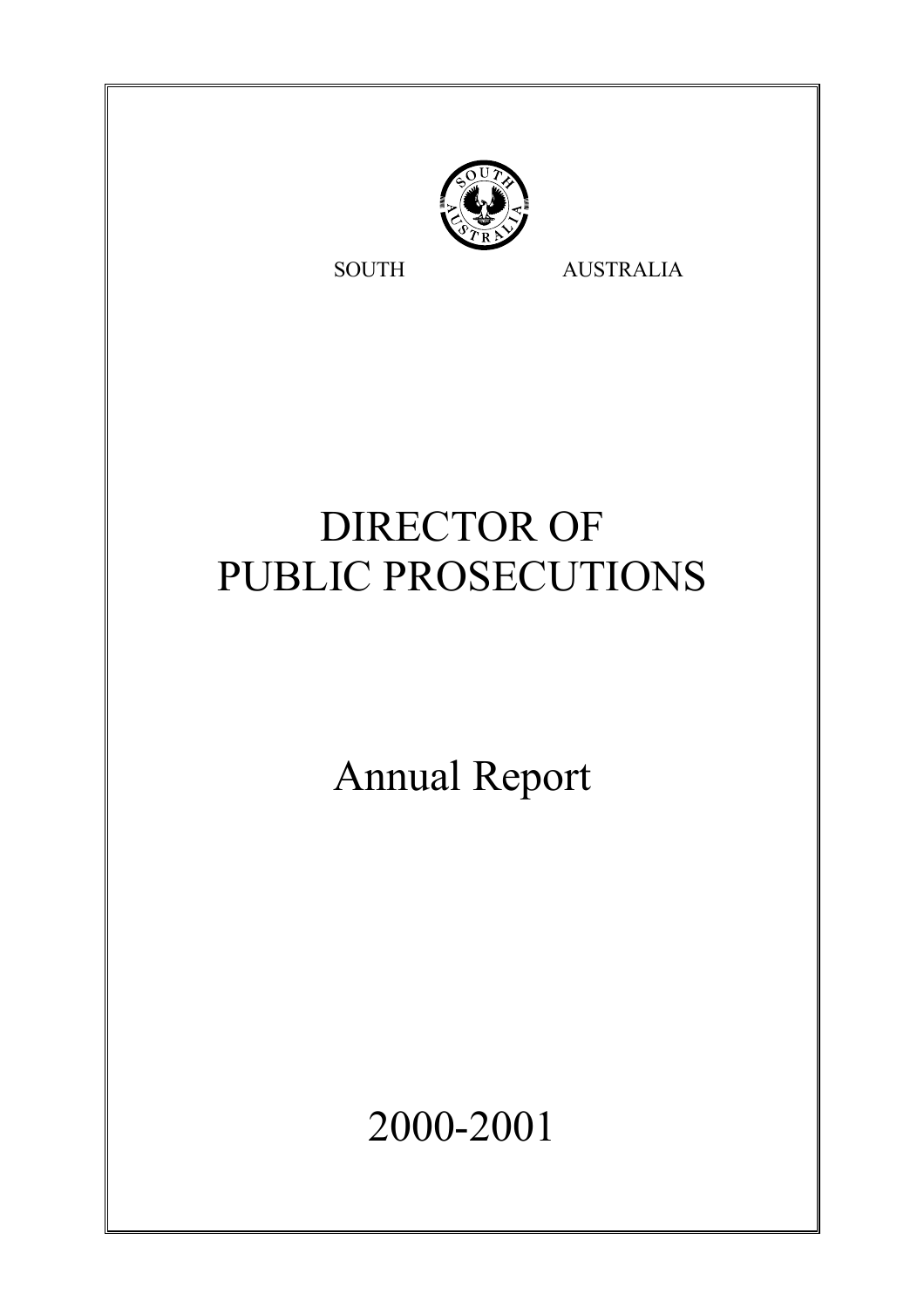SOUTH AUSTRALIA

# DIRECTOR OF PUBLIC PROSECUTIONS

## Annual Report

## 2000-2001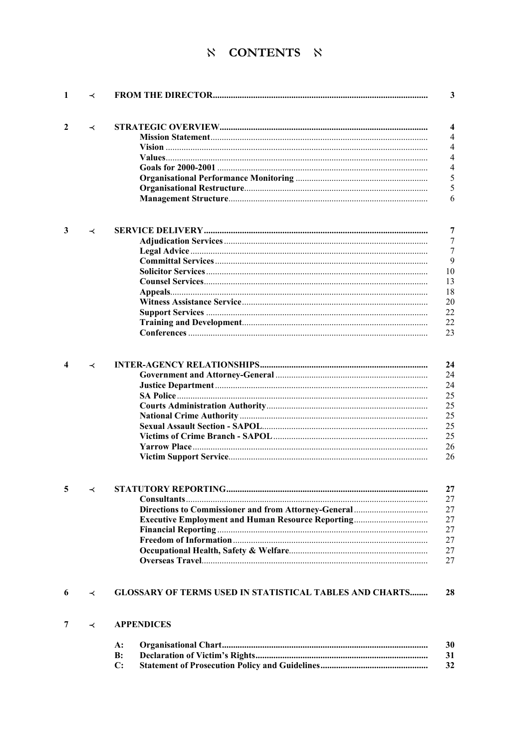# ℵ CONTENTS ℵ

| | | | |
|---|---|---|---|
| 1 | ≺ | **FROM THE DIRECTOR** | **3** |
| 2 | ≺ | **STRATEGIC OVERVIEW** | **4** |
| | | **Mission Statement** | 4 |
| | | **Vision** | 4 |
| | | **Values** | 4 |
| | | **Goals for 2000-2001** | 4 |
| | | **Organisational Performance Monitoring** | 5 |
| | | **Organisational Restructure** | 5 |
| | | **Management Structure** | 6 |
| 3 | ≺ | **SERVICE DELIVERY** | **7** |
| | | **Adjudication Services** | 7 |
| | | **Legal Advice** | 7 |
| | | **Committal Services** | 9 |
| | | **Solicitor Services** | 10 |
| | | **Counsel Services** | 13 |
| | | **Appeals** | 18 |
| | | **Witness Assistance Service** | 20 |
| | | **Support Services** | 22 |
| | | **Training and Development** | 22 |
| | | **Conferences** | 23 |
| 4 | ≺ | **INTER-AGENCY RELATIONSHIPS** | **24** |
| | | **Government and Attorney-General** | 24 |
| | | **Justice Department** | 24 |
| | | **SA Police** | 25 |
| | | **Courts Administration Authority** | 25 |
| | | **National Crime Authority** | 25 |
| | | **Sexual Assault Section - SAPOL** | 25 |
| | | **Victims of Crime Branch - SAPOL** | 25 |
| | | **Yarrow Place** | 26 |
| | | **Victim Support Service** | 26 |
| 5 | ≺ | **STATUTORY REPORTING** | **27** |
| | | **Consultants** | 27 |
| | | **Directions to Commissioner and from Attorney-General** | 27 |
| | | **Executive Employment and Human Resource Reporting** | 27 |
| | | **Financial Reporting** | 27 |
| | | **Freedom of Information** | 27 |
| | | **Occupational Health, Safety & Welfare** | 27 |
| | | **Overseas Travel** | 27 |
| 6 | ≺ | **GLOSSARY OF TERMS USED IN STATISTICAL TABLES AND CHARTS** | **28** |
| 7 | ≺ | **APPENDICES** | |
| | | **A: Organisational Chart** | **30** |
| | | **B: Declaration of Victim's Rights** | **31** |
| | | **C: Statement of Prosecution Policy and Guidelines** | **32** |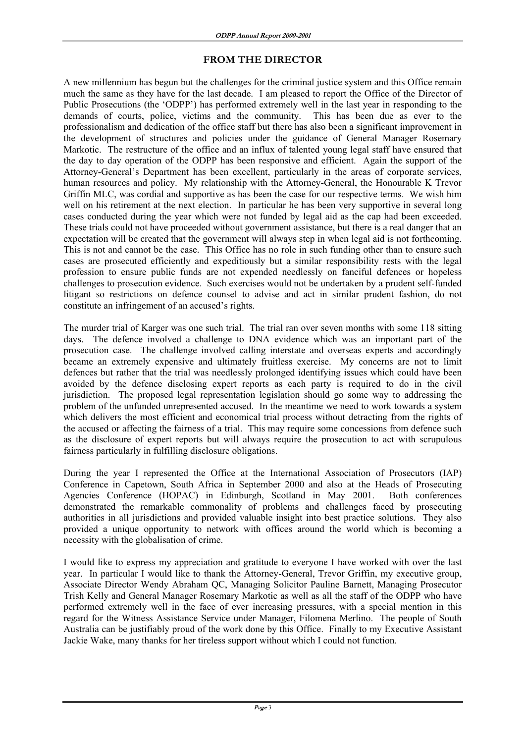## FROM THE DIRECTOR

A new millennium has begun but the challenges for the criminal justice system and this Office remain much the same as they have for the last decade. I am pleased to report the Office of the Director of Public Prosecutions (the 'ODPP') has performed extremely well in the last year in responding to the demands of courts, police, victims and the community. This has been due as ever to the professionalism and dedication of the office staff but there has also been a significant improvement in the development of structures and policies under the guidance of General Manager Rosemary Markotic. The restructure of the office and an influx of talented young legal staff have ensured that the day to day operation of the ODPP has been responsive and efficient. Again the support of the Attorney-General's Department has been excellent, particularly in the areas of corporate services, human resources and policy. My relationship with the Attorney-General, the Honourable K Trevor Griffin MLC, was cordial and supportive as has been the case for our respective terms. We wish him well on his retirement at the next election. In particular he has been very supportive in several long cases conducted during the year which were not funded by legal aid as the cap had been exceeded. These trials could not have proceeded without government assistance, but there is a real danger that an expectation will be created that the government will always step in when legal aid is not forthcoming. This is not and cannot be the case. This Office has no role in such funding other than to ensure such cases are prosecuted efficiently and expeditiously but a similar responsibility rests with the legal profession to ensure public funds are not expended needlessly on fanciful defences or hopeless challenges to prosecution evidence. Such exercises would not be undertaken by a prudent self-funded litigant so restrictions on defence counsel to advise and act in similar prudent fashion, do not constitute an infringement of an accused's rights.

The murder trial of Karger was one such trial. The trial ran over seven months with some 118 sitting days. The defence involved a challenge to DNA evidence which was an important part of the prosecution case. The challenge involved calling interstate and overseas experts and accordingly became an extremely expensive and ultimately fruitless exercise. My concerns are not to limit defences but rather that the trial was needlessly prolonged identifying issues which could have been avoided by the defence disclosing expert reports as each party is required to do in the civil jurisdiction. The proposed legal representation legislation should go some way to addressing the problem of the unfunded unrepresented accused. In the meantime we need to work towards a system which delivers the most efficient and economical trial process without detracting from the rights of the accused or affecting the fairness of a trial. This may require some concessions from defence such as the disclosure of expert reports but will always require the prosecution to act with scrupulous fairness particularly in fulfilling disclosure obligations.

During the year I represented the Office at the International Association of Prosecutors (IAP) Conference in Capetown, South Africa in September 2000 and also at the Heads of Prosecuting Agencies Conference (HOPAC) in Edinburgh, Scotland in May 2001. Both conferences demonstrated the remarkable commonality of problems and challenges faced by prosecuting authorities in all jurisdictions and provided valuable insight into best practice solutions. They also provided a unique opportunity to network with offices around the world which is becoming a necessity with the globalisation of crime.

I would like to express my appreciation and gratitude to everyone I have worked with over the last year. In particular I would like to thank the Attorney-General, Trevor Griffin, my executive group, Associate Director Wendy Abraham QC, Managing Solicitor Pauline Barnett, Managing Prosecutor Trish Kelly and General Manager Rosemary Markotic as well as all the staff of the ODPP who have performed extremely well in the face of ever increasing pressures, with a special mention in this regard for the Witness Assistance Service under Manager, Filomena Merlino. The people of South Australia can be justifiably proud of the work done by this Office. Finally to my Executive Assistant Jackie Wake, many thanks for her tireless support without which I could not function.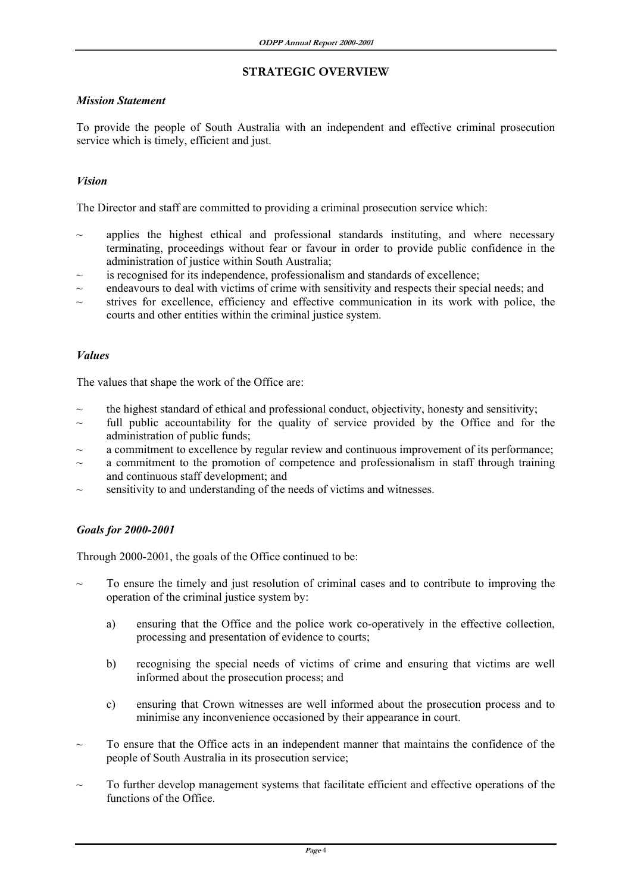# STRATEGIC OVERVIEW

### *Mission Statement*

To provide the people of South Australia with an independent and effective criminal prosecution service which is timely, efficient and just.

### *Vision*

The Director and staff are committed to providing a criminal prosecution service which:

- applies the highest ethical and professional standards instituting, and where necessary terminating, proceedings without fear or favour in order to provide public confidence in the administration of justice within South Australia;
- is recognised for its independence, professionalism and standards of excellence;
- endeavours to deal with victims of crime with sensitivity and respects their special needs; and
- strives for excellence, efficiency and effective communication in its work with police, the courts and other entities within the criminal justice system.

### *Values*

The values that shape the work of the Office are:

- the highest standard of ethical and professional conduct, objectivity, honesty and sensitivity;
- full public accountability for the quality of service provided by the Office and for the administration of public funds;
- a commitment to excellence by regular review and continuous improvement of its performance;
- a commitment to the promotion of competence and professionalism in staff through training and continuous staff development; and
- sensitivity to and understanding of the needs of victims and witnesses.

### *Goals for 2000-2001*

Through 2000-2001, the goals of the Office continued to be:

- To ensure the timely and just resolution of criminal cases and to contribute to improving the operation of the criminal justice system by:

  a) ensuring that the Office and the police work co-operatively in the effective collection, processing and presentation of evidence to courts;

  b) recognising the special needs of victims of crime and ensuring that victims are well informed about the prosecution process; and

  c) ensuring that Crown witnesses are well informed about the prosecution process and to minimise any inconvenience occasioned by their appearance in court.

- To ensure that the Office acts in an independent manner that maintains the confidence of the people of South Australia in its prosecution service;

- To further develop management systems that facilitate efficient and effective operations of the functions of the Office.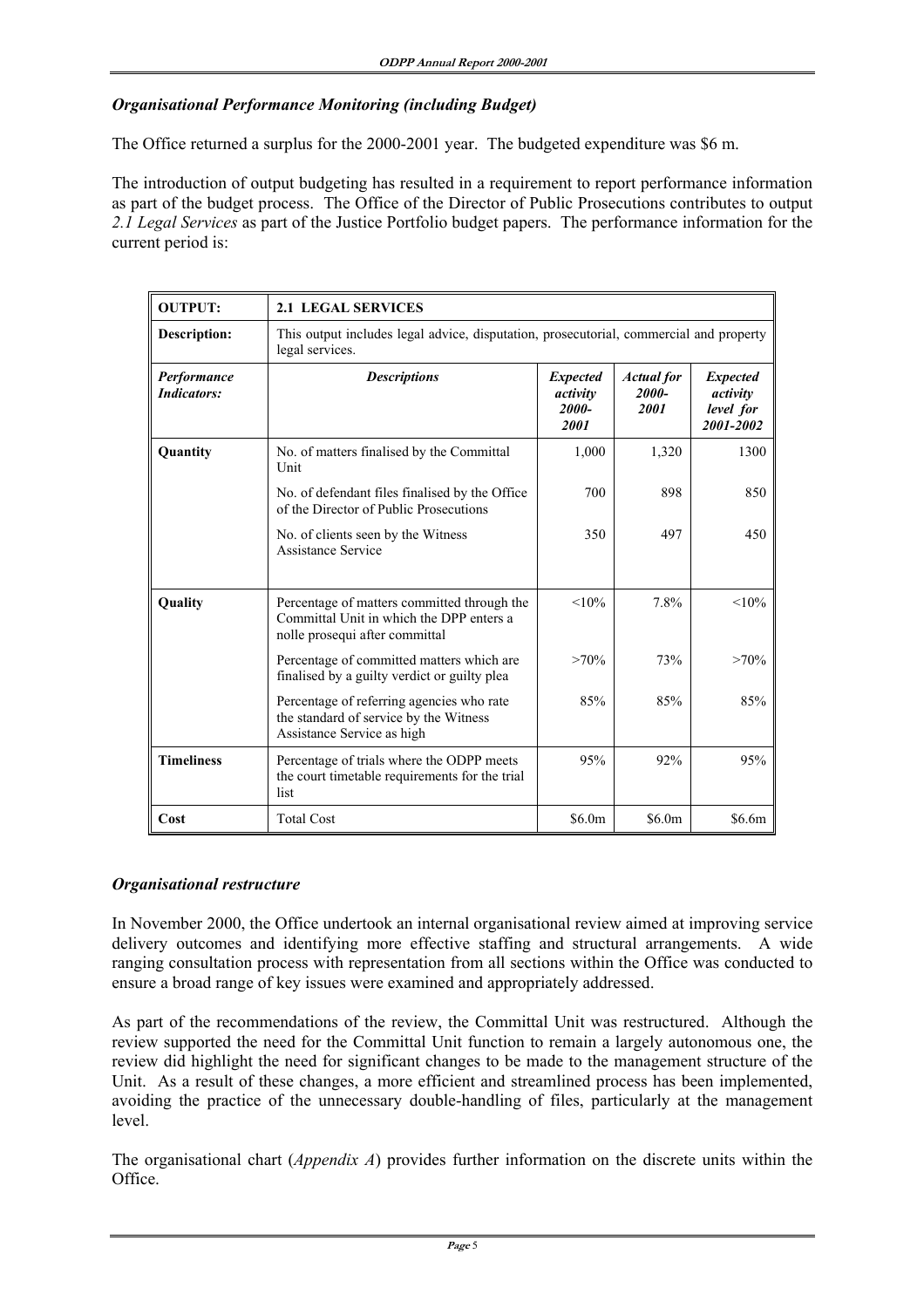### *Organisational Performance Monitoring (including Budget)*

The Office returned a surplus for the 2000-2001 year. The budgeted expenditure was $6 m.

The introduction of output budgeting has resulted in a requirement to report performance information as part of the budget process. The Office of the Director of Public Prosecutions contributes to output *2.1 Legal Services* as part of the Justice Portfolio budget papers. The performance information for the current period is:

| **OUTPUT:** | **2.1 LEGAL SERVICES** | | | |
|---|---|---|---|---|
| **Description:** | This output includes legal advice, disputation, prosecutorial, commercial and property legal services. | | | |
| ***Performance Indicators:*** | ***Descriptions*** | ***Expected activity 2000-2001*** | ***Actual for 2000-2001*** | ***Expected activity level for 2001-2002*** |
| **Quantity** | No. of matters finalised by the Committal Unit | 1,000 | 1,320 | 1300 |
| | No. of defendant files finalised by the Office of the Director of Public Prosecutions | 700 | 898 | 850 |
| | No. of clients seen by the Witness Assistance Service | 350 | 497 | 450 |
| **Quality** | Percentage of matters committed through the Committal Unit in which the DPP enters a nolle prosequi after committal | <10% | 7.8% | <10% |
| | Percentage of committed matters which are finalised by a guilty verdict or guilty plea | >70% | 73% | >70% |
| | Percentage of referring agencies who rate the standard of service by the Witness Assistance Service as high | 85% | 85% | 85% |
| **Timeliness** | Percentage of trials where the ODPP meets the court timetable requirements for the trial list | 95% | 92% | 95% |
| **Cost** | Total Cost | $6.0m | $6.0m | $6.6m |

### *Organisational restructure*

In November 2000, the Office undertook an internal organisational review aimed at improving service delivery outcomes and identifying more effective staffing and structural arrangements. A wide ranging consultation process with representation from all sections within the Office was conducted to ensure a broad range of key issues were examined and appropriately addressed.

As part of the recommendations of the review, the Committal Unit was restructured. Although the review supported the need for the Committal Unit function to remain a largely autonomous one, the review did highlight the need for significant changes to be made to the management structure of the Unit. As a result of these changes, a more efficient and streamlined process has been implemented, avoiding the practice of the unnecessary double-handling of files, particularly at the management level.

The organisational chart (*Appendix A*) provides further information on the discrete units within the Office.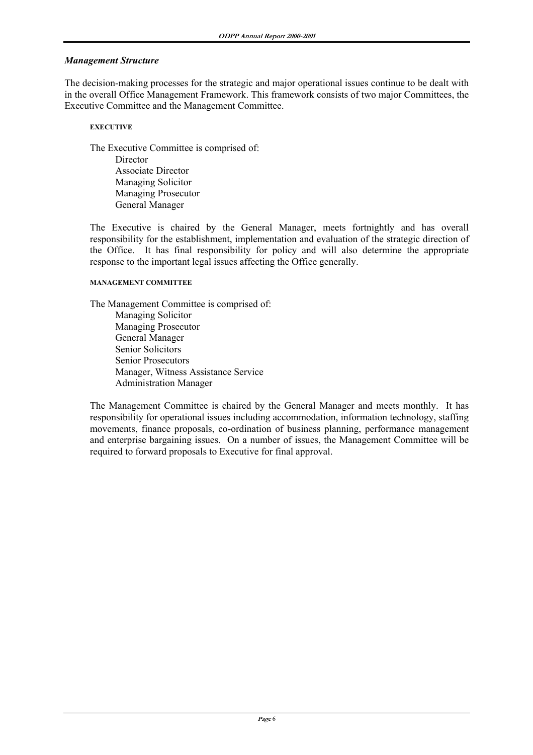### *Management Structure*

The decision-making processes for the strategic and major operational issues continue to be dealt with in the overall Office Management Framework. This framework consists of two major Committees, the Executive Committee and the Management Committee.

#### EXECUTIVE

The Executive Committee is comprised of:

- Director
- Associate Director
- Managing Solicitor
- Managing Prosecutor
- General Manager

The Executive is chaired by the General Manager, meets fortnightly and has overall responsibility for the establishment, implementation and evaluation of the strategic direction of the Office. It has final responsibility for policy and will also determine the appropriate response to the important legal issues affecting the Office generally.

#### MANAGEMENT COMMITTEE

The Management Committee is comprised of:

- Managing Solicitor
- Managing Prosecutor
- General Manager
- Senior Solicitors
- Senior Prosecutors
- Manager, Witness Assistance Service
- Administration Manager

The Management Committee is chaired by the General Manager and meets monthly. It has responsibility for operational issues including accommodation, information technology, staffing movements, finance proposals, co-ordination of business planning, performance management and enterprise bargaining issues. On a number of issues, the Management Committee will be required to forward proposals to Executive for final approval.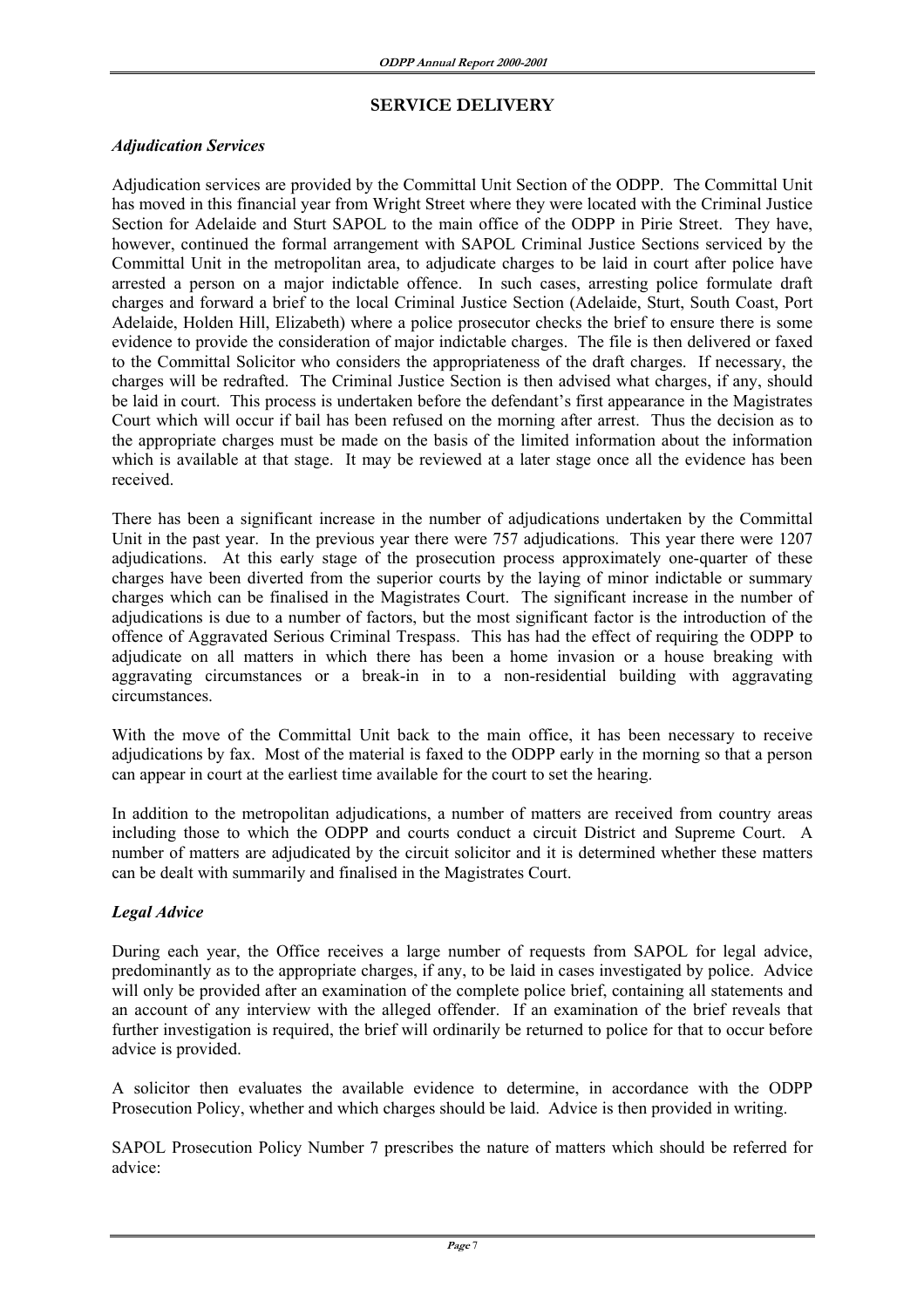## SERVICE DELIVERY

### *Adjudication Services*

Adjudication services are provided by the Committal Unit Section of the ODPP. The Committal Unit has moved in this financial year from Wright Street where they were located with the Criminal Justice Section for Adelaide and Sturt SAPOL to the main office of the ODPP in Pirie Street. They have, however, continued the formal arrangement with SAPOL Criminal Justice Sections serviced by the Committal Unit in the metropolitan area, to adjudicate charges to be laid in court after police have arrested a person on a major indictable offence. In such cases, arresting police formulate draft charges and forward a brief to the local Criminal Justice Section (Adelaide, Sturt, South Coast, Port Adelaide, Holden Hill, Elizabeth) where a police prosecutor checks the brief to ensure there is some evidence to provide the consideration of major indictable charges. The file is then delivered or faxed to the Committal Solicitor who considers the appropriateness of the draft charges. If necessary, the charges will be redrafted. The Criminal Justice Section is then advised what charges, if any, should be laid in court. This process is undertaken before the defendant's first appearance in the Magistrates Court which will occur if bail has been refused on the morning after arrest. Thus the decision as to the appropriate charges must be made on the basis of the limited information about the information which is available at that stage. It may be reviewed at a later stage once all the evidence has been received.

There has been a significant increase in the number of adjudications undertaken by the Committal Unit in the past year. In the previous year there were 757 adjudications. This year there were 1207 adjudications. At this early stage of the prosecution process approximately one-quarter of these charges have been diverted from the superior courts by the laying of minor indictable or summary charges which can be finalised in the Magistrates Court. The significant increase in the number of adjudications is due to a number of factors, but the most significant factor is the introduction of the offence of Aggravated Serious Criminal Trespass. This has had the effect of requiring the ODPP to adjudicate on all matters in which there has been a home invasion or a house breaking with aggravating circumstances or a break-in in to a non-residential building with aggravating circumstances.

With the move of the Committal Unit back to the main office, it has been necessary to receive adjudications by fax. Most of the material is faxed to the ODPP early in the morning so that a person can appear in court at the earliest time available for the court to set the hearing.

In addition to the metropolitan adjudications, a number of matters are received from country areas including those to which the ODPP and courts conduct a circuit District and Supreme Court. A number of matters are adjudicated by the circuit solicitor and it is determined whether these matters can be dealt with summarily and finalised in the Magistrates Court.

### *Legal Advice*

During each year, the Office receives a large number of requests from SAPOL for legal advice, predominantly as to the appropriate charges, if any, to be laid in cases investigated by police. Advice will only be provided after an examination of the complete police brief, containing all statements and an account of any interview with the alleged offender. If an examination of the brief reveals that further investigation is required, the brief will ordinarily be returned to police for that to occur before advice is provided.

A solicitor then evaluates the available evidence to determine, in accordance with the ODPP Prosecution Policy, whether and which charges should be laid. Advice is then provided in writing.

SAPOL Prosecution Policy Number 7 prescribes the nature of matters which should be referred for advice: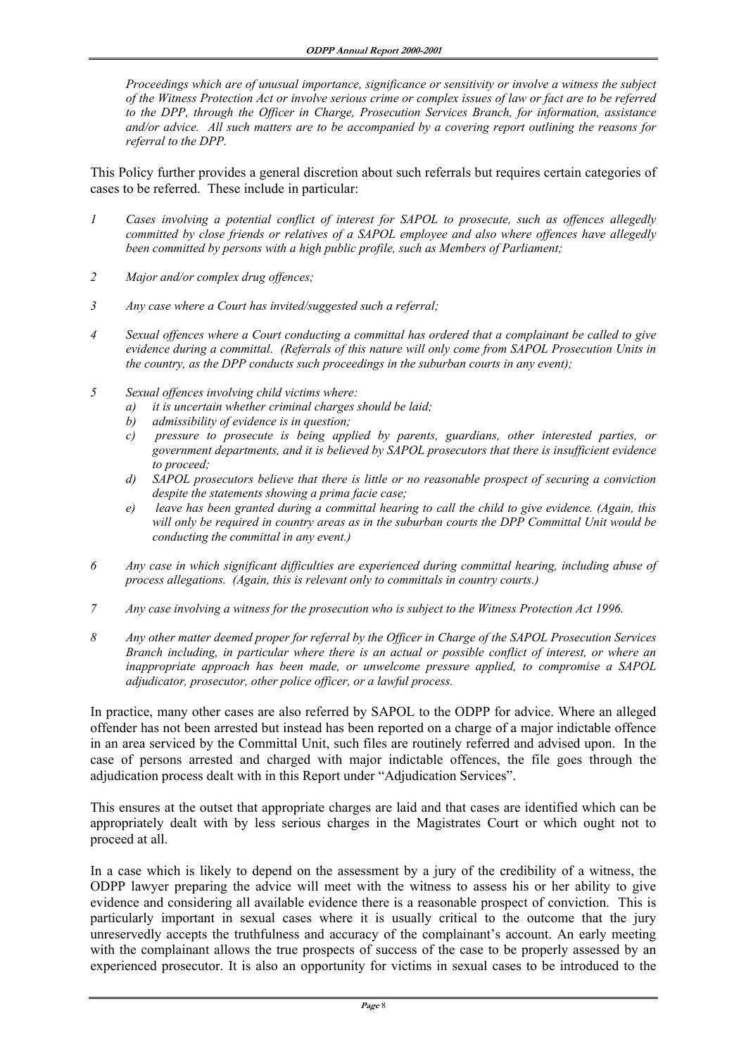*Proceedings which are of unusual importance, significance or sensitivity or involve a witness the subject of the Witness Protection Act or involve serious crime or complex issues of law or fact are to be referred to the DPP, through the Officer in Charge, Prosecution Services Branch, for information, assistance and/or advice. All such matters are to be accompanied by a covering report outlining the reasons for referral to the DPP.*

This Policy further provides a general discretion about such referrals but requires certain categories of cases to be referred. These include in particular:

*1 Cases involving a potential conflict of interest for SAPOL to prosecute, such as offences allegedly committed by close friends or relatives of a SAPOL employee and also where offences have allegedly been committed by persons with a high public profile, such as Members of Parliament;*

*2 Major and/or complex drug offences;*

*3 Any case where a Court has invited/suggested such a referral;*

*4 Sexual offences where a Court conducting a committal has ordered that a complainant be called to give evidence during a committal. (Referrals of this nature will only come from SAPOL Prosecution Units in the country, as the DPP conducts such proceedings in the suburban courts in any event);*

*5 Sexual offences involving child victims where:*

- *a) it is uncertain whether criminal charges should be laid;*
- *b) admissibility of evidence is in question;*
- *c) pressure to prosecute is being applied by parents, guardians, other interested parties, or government departments, and it is believed by SAPOL prosecutors that there is insufficient evidence to proceed;*
- *d) SAPOL prosecutors believe that there is little or no reasonable prospect of securing a conviction despite the statements showing a prima facie case;*
- *e) leave has been granted during a committal hearing to call the child to give evidence. (Again, this will only be required in country areas as in the suburban courts the DPP Committal Unit would be conducting the committal in any event.)*

*6 Any case in which significant difficulties are experienced during committal hearing, including abuse of process allegations. (Again, this is relevant only to committals in country courts.)*

*7 Any case involving a witness for the prosecution who is subject to the Witness Protection Act 1996.*

*8 Any other matter deemed proper for referral by the Officer in Charge of the SAPOL Prosecution Services Branch including, in particular where there is an actual or possible conflict of interest, or where an inappropriate approach has been made, or unwelcome pressure applied, to compromise a SAPOL adjudicator, prosecutor, other police officer, or a lawful process.*

In practice, many other cases are also referred by SAPOL to the ODPP for advice. Where an alleged offender has not been arrested but instead has been reported on a charge of a major indictable offence in an area serviced by the Committal Unit, such files are routinely referred and advised upon. In the case of persons arrested and charged with major indictable offences, the file goes through the adjudication process dealt with in this Report under "Adjudication Services".

This ensures at the outset that appropriate charges are laid and that cases are identified which can be appropriately dealt with by less serious charges in the Magistrates Court or which ought not to proceed at all.

In a case which is likely to depend on the assessment by a jury of the credibility of a witness, the ODPP lawyer preparing the advice will meet with the witness to assess his or her ability to give evidence and considering all available evidence there is a reasonable prospect of conviction. This is particularly important in sexual cases where it is usually critical to the outcome that the jury unreservedly accepts the truthfulness and accuracy of the complainant's account. An early meeting with the complainant allows the true prospects of success of the case to be properly assessed by an experienced prosecutor. It is also an opportunity for victims in sexual cases to be introduced to the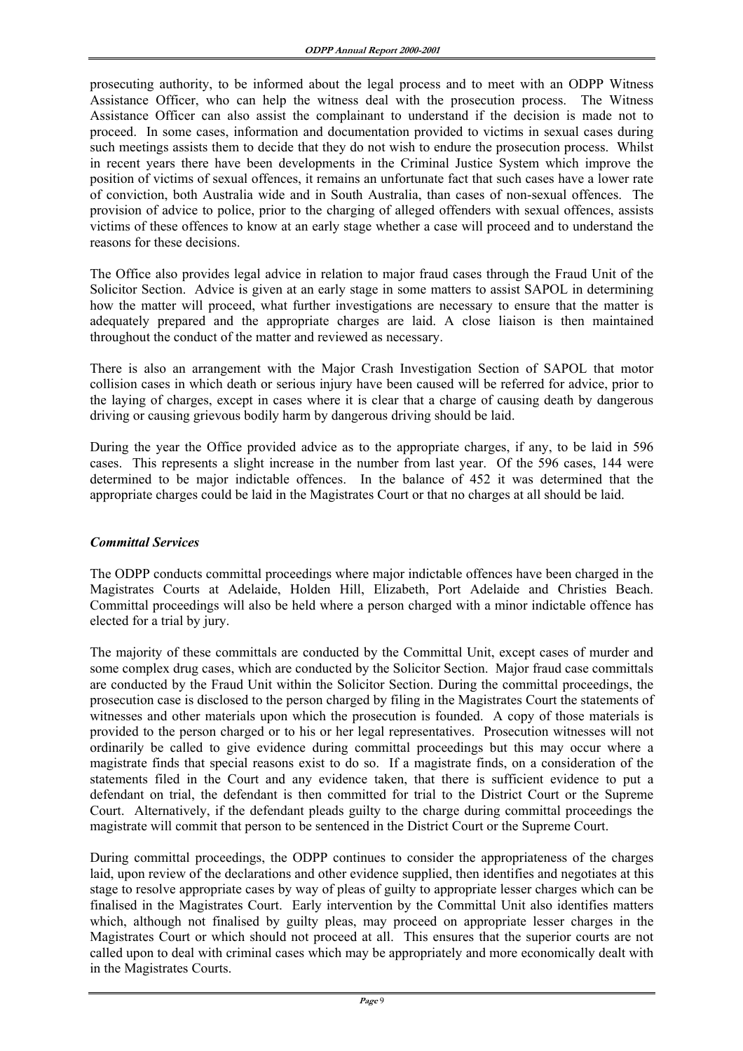prosecuting authority, to be informed about the legal process and to meet with an ODPP Witness Assistance Officer, who can help the witness deal with the prosecution process. The Witness Assistance Officer can also assist the complainant to understand if the decision is made not to proceed. In some cases, information and documentation provided to victims in sexual cases during such meetings assists them to decide that they do not wish to endure the prosecution process. Whilst in recent years there have been developments in the Criminal Justice System which improve the position of victims of sexual offences, it remains an unfortunate fact that such cases have a lower rate of conviction, both Australia wide and in South Australia, than cases of non-sexual offences. The provision of advice to police, prior to the charging of alleged offenders with sexual offences, assists victims of these offences to know at an early stage whether a case will proceed and to understand the reasons for these decisions.

The Office also provides legal advice in relation to major fraud cases through the Fraud Unit of the Solicitor Section. Advice is given at an early stage in some matters to assist SAPOL in determining how the matter will proceed, what further investigations are necessary to ensure that the matter is adequately prepared and the appropriate charges are laid. A close liaison is then maintained throughout the conduct of the matter and reviewed as necessary.

There is also an arrangement with the Major Crash Investigation Section of SAPOL that motor collision cases in which death or serious injury have been caused will be referred for advice, prior to the laying of charges, except in cases where it is clear that a charge of causing death by dangerous driving or causing grievous bodily harm by dangerous driving should be laid.

During the year the Office provided advice as to the appropriate charges, if any, to be laid in 596 cases. This represents a slight increase in the number from last year. Of the 596 cases, 144 were determined to be major indictable offences. In the balance of 452 it was determined that the appropriate charges could be laid in the Magistrates Court or that no charges at all should be laid.

### *Committal Services*

The ODPP conducts committal proceedings where major indictable offences have been charged in the Magistrates Courts at Adelaide, Holden Hill, Elizabeth, Port Adelaide and Christies Beach. Committal proceedings will also be held where a person charged with a minor indictable offence has elected for a trial by jury.

The majority of these committals are conducted by the Committal Unit, except cases of murder and some complex drug cases, which are conducted by the Solicitor Section. Major fraud case committals are conducted by the Fraud Unit within the Solicitor Section. During the committal proceedings, the prosecution case is disclosed to the person charged by filing in the Magistrates Court the statements of witnesses and other materials upon which the prosecution is founded. A copy of those materials is provided to the person charged or to his or her legal representatives. Prosecution witnesses will not ordinarily be called to give evidence during committal proceedings but this may occur where a magistrate finds that special reasons exist to do so. If a magistrate finds, on a consideration of the statements filed in the Court and any evidence taken, that there is sufficient evidence to put a defendant on trial, the defendant is then committed for trial to the District Court or the Supreme Court. Alternatively, if the defendant pleads guilty to the charge during committal proceedings the magistrate will commit that person to be sentenced in the District Court or the Supreme Court.

During committal proceedings, the ODPP continues to consider the appropriateness of the charges laid, upon review of the declarations and other evidence supplied, then identifies and negotiates at this stage to resolve appropriate cases by way of pleas of guilty to appropriate lesser charges which can be finalised in the Magistrates Court. Early intervention by the Committal Unit also identifies matters which, although not finalised by guilty pleas, may proceed on appropriate lesser charges in the Magistrates Court or which should not proceed at all. This ensures that the superior courts are not called upon to deal with criminal cases which may be appropriately and more economically dealt with in the Magistrates Courts.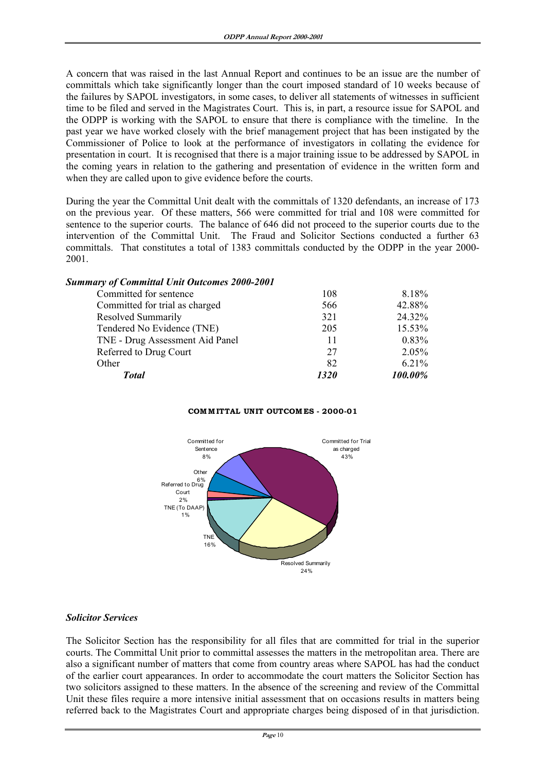A concern that was raised in the last Annual Report and continues to be an issue are the number of committals which take significantly longer than the court imposed standard of 10 weeks because of the failures by SAPOL investigators, in some cases, to deliver all statements of witnesses in sufficient time to be filed and served in the Magistrates Court. This is, in part, a resource issue for SAPOL and the ODPP is working with the SAPOL to ensure that there is compliance with the timeline. In the past year we have worked closely with the brief management project that has been instigated by the Commissioner of Police to look at the performance of investigators in collating the evidence for presentation in court. It is recognised that there is a major training issue to be addressed by SAPOL in the coming years in relation to the gathering and presentation of evidence in the written form and when they are called upon to give evidence before the courts.

During the year the Committal Unit dealt with the committals of 1320 defendants, an increase of 173 on the previous year. Of these matters, 566 were committed for trial and 108 were committed for sentence to the superior courts. The balance of 646 did not proceed to the superior courts due to the intervention of the Committal Unit. The Fraud and Solicitor Sections conducted a further 63 committals. That constitutes a total of 1383 committals conducted by the ODPP in the year 2000-2001.

***Summary of Committal Unit Outcomes 2000-2001***

| | | |
|---|---|---|
| Committed for sentence | 108 | 8.18% |
| Committed for trial as charged | 566 | 42.88% |
| Resolved Summarily | 321 | 24.32% |
| Tendered No Evidence (TNE) | 205 | 15.53% |
| TNE - Drug Assessment Aid Panel | 11 | 0.83% |
| Referred to Drug Court | 27 | 2.05% |
| Other | 82 | 6.21% |
| ***Total*** | ***1320*** | ***100.00%*** |

**COMMITTAL UNIT OUTCOMES - 2000-01**

Committed for Sentence 8%
Committed for Trial as charged 43%
Other 6%
Referred to Drug Court 2%
TNE (To DAAP) 1%
TNE 16%
Resolved Summarily 24%

### *Solicitor Services*

The Solicitor Section has the responsibility for all files that are committed for trial in the superior courts. The Committal Unit prior to committal assesses the matters in the metropolitan area. There are also a significant number of matters that come from country areas where SAPOL has had the conduct of the earlier court appearances. In order to accommodate the court matters the Solicitor Section has two solicitors assigned to these matters. In the absence of the screening and review of the Committal Unit these files require a more intensive initial assessment that on occasions results in matters being referred back to the Magistrates Court and appropriate charges being disposed of in that jurisdiction.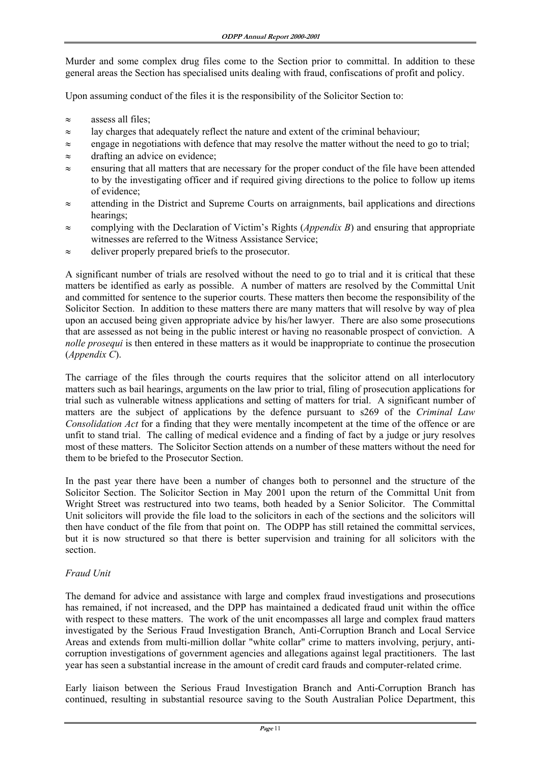Murder and some complex drug files come to the Section prior to committal. In addition to these general areas the Section has specialised units dealing with fraud, confiscations of profit and policy.

Upon assuming conduct of the files it is the responsibility of the Solicitor Section to:

- assess all files;
- lay charges that adequately reflect the nature and extent of the criminal behaviour;
- engage in negotiations with defence that may resolve the matter without the need to go to trial;
- drafting an advice on evidence;
- ensuring that all matters that are necessary for the proper conduct of the file have been attended to by the investigating officer and if required giving directions to the police to follow up items of evidence;
- attending in the District and Supreme Courts on arraignments, bail applications and directions hearings;
- complying with the Declaration of Victim's Rights (*Appendix B*) and ensuring that appropriate witnesses are referred to the Witness Assistance Service;
- deliver properly prepared briefs to the prosecutor.

A significant number of trials are resolved without the need to go to trial and it is critical that these matters be identified as early as possible. A number of matters are resolved by the Committal Unit and committed for sentence to the superior courts. These matters then become the responsibility of the Solicitor Section. In addition to these matters there are many matters that will resolve by way of plea upon an accused being given appropriate advice by his/her lawyer. There are also some prosecutions that are assessed as not being in the public interest or having no reasonable prospect of conviction. A *nolle prosequi* is then entered in these matters as it would be inappropriate to continue the prosecution (*Appendix C*).

The carriage of the files through the courts requires that the solicitor attend on all interlocutory matters such as bail hearings, arguments on the law prior to trial, filing of prosecution applications for trial such as vulnerable witness applications and setting of matters for trial. A significant number of matters are the subject of applications by the defence pursuant to s269 of the *Criminal Law Consolidation Act* for a finding that they were mentally incompetent at the time of the offence or are unfit to stand trial. The calling of medical evidence and a finding of fact by a judge or jury resolves most of these matters. The Solicitor Section attends on a number of these matters without the need for them to be briefed to the Prosecutor Section.

In the past year there have been a number of changes both to personnel and the structure of the Solicitor Section. The Solicitor Section in May 2001 upon the return of the Committal Unit from Wright Street was restructured into two teams, both headed by a Senior Solicitor. The Committal Unit solicitors will provide the file load to the solicitors in each of the sections and the solicitors will then have conduct of the file from that point on. The ODPP has still retained the committal services, but it is now structured so that there is better supervision and training for all solicitors with the section.

*Fraud Unit*

The demand for advice and assistance with large and complex fraud investigations and prosecutions has remained, if not increased, and the DPP has maintained a dedicated fraud unit within the office with respect to these matters. The work of the unit encompasses all large and complex fraud matters investigated by the Serious Fraud Investigation Branch, Anti-Corruption Branch and Local Service Areas and extends from multi-million dollar "white collar" crime to matters involving, perjury, anti-corruption investigations of government agencies and allegations against legal practitioners. The last year has seen a substantial increase in the amount of credit card frauds and computer-related crime.

Early liaison between the Serious Fraud Investigation Branch and Anti-Corruption Branch has continued, resulting in substantial resource saving to the South Australian Police Department, this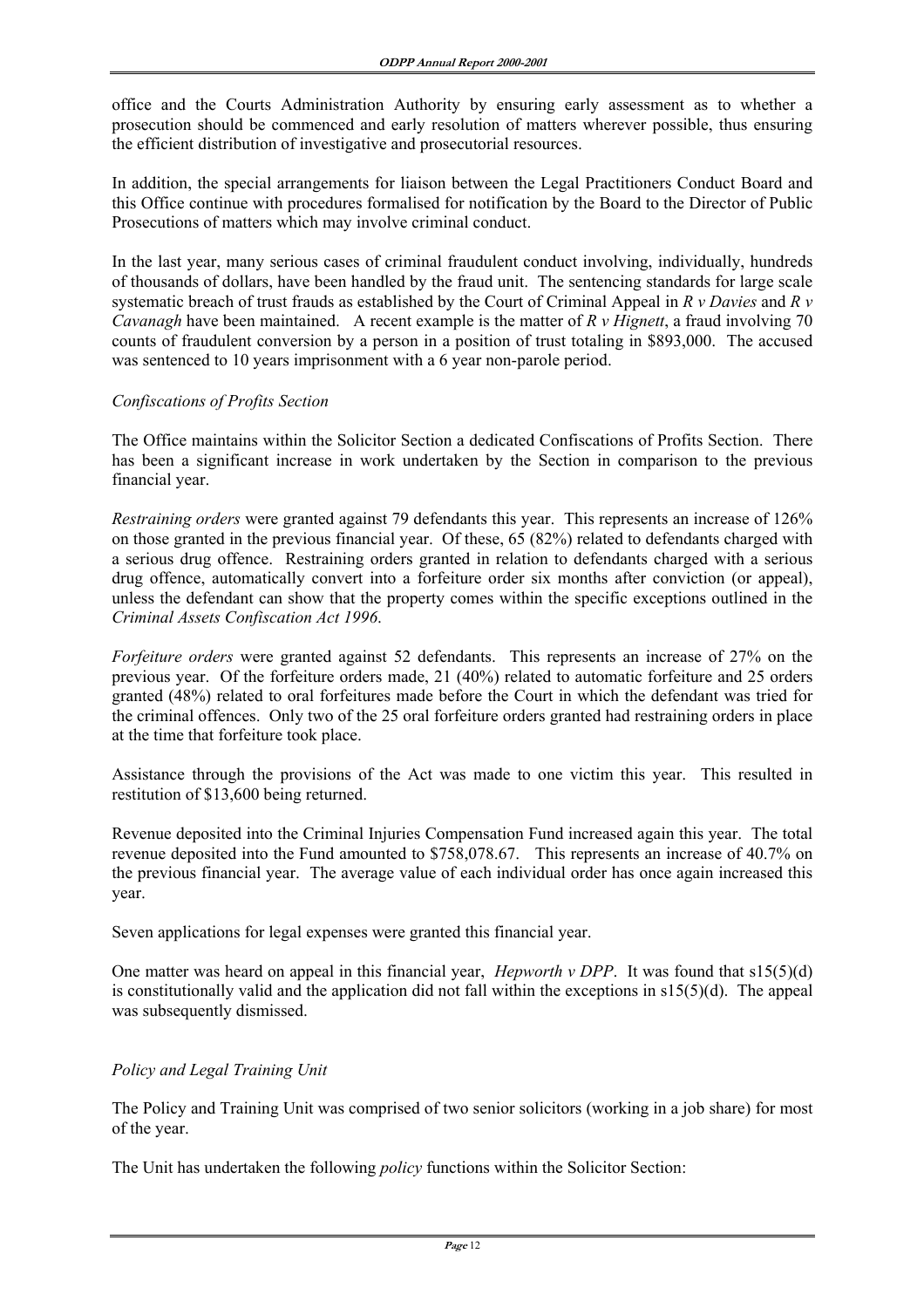office and the Courts Administration Authority by ensuring early assessment as to whether a prosecution should be commenced and early resolution of matters wherever possible, thus ensuring the efficient distribution of investigative and prosecutorial resources.

In addition, the special arrangements for liaison between the Legal Practitioners Conduct Board and this Office continue with procedures formalised for notification by the Board to the Director of Public Prosecutions of matters which may involve criminal conduct.

In the last year, many serious cases of criminal fraudulent conduct involving, individually, hundreds of thousands of dollars, have been handled by the fraud unit. The sentencing standards for large scale systematic breach of trust frauds as established by the Court of Criminal Appeal in *R v Davies* and *R v Cavanagh* have been maintained. A recent example is the matter of *R v Hignett*, a fraud involving 70 counts of fraudulent conversion by a person in a position of trust totaling in $893,000. The accused was sentenced to 10 years imprisonment with a 6 year non-parole period.

*Confiscations of Profits Section*

The Office maintains within the Solicitor Section a dedicated Confiscations of Profits Section. There has been a significant increase in work undertaken by the Section in comparison to the previous financial year.

*Restraining orders* were granted against 79 defendants this year. This represents an increase of 126% on those granted in the previous financial year. Of these, 65 (82%) related to defendants charged with a serious drug offence. Restraining orders granted in relation to defendants charged with a serious drug offence, automatically convert into a forfeiture order six months after conviction (or appeal), unless the defendant can show that the property comes within the specific exceptions outlined in the *Criminal Assets Confiscation Act 1996.*

*Forfeiture orders* were granted against 52 defendants. This represents an increase of 27% on the previous year. Of the forfeiture orders made, 21 (40%) related to automatic forfeiture and 25 orders granted (48%) related to oral forfeitures made before the Court in which the defendant was tried for the criminal offences. Only two of the 25 oral forfeiture orders granted had restraining orders in place at the time that forfeiture took place.

Assistance through the provisions of the Act was made to one victim this year. This resulted in restitution of $13,600 being returned.

Revenue deposited into the Criminal Injuries Compensation Fund increased again this year. The total revenue deposited into the Fund amounted to $758,078.67. This represents an increase of 40.7% on the previous financial year. The average value of each individual order has once again increased this year.

Seven applications for legal expenses were granted this financial year.

One matter was heard on appeal in this financial year, *Hepworth v DPP*. It was found that s15(5)(d) is constitutionally valid and the application did not fall within the exceptions in s15(5)(d). The appeal was subsequently dismissed.

*Policy and Legal Training Unit*

The Policy and Training Unit was comprised of two senior solicitors (working in a job share) for most of the year.

The Unit has undertaken the following *policy* functions within the Solicitor Section: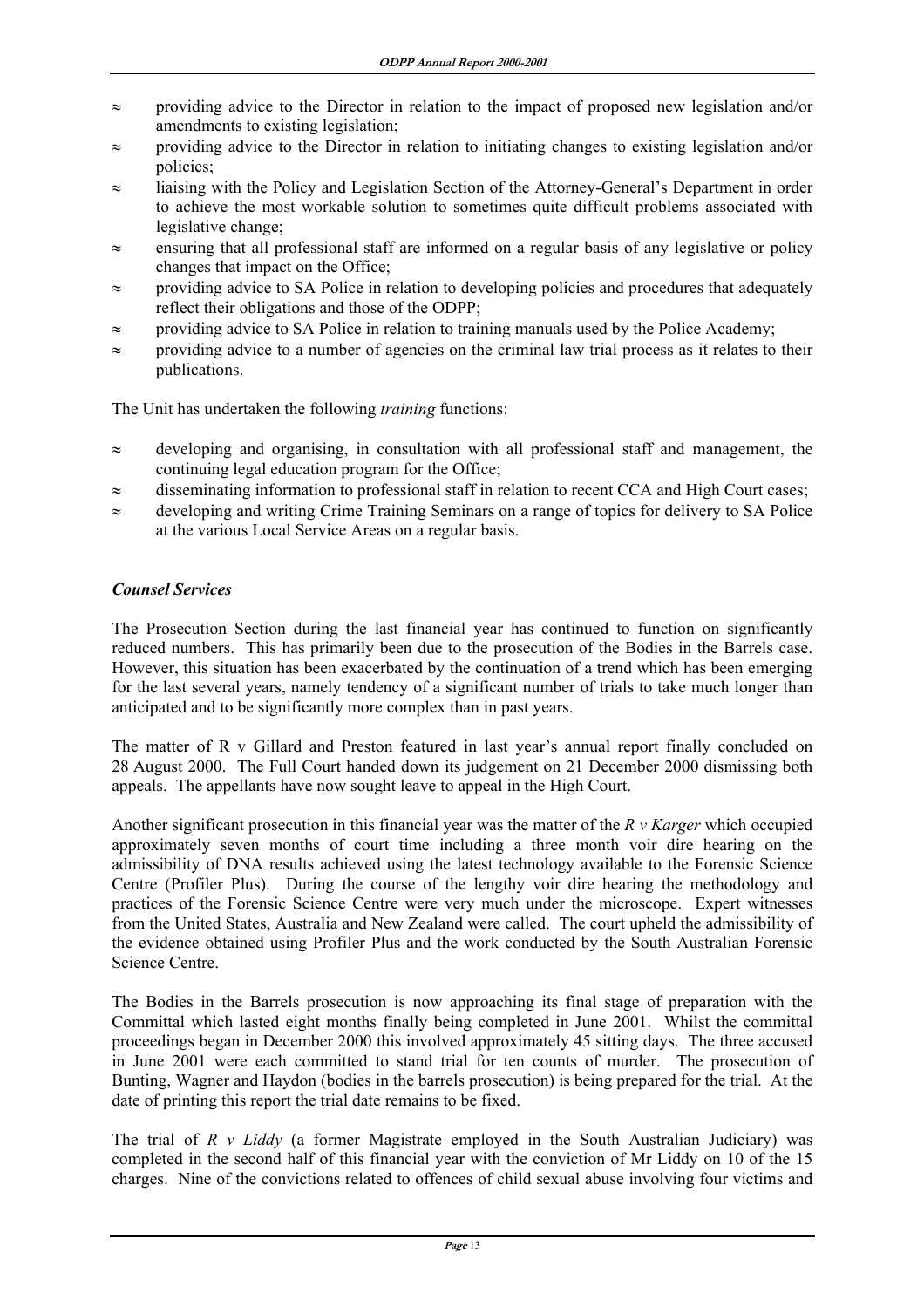- providing advice to the Director in relation to the impact of proposed new legislation and/or amendments to existing legislation;
- providing advice to the Director in relation to initiating changes to existing legislation and/or policies;
- liaising with the Policy and Legislation Section of the Attorney-General's Department in order to achieve the most workable solution to sometimes quite difficult problems associated with legislative change;
- ensuring that all professional staff are informed on a regular basis of any legislative or policy changes that impact on the Office;
- providing advice to SA Police in relation to developing policies and procedures that adequately reflect their obligations and those of the ODPP;
- providing advice to SA Police in relation to training manuals used by the Police Academy;
- providing advice to a number of agencies on the criminal law trial process as it relates to their publications.

The Unit has undertaken the following *training* functions:

- developing and organising, in consultation with all professional staff and management, the continuing legal education program for the Office;
- disseminating information to professional staff in relation to recent CCA and High Court cases;
- developing and writing Crime Training Seminars on a range of topics for delivery to SA Police at the various Local Service Areas on a regular basis.

### *Counsel Services*

The Prosecution Section during the last financial year has continued to function on significantly reduced numbers. This has primarily been due to the prosecution of the Bodies in the Barrels case. However, this situation has been exacerbated by the continuation of a trend which has been emerging for the last several years, namely tendency of a significant number of trials to take much longer than anticipated and to be significantly more complex than in past years.

The matter of R v Gillard and Preston featured in last year's annual report finally concluded on 28 August 2000. The Full Court handed down its judgement on 21 December 2000 dismissing both appeals. The appellants have now sought leave to appeal in the High Court.

Another significant prosecution in this financial year was the matter of the *R v Karger* which occupied approximately seven months of court time including a three month voir dire hearing on the admissibility of DNA results achieved using the latest technology available to the Forensic Science Centre (Profiler Plus). During the course of the lengthy voir dire hearing the methodology and practices of the Forensic Science Centre were very much under the microscope. Expert witnesses from the United States, Australia and New Zealand were called. The court upheld the admissibility of the evidence obtained using Profiler Plus and the work conducted by the South Australian Forensic Science Centre.

The Bodies in the Barrels prosecution is now approaching its final stage of preparation with the Committal which lasted eight months finally being completed in June 2001. Whilst the committal proceedings began in December 2000 this involved approximately 45 sitting days. The three accused in June 2001 were each committed to stand trial for ten counts of murder. The prosecution of Bunting, Wagner and Haydon (bodies in the barrels prosecution) is being prepared for the trial. At the date of printing this report the trial date remains to be fixed.

The trial of *R v Liddy* (a former Magistrate employed in the South Australian Judiciary) was completed in the second half of this financial year with the conviction of Mr Liddy on 10 of the 15 charges. Nine of the convictions related to offences of child sexual abuse involving four victims and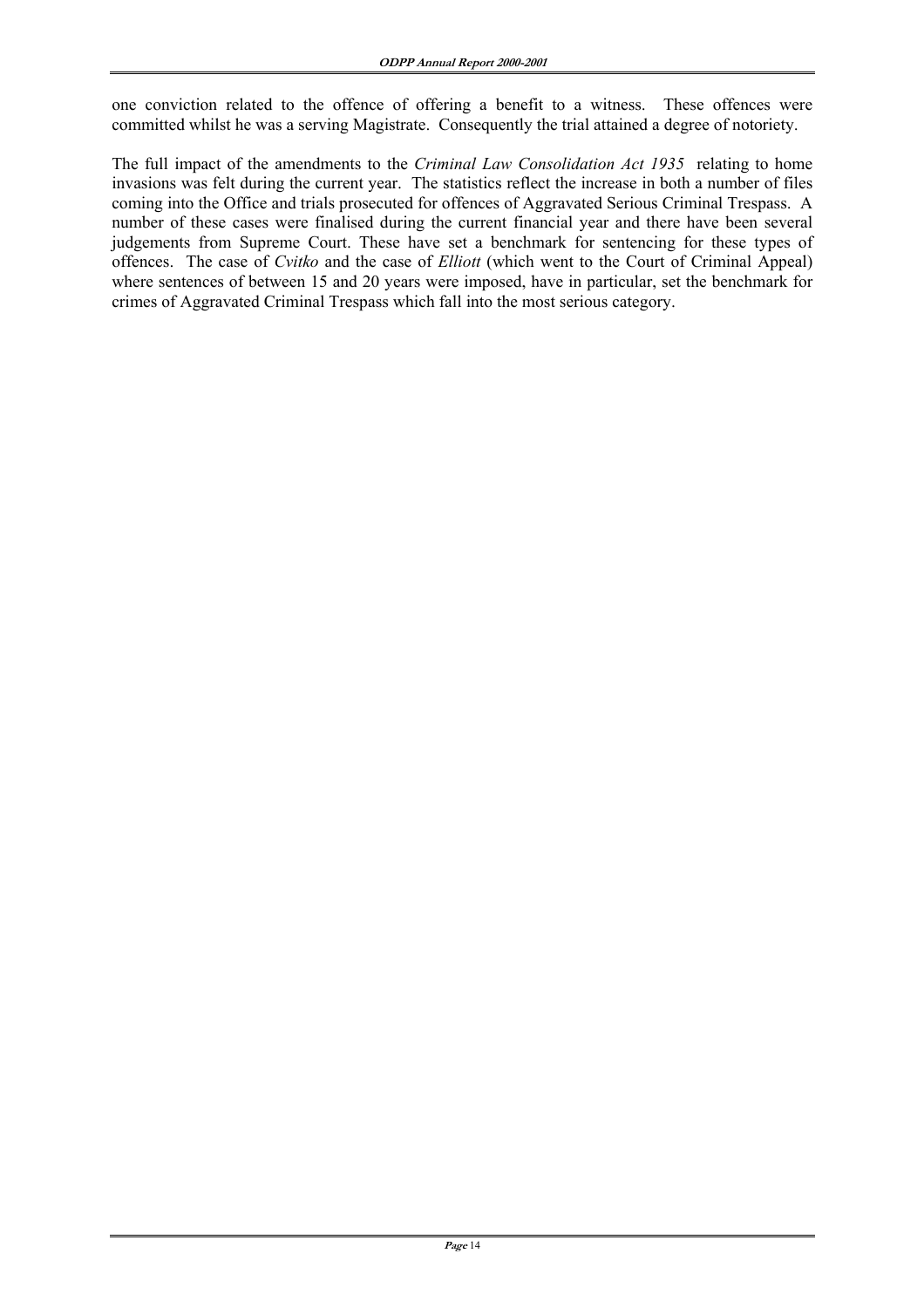one conviction related to the offence of offering a benefit to a witness. These offences were committed whilst he was a serving Magistrate. Consequently the trial attained a degree of notoriety.

The full impact of the amendments to the *Criminal Law Consolidation Act 1935* relating to home invasions was felt during the current year. The statistics reflect the increase in both a number of files coming into the Office and trials prosecuted for offences of Aggravated Serious Criminal Trespass. A number of these cases were finalised during the current financial year and there have been several judgements from Supreme Court. These have set a benchmark for sentencing for these types of offences. The case of *Cvitko* and the case of *Elliott* (which went to the Court of Criminal Appeal) where sentences of between 15 and 20 years were imposed, have in particular, set the benchmark for crimes of Aggravated Criminal Trespass which fall into the most serious category.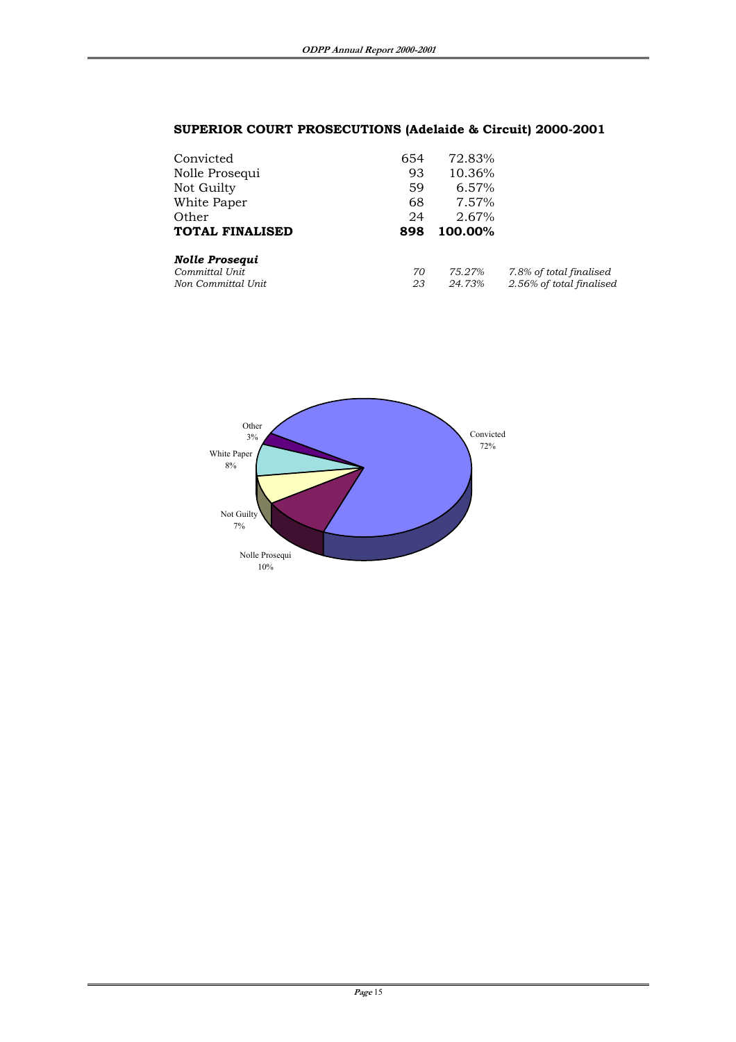## SUPERIOR COURT PROSECUTIONS (Adelaide & Circuit) 2000-2001

| | | |
|---|---|---|
| Convicted | 654 | 72.83% |
| Nolle Prosequi | 93 | 10.36% |
| Not Guilty | 59 | 6.57% |
| White Paper | 68 | 7.57% |
| Other | 24 | 2.67% |
| **TOTAL FINALISED** | **898** | **100.00%** |

***Nolle Prosequi***

| | | | |
|---|---|---|---|
| *Committal Unit* | *70* | *75.27%* | *7.8% of total finalised* |
| *Non Committal Unit* | *23* | *24.73%* | *2.56% of total finalised* |

Other
3%

White Paper
8%

Not Guilty
7%

Nolle Prosequi
10%

Convicted
72%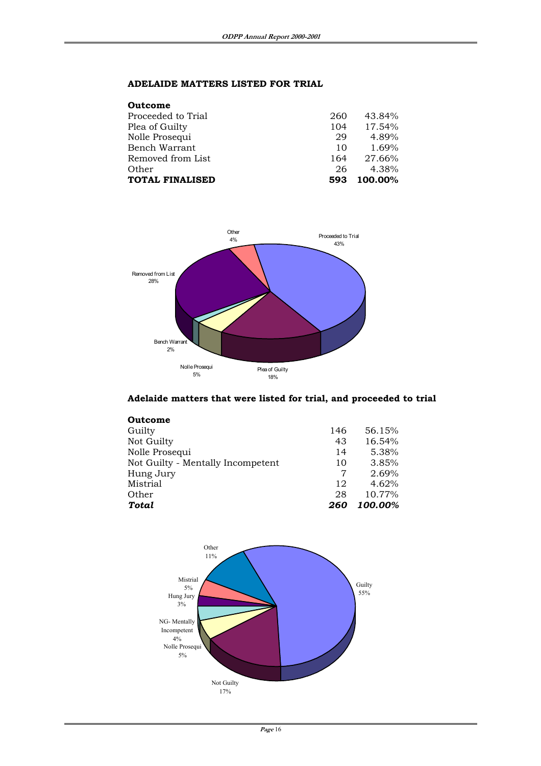## ADELAIDE MATTERS LISTED FOR TRIAL

| Outcome | | |
|---|---|---|
| Proceeded to Trial | 260 | 43.84% |
| Plea of Guilty | 104 | 17.54% |
| Nolle Prosequi | 29 | 4.89% |
| Bench Warrant | 10 | 1.69% |
| Removed from List | 164 | 27.66% |
| Other | 26 | 4.38% |
| **TOTAL FINALISED** | **593** | **100.00%** |

Other
4%
Proceeded to Trial
43%
Removed from List
28%
Bench Warrant
2%
Nolle Prosequi
5%
Plea of Guilty
18%

## Adelaide matters that were listed for trial, and proceeded to trial

| Outcome | | |
|---|---|---|
| Guilty | 146 | 56.15% |
| Not Guilty | 43 | 16.54% |
| Nolle Prosequi | 14 | 5.38% |
| Not Guilty - Mentally Incompetent | 10 | 3.85% |
| Hung Jury | 7 | 2.69% |
| Mistrial | 12 | 4.62% |
| Other | 28 | 10.77% |
| ***Total*** | ***260*** | ***100.00%*** |

Other
11%
Mistrial
5%
Hung Jury
3%
NG- Mentally Incompetent
4%
Nolle Prosequi
5%
Guilty
55%
Not Guilty
17%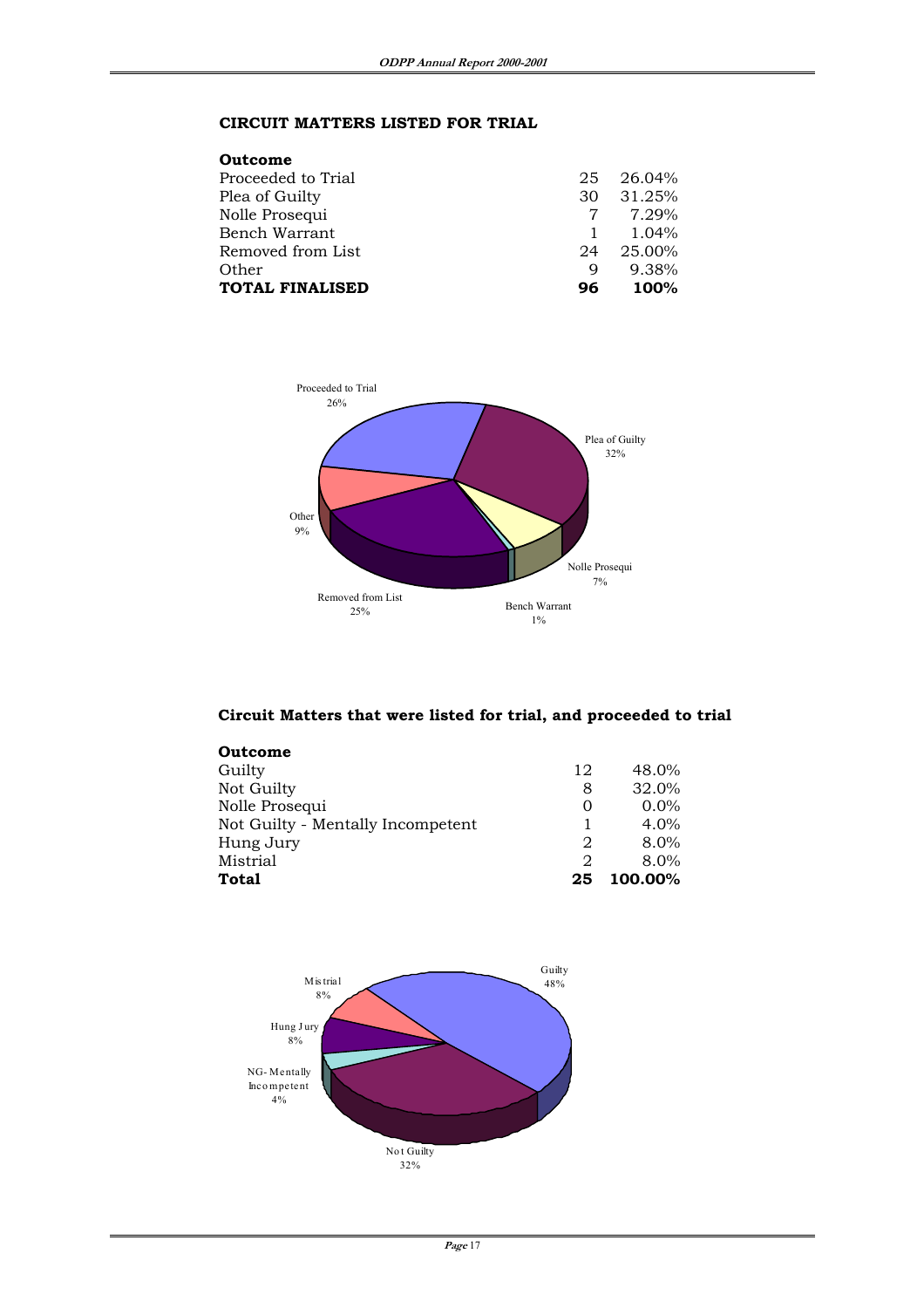## CIRCUIT MATTERS LISTED FOR TRIAL

| Outcome | | |
|---|---|---|
| Proceeded to Trial | 25 | 26.04% |
| Plea of Guilty | 30 | 31.25% |
| Nolle Prosequi | 7 | 7.29% |
| Bench Warrant | 1 | 1.04% |
| Removed from List | 24 | 25.00% |
| Other | 9 | 9.38% |
| **TOTAL FINALISED** | **96** | **100%** |

Proceeded to Trial
26%
Plea of Guilty
32%
Nolle Prosequi
7%
Bench Warrant
1%
Removed from List
25%
Other
9%

## Circuit Matters that were listed for trial, and proceeded to trial

| Outcome | | |
|---|---|---|
| Guilty | 12 | 48.0% |
| Not Guilty | 8 | 32.0% |
| Nolle Prosequi | 0 | 0.0% |
| Not Guilty - Mentally Incompetent | 1 | 4.0% |
| Hung Jury | 2 | 8.0% |
| Mistrial | 2 | 8.0% |
| **Total** | **25** | **100.00%** |

Guilty
48%
Not Guilty
32%
NG- Mentally Incompetent
4%
Hung Jury
8%
Mistrial
8%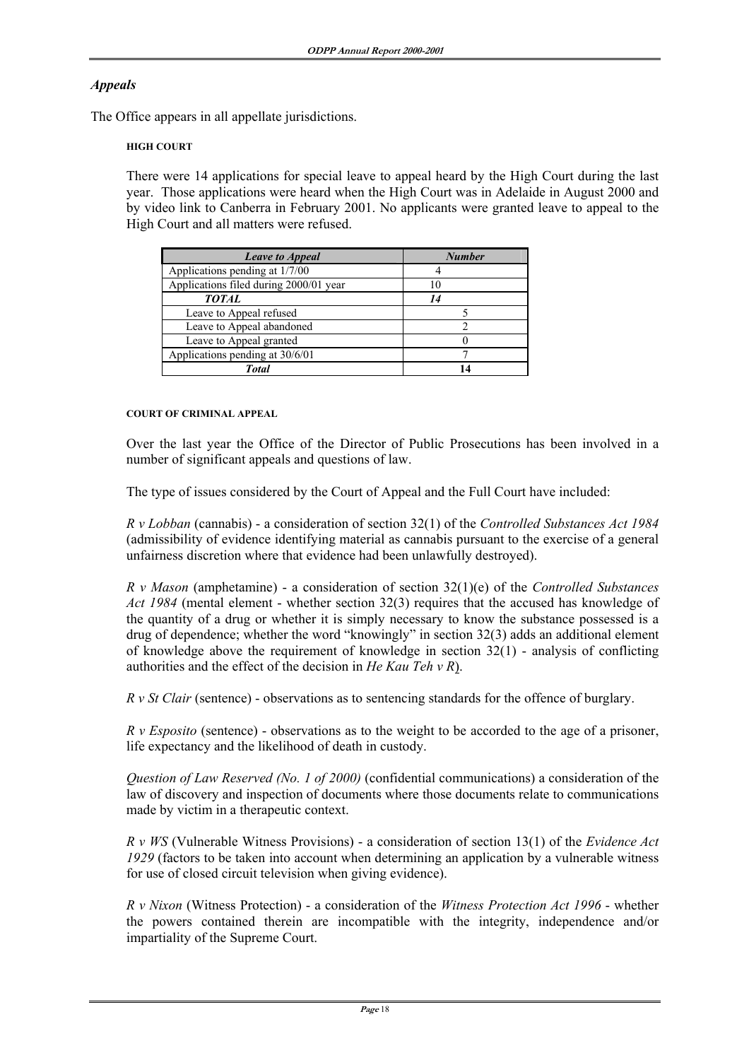## *Appeals*

The Office appears in all appellate jurisdictions.

#### HIGH COURT

There were 14 applications for special leave to appeal heard by the High Court during the last year. Those applications were heard when the High Court was in Adelaide in August 2000 and by video link to Canberra in February 2001. No applicants were granted leave to appeal to the High Court and all matters were refused.

| *Leave to Appeal* | *Number* |
|---|---|
| Applications pending at 1/7/00 | 4 |
| Applications filed during 2000/01 year | 10 |
| *TOTAL* | *14* |
| Leave to Appeal refused | 5 |
| Leave to Appeal abandoned | 2 |
| Leave to Appeal granted | 0 |
| Applications pending at 30/6/01 | 7 |
| *Total* | **14** |

#### COURT OF CRIMINAL APPEAL

Over the last year the Office of the Director of Public Prosecutions has been involved in a number of significant appeals and questions of law.

The type of issues considered by the Court of Appeal and the Full Court have included:

*R v Lobban* (cannabis) - a consideration of section 32(1) of the *Controlled Substances Act 1984* (admissibility of evidence identifying material as cannabis pursuant to the exercise of a general unfairness discretion where that evidence had been unlawfully destroyed).

*R v Mason* (amphetamine) - a consideration of section 32(1)(e) of the *Controlled Substances Act 1984* (mental element - whether section 32(3) requires that the accused has knowledge of the quantity of a drug or whether it is simply necessary to know the substance possessed is a drug of dependence; whether the word "knowingly" in section 32(3) adds an additional element of knowledge above the requirement of knowledge in section 32(1) - analysis of conflicting authorities and the effect of the decision in *He Kau Teh v R*).

*R v St Clair* (sentence) - observations as to sentencing standards for the offence of burglary.

*R v Esposito* (sentence) - observations as to the weight to be accorded to the age of a prisoner, life expectancy and the likelihood of death in custody.

*Question of Law Reserved (No. 1 of 2000)* (confidential communications) a consideration of the law of discovery and inspection of documents where those documents relate to communications made by victim in a therapeutic context.

*R v WS* (Vulnerable Witness Provisions) - a consideration of section 13(1) of the *Evidence Act 1929* (factors to be taken into account when determining an application by a vulnerable witness for use of closed circuit television when giving evidence).

*R v Nixon* (Witness Protection) - a consideration of the *Witness Protection Act 1996* - whether the powers contained therein are incompatible with the integrity, independence and/or impartiality of the Supreme Court.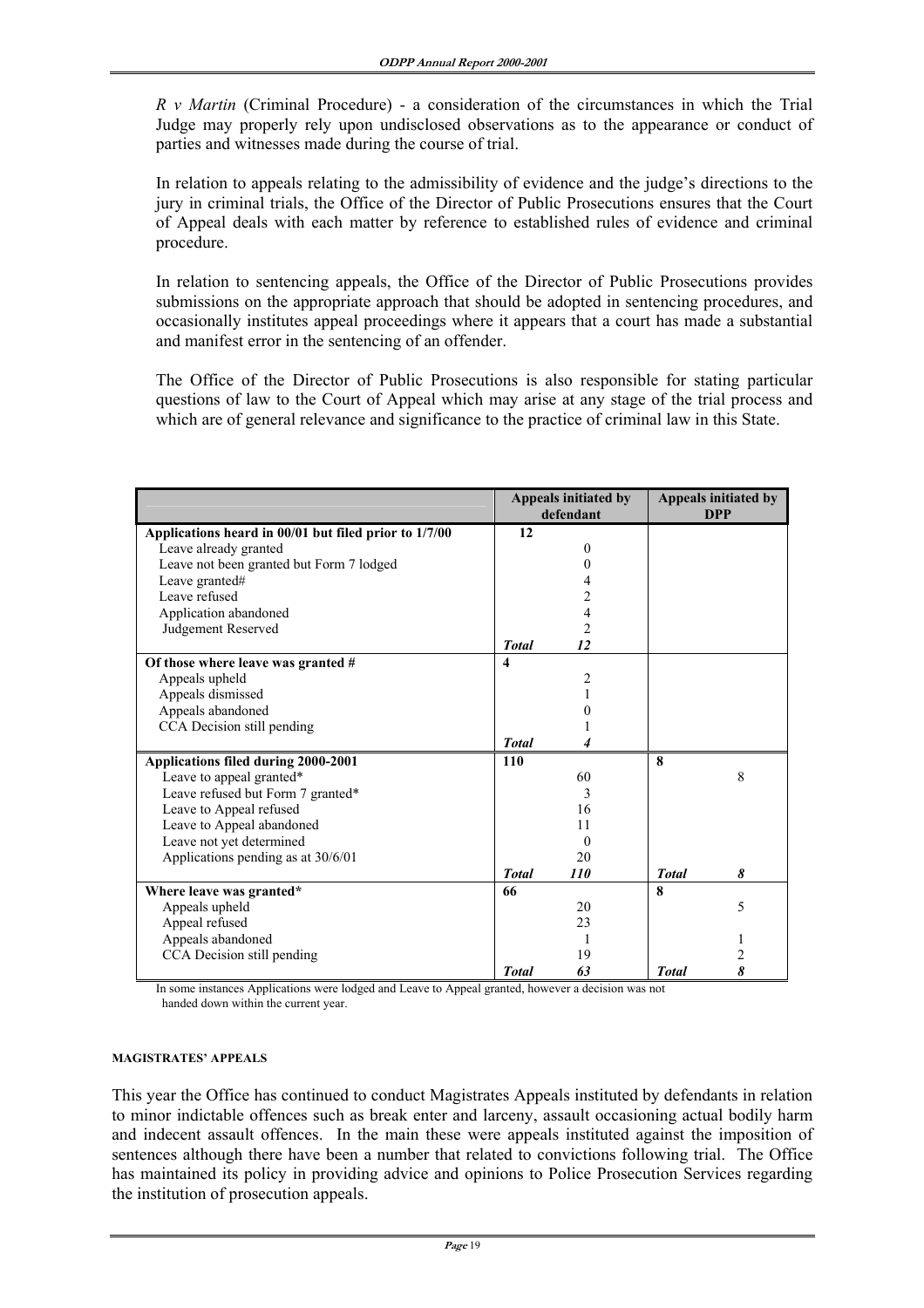*R v Martin* (Criminal Procedure) - a consideration of the circumstances in which the Trial Judge may properly rely upon undisclosed observations as to the appearance or conduct of parties and witnesses made during the course of trial.

In relation to appeals relating to the admissibility of evidence and the judge's directions to the jury in criminal trials, the Office of the Director of Public Prosecutions ensures that the Court of Appeal deals with each matter by reference to established rules of evidence and criminal procedure.

In relation to sentencing appeals, the Office of the Director of Public Prosecutions provides submissions on the appropriate approach that should be adopted in sentencing procedures, and occasionally institutes appeal proceedings where it appears that a court has made a substantial and manifest error in the sentencing of an offender.

The Office of the Director of Public Prosecutions is also responsible for stating particular questions of law to the Court of Appeal which may arise at any stage of the trial process and which are of general relevance and significance to the practice of criminal law in this State.

| | Appeals initiated by defendant | | Appeals initiated by DPP | |
|---|---|---|---|---|
| **Applications heard in 00/01 but filed prior to 1/7/00** | **12** | | | |
| Leave already granted | | 0 | | |
| Leave not been granted but Form 7 lodged | | 0 | | |
| Leave granted# | | 4 | | |
| Leave refused | | 2 | | |
| Application abandoned | | 4 | | |
| Judgement Reserved | | 2 | | |
| | ***Total*** | ***12*** | | |
| **Of those where leave was granted #** | **4** | | | |
| Appeals upheld | | 2 | | |
| Appeals dismissed | | 1 | | |
| Appeals abandoned | | 0 | | |
| CCA Decision still pending | | 1 | | |
| | ***Total*** | ***4*** | | |
| **Applications filed during 2000-2001** | **110** | | **8** | |
| Leave to appeal granted* | | 60 | | 8 |
| Leave refused but Form 7 granted* | | 3 | | |
| Leave to Appeal refused | | 16 | | |
| Leave to Appeal abandoned | | 11 | | |
| Leave not yet determined | | 0 | | |
| Applications pending as at 30/6/01 | | 20 | | |
| | ***Total*** | ***110*** | ***Total*** | ***8*** |
| **Where leave was granted*** | **66** | | **8** | |
| Appeals upheld | | 20 | | 5 |
| Appeal refused | | 23 | | |
| Appeals abandoned | | 1 | | 1 |
| CCA Decision still pending | | 19 | | 2 |
| | ***Total*** | ***63*** | ***Total*** | ***8*** |

In some instances Applications were lodged and Leave to Appeal granted, however a decision was not handed down within the current year.

#### MAGISTRATES' APPEALS

This year the Office has continued to conduct Magistrates Appeals instituted by defendants in relation to minor indictable offences such as break enter and larceny, assault occasioning actual bodily harm and indecent assault offences. In the main these were appeals instituted against the imposition of sentences although there have been a number that related to convictions following trial. The Office has maintained its policy in providing advice and opinions to Police Prosecution Services regarding the institution of prosecution appeals.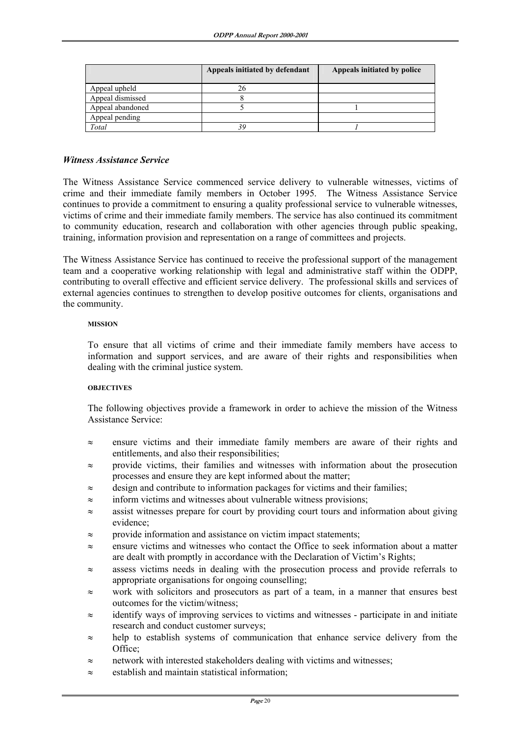| | Appeals initiated by defendant | Appeals initiated by police |
|---|---|---|
| Appeal upheld | 26 | |
| Appeal dismissed | 8 | |
| Appeal abandoned | 5 | 1 |
| Appeal pending | | |
| *Total* | *39* | *1* |

### *Witness Assistance Service*

The Witness Assistance Service commenced service delivery to vulnerable witnesses, victims of crime and their immediate family members in October 1995. The Witness Assistance Service continues to provide a commitment to ensuring a quality professional service to vulnerable witnesses, victims of crime and their immediate family members. The service has also continued its commitment to community education, research and collaboration with other agencies through public speaking, training, information provision and representation on a range of committees and projects.

The Witness Assistance Service has continued to receive the professional support of the management team and a cooperative working relationship with legal and administrative staff within the ODPP, contributing to overall effective and efficient service delivery. The professional skills and services of external agencies continues to strengthen to develop positive outcomes for clients, organisations and the community.

**MISSION**

To ensure that all victims of crime and their immediate family members have access to information and support services, and are aware of their rights and responsibilities when dealing with the criminal justice system.

**OBJECTIVES**

The following objectives provide a framework in order to achieve the mission of the Witness Assistance Service:

- ensure victims and their immediate family members are aware of their rights and entitlements, and also their responsibilities;
- provide victims, their families and witnesses with information about the prosecution processes and ensure they are kept informed about the matter;
- design and contribute to information packages for victims and their families;
- inform victims and witnesses about vulnerable witness provisions;
- assist witnesses prepare for court by providing court tours and information about giving evidence;
- provide information and assistance on victim impact statements;
- ensure victims and witnesses who contact the Office to seek information about a matter are dealt with promptly in accordance with the Declaration of Victim's Rights;
- assess victims needs in dealing with the prosecution process and provide referrals to appropriate organisations for ongoing counselling;
- work with solicitors and prosecutors as part of a team, in a manner that ensures best outcomes for the victim/witness;
- identify ways of improving services to victims and witnesses - participate in and initiate research and conduct customer surveys;
- help to establish systems of communication that enhance service delivery from the Office;
- network with interested stakeholders dealing with victims and witnesses;
- establish and maintain statistical information;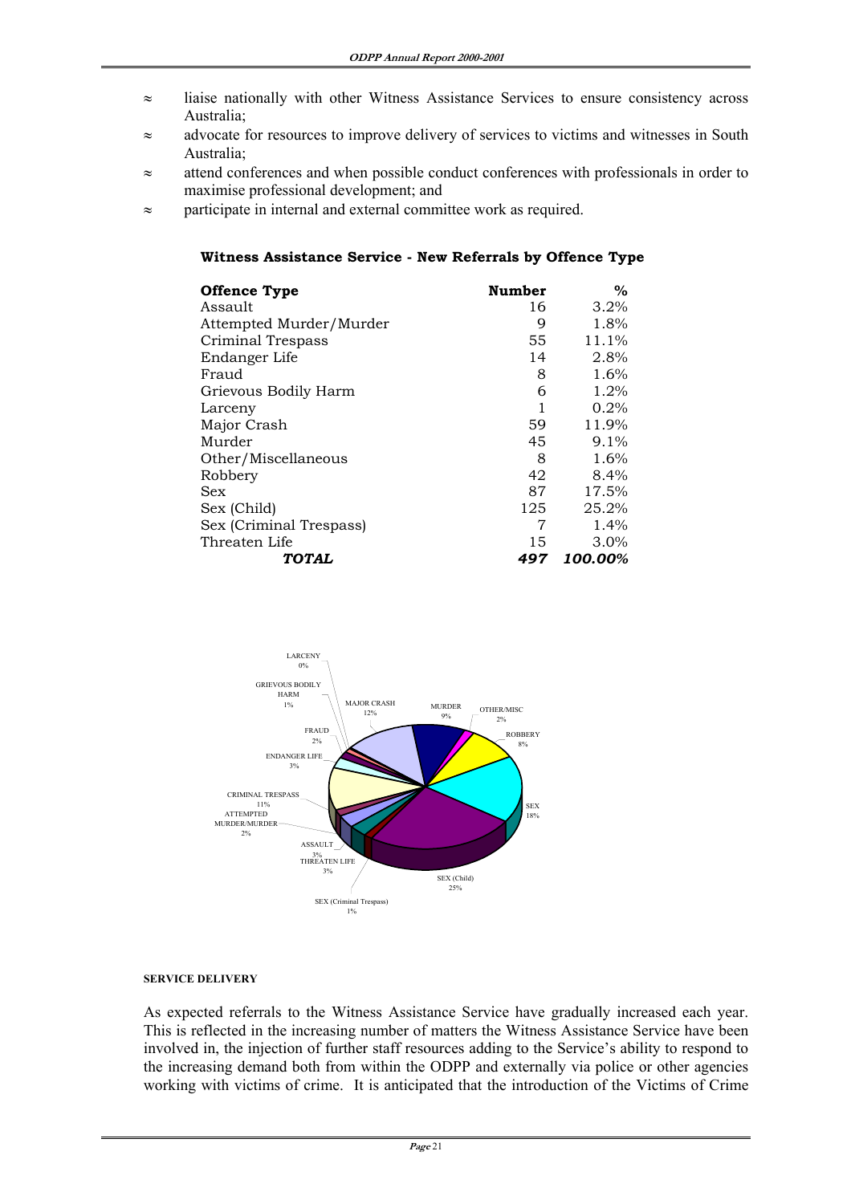- liaise nationally with other Witness Assistance Services to ensure consistency across Australia;
- advocate for resources to improve delivery of services to victims and witnesses in South Australia;
- attend conferences and when possible conduct conferences with professionals in order to maximise professional development; and
- participate in internal and external committee work as required.

**Witness Assistance Service - New Referrals by Offence Type**

| Offence Type | Number | % |
|---|---|---|
| Assault | 16 | 3.2% |
| Attempted Murder/Murder | 9 | 1.8% |
| Criminal Trespass | 55 | 11.1% |
| Endanger Life | 14 | 2.8% |
| Fraud | 8 | 1.6% |
| Grievous Bodily Harm | 6 | 1.2% |
| Larceny | 1 | 0.2% |
| Major Crash | 59 | 11.9% |
| Murder | 45 | 9.1% |
| Other/Miscellaneous | 8 | 1.6% |
| Robbery | 42 | 8.4% |
| Sex | 87 | 17.5% |
| Sex (Child) | 125 | 25.2% |
| Sex (Criminal Trespass) | 7 | 1.4% |
| Threaten Life | 15 | 3.0% |
| ***TOTAL*** | ***497*** | ***100.00%*** |

LARCENY 0%
GRIEVOUS BODILY HARM 1%
MAJOR CRASH 12%
MURDER 9%
OTHER/MISC 2%
ROBBERY 8%
FRAUD 2%
ENDANGER LIFE 3%
CRIMINAL TRESPASS 11%
ATTEMPTED MURDER/MURDER 2%
SEX 18%
ASSAULT 3%
THREATEN LIFE 3%
SEX (Child) 25%
SEX (Criminal Trespass) 1%

**SERVICE DELIVERY**

As expected referrals to the Witness Assistance Service have gradually increased each year. This is reflected in the increasing number of matters the Witness Assistance Service have been involved in, the injection of further staff resources adding to the Service's ability to respond to the increasing demand both from within the ODPP and externally via police or other agencies working with victims of crime. It is anticipated that the introduction of the Victims of Crime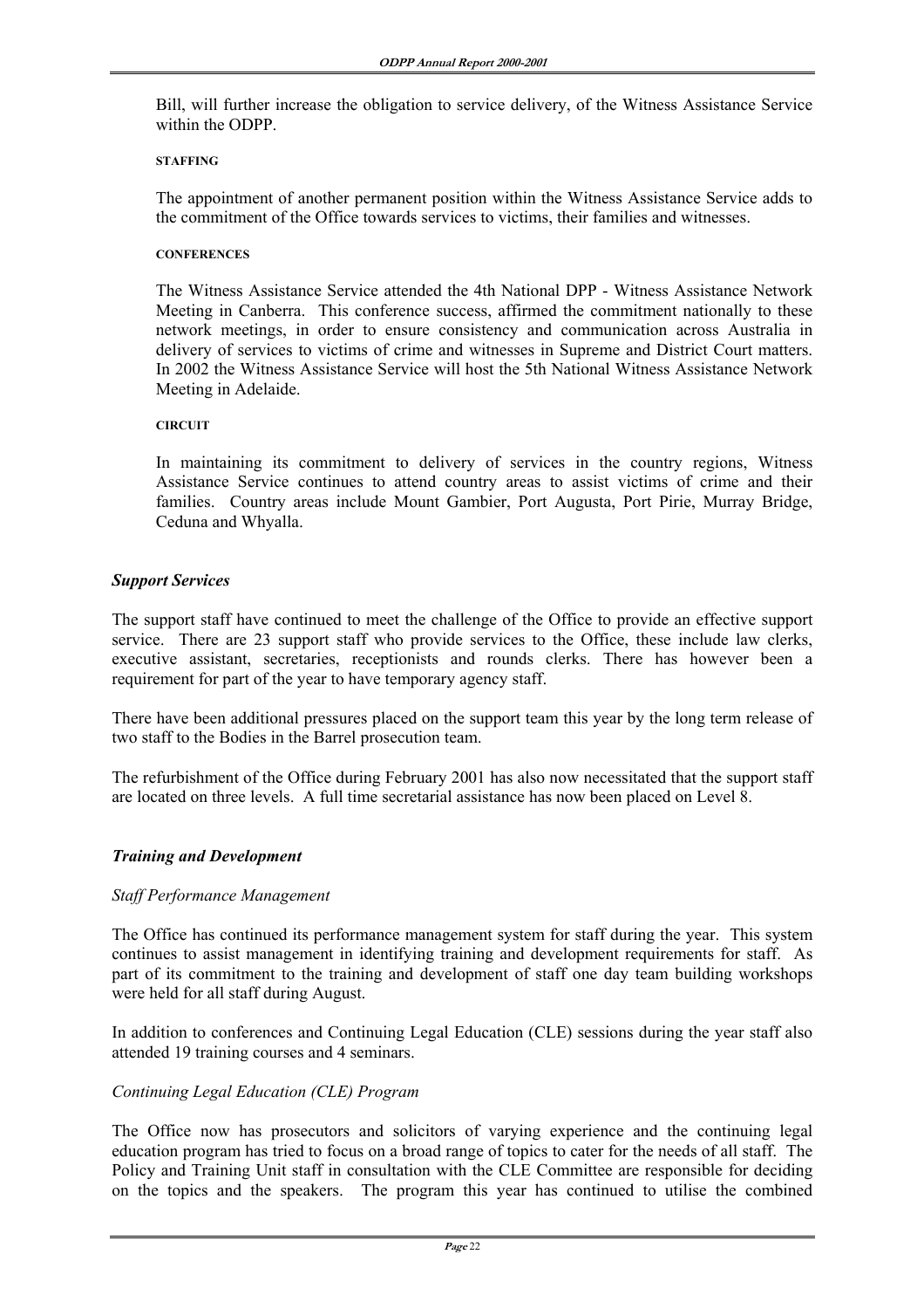Bill, will further increase the obligation to service delivery, of the Witness Assistance Service within the ODPP.

#### STAFFING

The appointment of another permanent position within the Witness Assistance Service adds to the commitment of the Office towards services to victims, their families and witnesses.

#### CONFERENCES

The Witness Assistance Service attended the 4th National DPP - Witness Assistance Network Meeting in Canberra. This conference success, affirmed the commitment nationally to these network meetings, in order to ensure consistency and communication across Australia in delivery of services to victims of crime and witnesses in Supreme and District Court matters. In 2002 the Witness Assistance Service will host the 5th National Witness Assistance Network Meeting in Adelaide.

#### CIRCUIT

In maintaining its commitment to delivery of services in the country regions, Witness Assistance Service continues to attend country areas to assist victims of crime and their families. Country areas include Mount Gambier, Port Augusta, Port Pirie, Murray Bridge, Ceduna and Whyalla.

### *Support Services*

The support staff have continued to meet the challenge of the Office to provide an effective support service. There are 23 support staff who provide services to the Office, these include law clerks, executive assistant, secretaries, receptionists and rounds clerks. There has however been a requirement for part of the year to have temporary agency staff.

There have been additional pressures placed on the support team this year by the long term release of two staff to the Bodies in the Barrel prosecution team.

The refurbishment of the Office during February 2001 has also now necessitated that the support staff are located on three levels. A full time secretarial assistance has now been placed on Level 8.

### *Training and Development*

*Staff Performance Management*

The Office has continued its performance management system for staff during the year. This system continues to assist management in identifying training and development requirements for staff. As part of its commitment to the training and development of staff one day team building workshops were held for all staff during August.

In addition to conferences and Continuing Legal Education (CLE) sessions during the year staff also attended 19 training courses and 4 seminars.

*Continuing Legal Education (CLE) Program*

The Office now has prosecutors and solicitors of varying experience and the continuing legal education program has tried to focus on a broad range of topics to cater for the needs of all staff. The Policy and Training Unit staff in consultation with the CLE Committee are responsible for deciding on the topics and the speakers. The program this year has continued to utilise the combined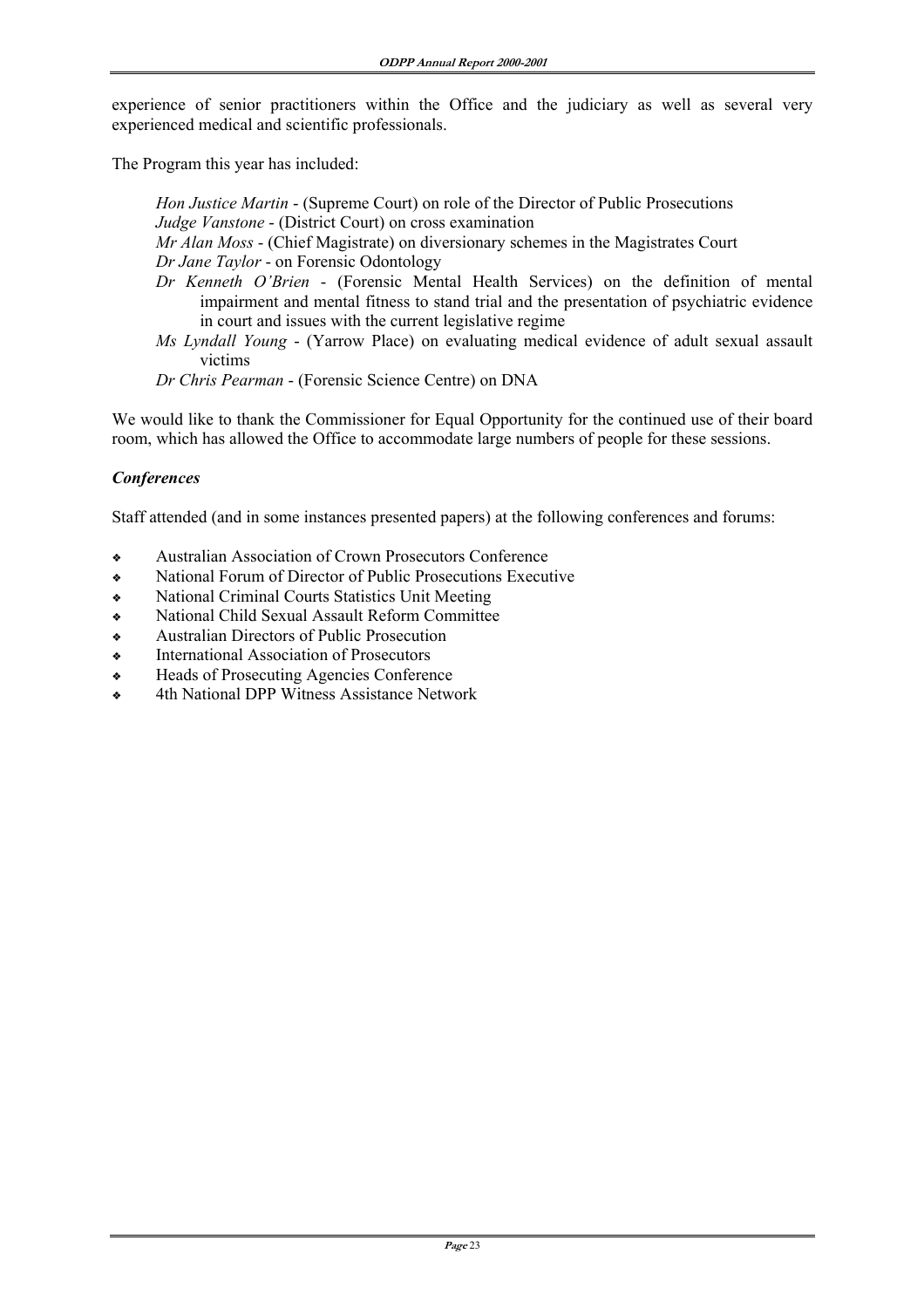experience of senior practitioners within the Office and the judiciary as well as several very experienced medical and scientific professionals.

The Program this year has included:

*Hon Justice Martin* - (Supreme Court) on role of the Director of Public Prosecutions
*Judge Vanstone* - (District Court) on cross examination
*Mr Alan Moss* - (Chief Magistrate) on diversionary schemes in the Magistrates Court
*Dr Jane Taylor* - on Forensic Odontology
*Dr Kenneth O'Brien* - (Forensic Mental Health Services) on the definition of mental impairment and mental fitness to stand trial and the presentation of psychiatric evidence in court and issues with the current legislative regime
*Ms Lyndall Young* - (Yarrow Place) on evaluating medical evidence of adult sexual assault victims
*Dr Chris Pearman* - (Forensic Science Centre) on DNA

We would like to thank the Commissioner for Equal Opportunity for the continued use of their board room, which has allowed the Office to accommodate large numbers of people for these sessions.

### *Conferences*

Staff attended (and in some instances presented papers) at the following conferences and forums:

- Australian Association of Crown Prosecutors Conference
- National Forum of Director of Public Prosecutions Executive
- National Criminal Courts Statistics Unit Meeting
- National Child Sexual Assault Reform Committee
- Australian Directors of Public Prosecution
- International Association of Prosecutors
- Heads of Prosecuting Agencies Conference
- 4th National DPP Witness Assistance Network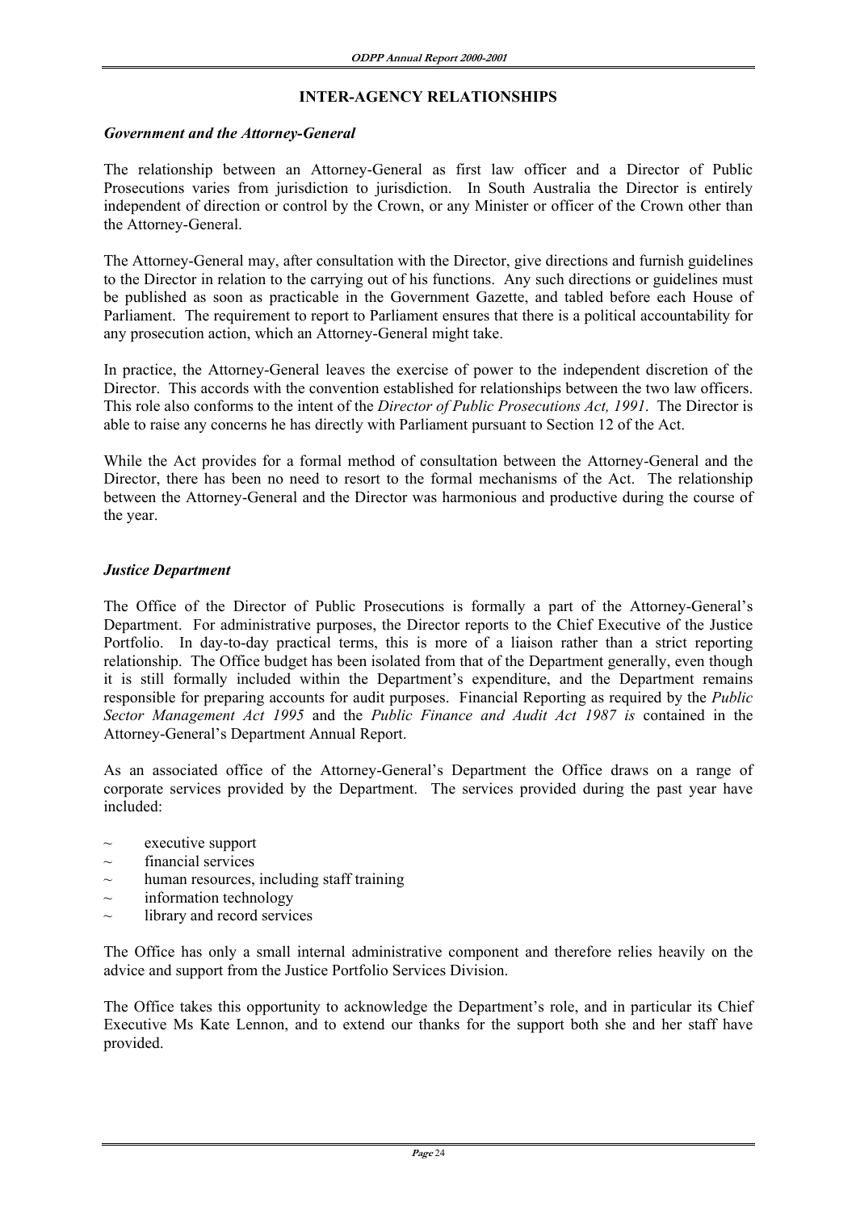## INTER-AGENCY RELATIONSHIPS

### *Government and the Attorney-General*

The relationship between an Attorney-General as first law officer and a Director of Public Prosecutions varies from jurisdiction to jurisdiction. In South Australia the Director is entirely independent of direction or control by the Crown, or any Minister or officer of the Crown other than the Attorney-General.

The Attorney-General may, after consultation with the Director, give directions and furnish guidelines to the Director in relation to the carrying out of his functions. Any such directions or guidelines must be published as soon as practicable in the Government Gazette, and tabled before each House of Parliament. The requirement to report to Parliament ensures that there is a political accountability for any prosecution action, which an Attorney-General might take.

In practice, the Attorney-General leaves the exercise of power to the independent discretion of the Director. This accords with the convention established for relationships between the two law officers. This role also conforms to the intent of the *Director of Public Prosecutions Act, 1991*. The Director is able to raise any concerns he has directly with Parliament pursuant to Section 12 of the Act.

While the Act provides for a formal method of consultation between the Attorney-General and the Director, there has been no need to resort to the formal mechanisms of the Act. The relationship between the Attorney-General and the Director was harmonious and productive during the course of the year.

### *Justice Department*

The Office of the Director of Public Prosecutions is formally a part of the Attorney-General's Department. For administrative purposes, the Director reports to the Chief Executive of the Justice Portfolio. In day-to-day practical terms, this is more of a liaison rather than a strict reporting relationship. The Office budget has been isolated from that of the Department generally, even though it is still formally included within the Department's expenditure, and the Department remains responsible for preparing accounts for audit purposes. Financial Reporting as required by the *Public Sector Management Act 1995* and the *Public Finance and Audit Act 1987 is* contained in the Attorney-General's Department Annual Report.

As an associated office of the Attorney-General's Department the Office draws on a range of corporate services provided by the Department. The services provided during the past year have included:

- executive support
- financial services
- human resources, including staff training
- information technology
- library and record services

The Office has only a small internal administrative component and therefore relies heavily on the advice and support from the Justice Portfolio Services Division.

The Office takes this opportunity to acknowledge the Department's role, and in particular its Chief Executive Ms Kate Lennon, and to extend our thanks for the support both she and her staff have provided.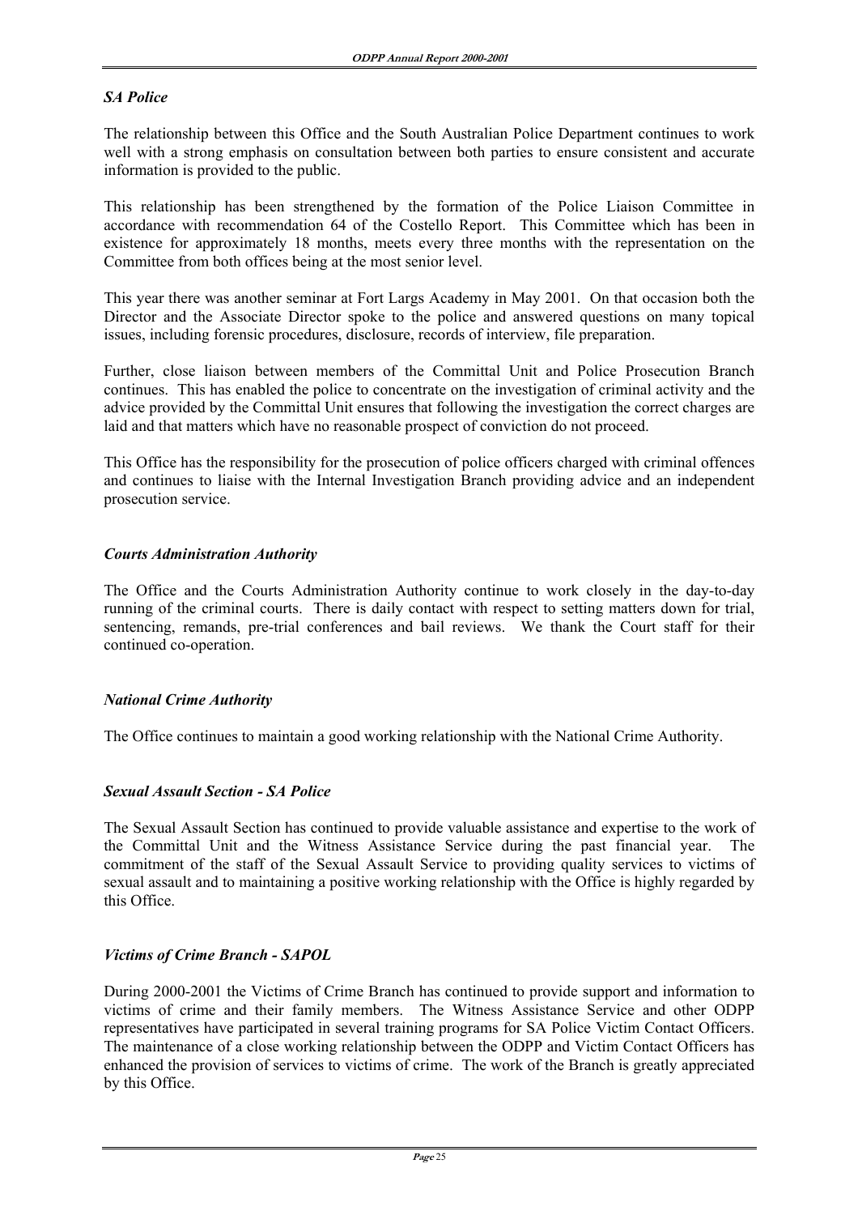### *SA Police*

The relationship between this Office and the South Australian Police Department continues to work well with a strong emphasis on consultation between both parties to ensure consistent and accurate information is provided to the public.

This relationship has been strengthened by the formation of the Police Liaison Committee in accordance with recommendation 64 of the Costello Report. This Committee which has been in existence for approximately 18 months, meets every three months with the representation on the Committee from both offices being at the most senior level.

This year there was another seminar at Fort Largs Academy in May 2001. On that occasion both the Director and the Associate Director spoke to the police and answered questions on many topical issues, including forensic procedures, disclosure, records of interview, file preparation.

Further, close liaison between members of the Committal Unit and Police Prosecution Branch continues. This has enabled the police to concentrate on the investigation of criminal activity and the advice provided by the Committal Unit ensures that following the investigation the correct charges are laid and that matters which have no reasonable prospect of conviction do not proceed.

This Office has the responsibility for the prosecution of police officers charged with criminal offences and continues to liaise with the Internal Investigation Branch providing advice and an independent prosecution service.

### *Courts Administration Authority*

The Office and the Courts Administration Authority continue to work closely in the day-to-day running of the criminal courts. There is daily contact with respect to setting matters down for trial, sentencing, remands, pre-trial conferences and bail reviews. We thank the Court staff for their continued co-operation.

### *National Crime Authority*

The Office continues to maintain a good working relationship with the National Crime Authority.

### *Sexual Assault Section - SA Police*

The Sexual Assault Section has continued to provide valuable assistance and expertise to the work of the Committal Unit and the Witness Assistance Service during the past financial year. The commitment of the staff of the Sexual Assault Service to providing quality services to victims of sexual assault and to maintaining a positive working relationship with the Office is highly regarded by this Office.

### *Victims of Crime Branch - SAPOL*

During 2000-2001 the Victims of Crime Branch has continued to provide support and information to victims of crime and their family members. The Witness Assistance Service and other ODPP representatives have participated in several training programs for SA Police Victim Contact Officers. The maintenance of a close working relationship between the ODPP and Victim Contact Officers has enhanced the provision of services to victims of crime. The work of the Branch is greatly appreciated by this Office.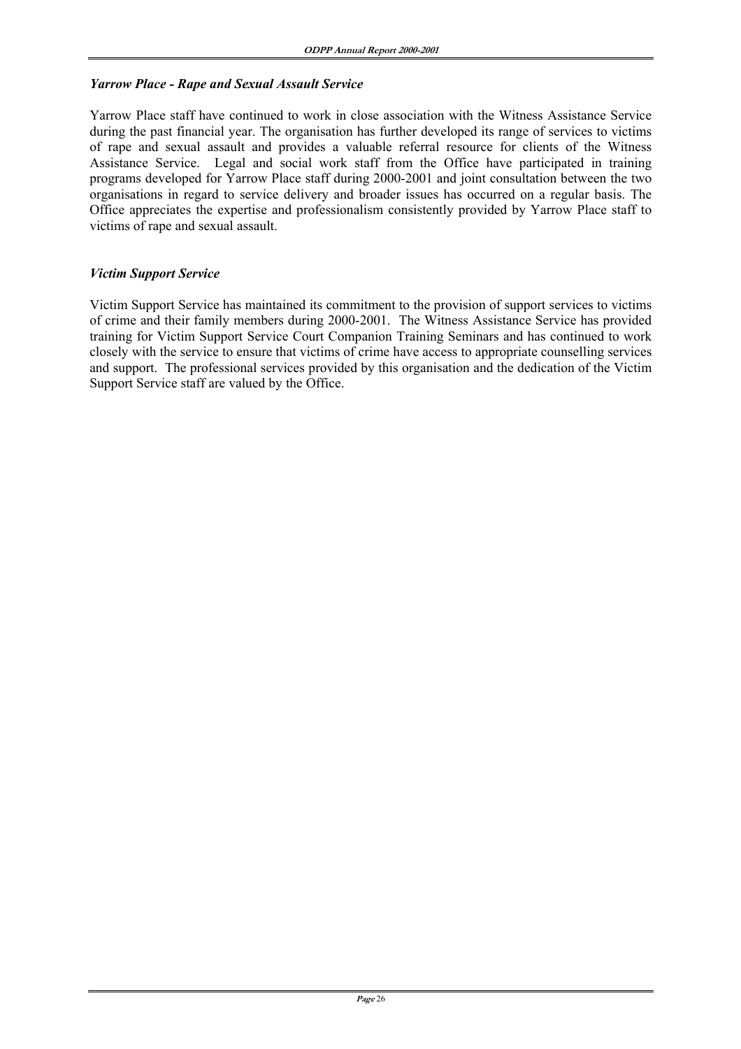### *Yarrow Place - Rape and Sexual Assault Service*

Yarrow Place staff have continued to work in close association with the Witness Assistance Service during the past financial year. The organisation has further developed its range of services to victims of rape and sexual assault and provides a valuable referral resource for clients of the Witness Assistance Service. Legal and social work staff from the Office have participated in training programs developed for Yarrow Place staff during 2000-2001 and joint consultation between the two organisations in regard to service delivery and broader issues has occurred on a regular basis. The Office appreciates the expertise and professionalism consistently provided by Yarrow Place staff to victims of rape and sexual assault.

### *Victim Support Service*

Victim Support Service has maintained its commitment to the provision of support services to victims of crime and their family members during 2000-2001. The Witness Assistance Service has provided training for Victim Support Service Court Companion Training Seminars and has continued to work closely with the service to ensure that victims of crime have access to appropriate counselling services and support. The professional services provided by this organisation and the dedication of the Victim Support Service staff are valued by the Office.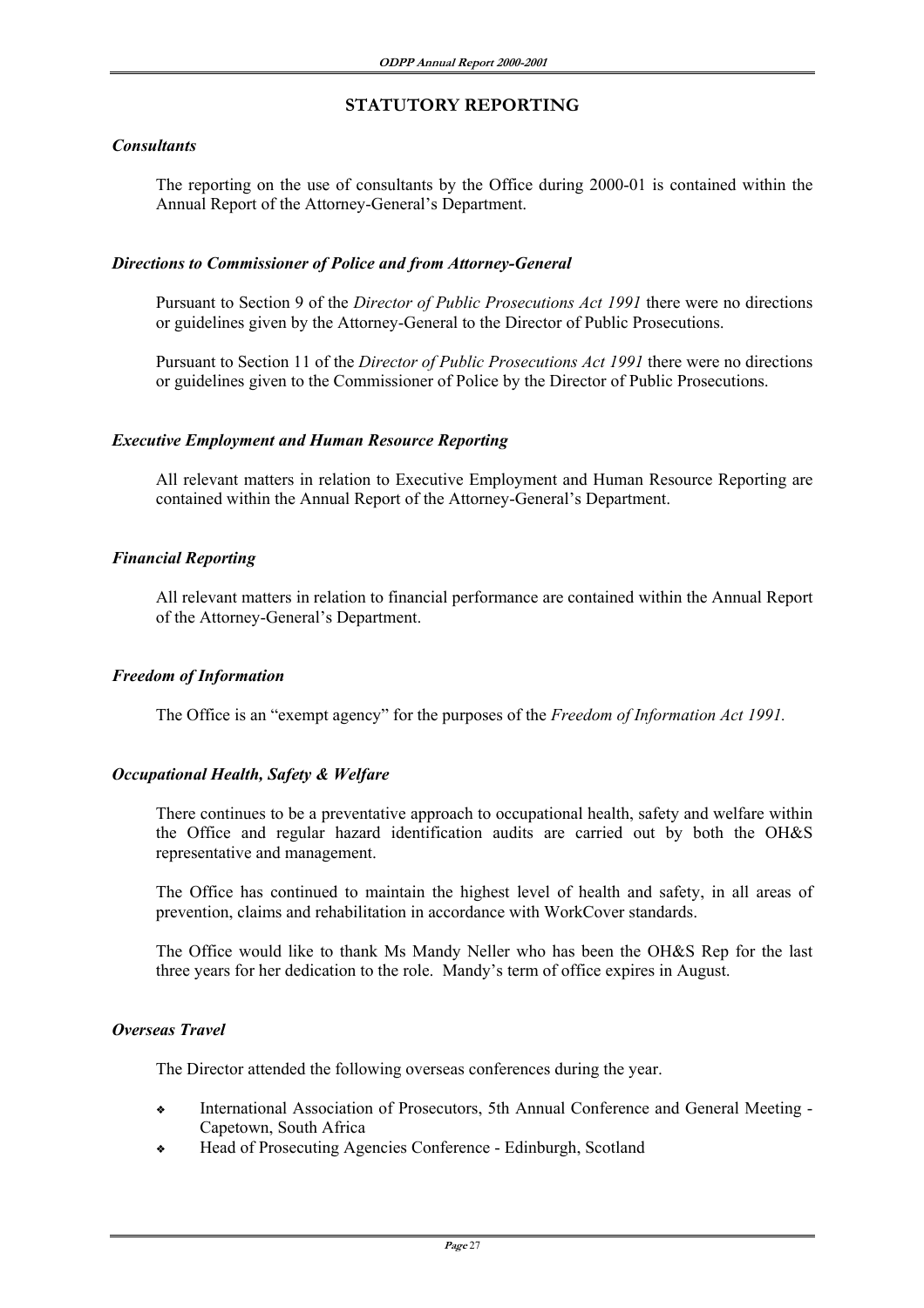## STATUTORY REPORTING

### *Consultants*

The reporting on the use of consultants by the Office during 2000-01 is contained within the Annual Report of the Attorney-General's Department.

### *Directions to Commissioner of Police and from Attorney-General*

Pursuant to Section 9 of the *Director of Public Prosecutions Act 1991* there were no directions or guidelines given by the Attorney-General to the Director of Public Prosecutions.

Pursuant to Section 11 of the *Director of Public Prosecutions Act 1991* there were no directions or guidelines given to the Commissioner of Police by the Director of Public Prosecutions.

### *Executive Employment and Human Resource Reporting*

All relevant matters in relation to Executive Employment and Human Resource Reporting are contained within the Annual Report of the Attorney-General's Department.

### *Financial Reporting*

All relevant matters in relation to financial performance are contained within the Annual Report of the Attorney-General's Department.

### *Freedom of Information*

The Office is an "exempt agency" for the purposes of the *Freedom of Information Act 1991.*

### *Occupational Health, Safety & Welfare*

There continues to be a preventative approach to occupational health, safety and welfare within the Office and regular hazard identification audits are carried out by both the OH&S representative and management.

The Office has continued to maintain the highest level of health and safety, in all areas of prevention, claims and rehabilitation in accordance with WorkCover standards.

The Office would like to thank Ms Mandy Neller who has been the OH&S Rep for the last three years for her dedication to the role. Mandy's term of office expires in August.

### *Overseas Travel*

The Director attended the following overseas conferences during the year.

- International Association of Prosecutors, 5th Annual Conference and General Meeting - Capetown, South Africa
- Head of Prosecuting Agencies Conference - Edinburgh, Scotland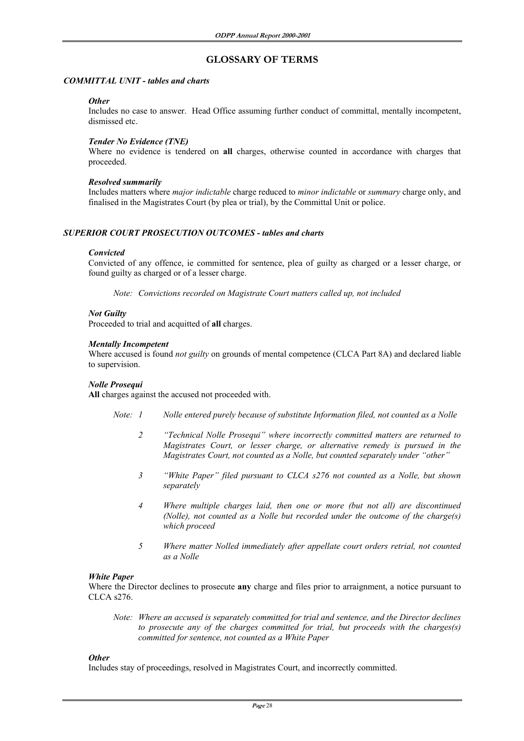# GLOSSARY OF TERMS

## *COMMITTAL UNIT - tables and charts*

### *Other*

Includes no case to answer. Head Office assuming further conduct of committal, mentally incompetent, dismissed etc.

### *Tender No Evidence (TNE)*

Where no evidence is tendered on **all** charges, otherwise counted in accordance with charges that proceeded.

### *Resolved summarily*

Includes matters where *major indictable* charge reduced to *minor indictable* or *summary* charge only, and finalised in the Magistrates Court (by plea or trial), by the Committal Unit or police.

## *SUPERIOR COURT PROSECUTION OUTCOMES - tables and charts*

### *Convicted*

Convicted of any offence, ie committed for sentence, plea of guilty as charged or a lesser charge, or found guilty as charged or of a lesser charge.

*Note: Convictions recorded on Magistrate Court matters called up, not included*

### *Not Guilty*

Proceeded to trial and acquitted of **all** charges.

### *Mentally Incompetent*

Where accused is found *not guilty* on grounds of mental competence (CLCA Part 8A) and declared liable to supervision.

### *Nolle Prosequi*

**All** charges against the accused not proceeded with.

*Note:*

1. *Nolle entered purely because of substitute Information filed, not counted as a Nolle*
2. *"Technical Nolle Prosequi" where incorrectly committed matters are returned to Magistrates Court, or lesser charge, or alternative remedy is pursued in the Magistrates Court, not counted as a Nolle, but counted separately under "other"*
3. *"White Paper" filed pursuant to CLCA s276 not counted as a Nolle, but shown separately*
4. *Where multiple charges laid, then one or more (but not all) are discontinued (Nolle), not counted as a Nolle but recorded under the outcome of the charge(s) which proceed*
5. *Where matter Nolled immediately after appellate court orders retrial, not counted as a Nolle*

### *White Paper*

Where the Director declines to prosecute **any** charge and files prior to arraignment, a notice pursuant to CLCA s276.

*Note: Where an accused is separately committed for trial and sentence, and the Director declines to prosecute any of the charges committed for trial, but proceeds with the charges(s) committed for sentence, not counted as a White Paper*

### *Other*

Includes stay of proceedings, resolved in Magistrates Court, and incorrectly committed.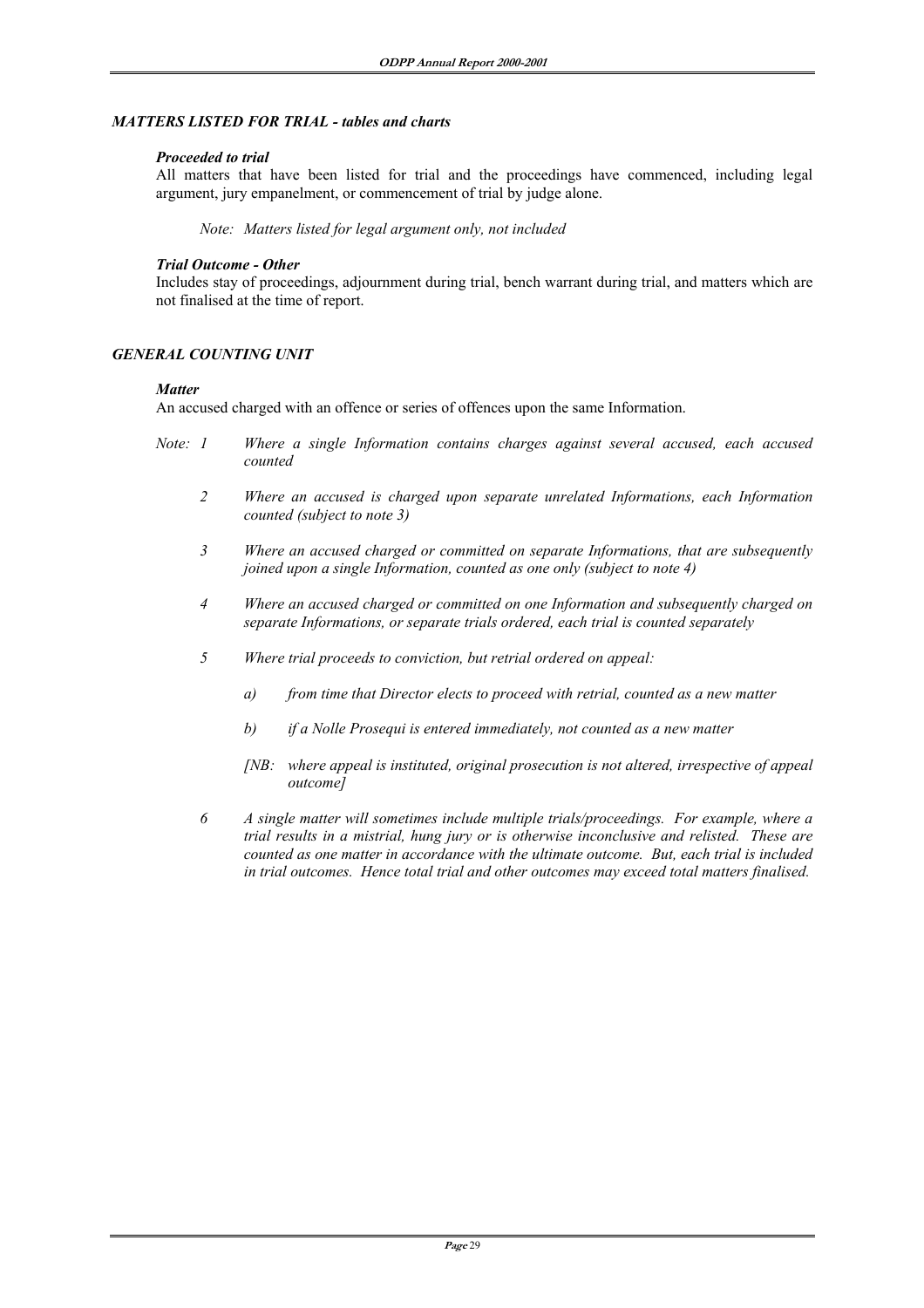## *MATTERS LISTED FOR TRIAL - tables and charts*

***Proceeded to trial***

All matters that have been listed for trial and the proceedings have commenced, including legal argument, jury empanelment, or commencement of trial by judge alone.

*Note: Matters listed for legal argument only, not included*

***Trial Outcome - Other***

Includes stay of proceedings, adjournment during trial, bench warrant during trial, and matters which are not finalised at the time of report.

## *GENERAL COUNTING UNIT*

***Matter***

An accused charged with an offence or series of offences upon the same Information.

*Note:*

1. *Where a single Information contains charges against several accused, each accused counted*
2. *Where an accused is charged upon separate unrelated Informations, each Information counted (subject to note 3)*
3. *Where an accused charged or committed on separate Informations, that are subsequently joined upon a single Information, counted as one only (subject to note 4)*
4. *Where an accused charged or committed on one Information and subsequently charged on separate Informations, or separate trials ordered, each trial is counted separately*
5. *Where trial proceeds to conviction, but retrial ordered on appeal:*
   - *a) from time that Director elects to proceed with retrial, counted as a new matter*
   - *b) if a Nolle Prosequi is entered immediately, not counted as a new matter*
   - *[NB: where appeal is instituted, original prosecution is not altered, irrespective of appeal outcome]*
6. *A single matter will sometimes include multiple trials/proceedings. For example, where a trial results in a mistrial, hung jury or is otherwise inconclusive and relisted. These are counted as one matter in accordance with the ultimate outcome. But, each trial is included in trial outcomes. Hence total trial and other outcomes may exceed total matters finalised.*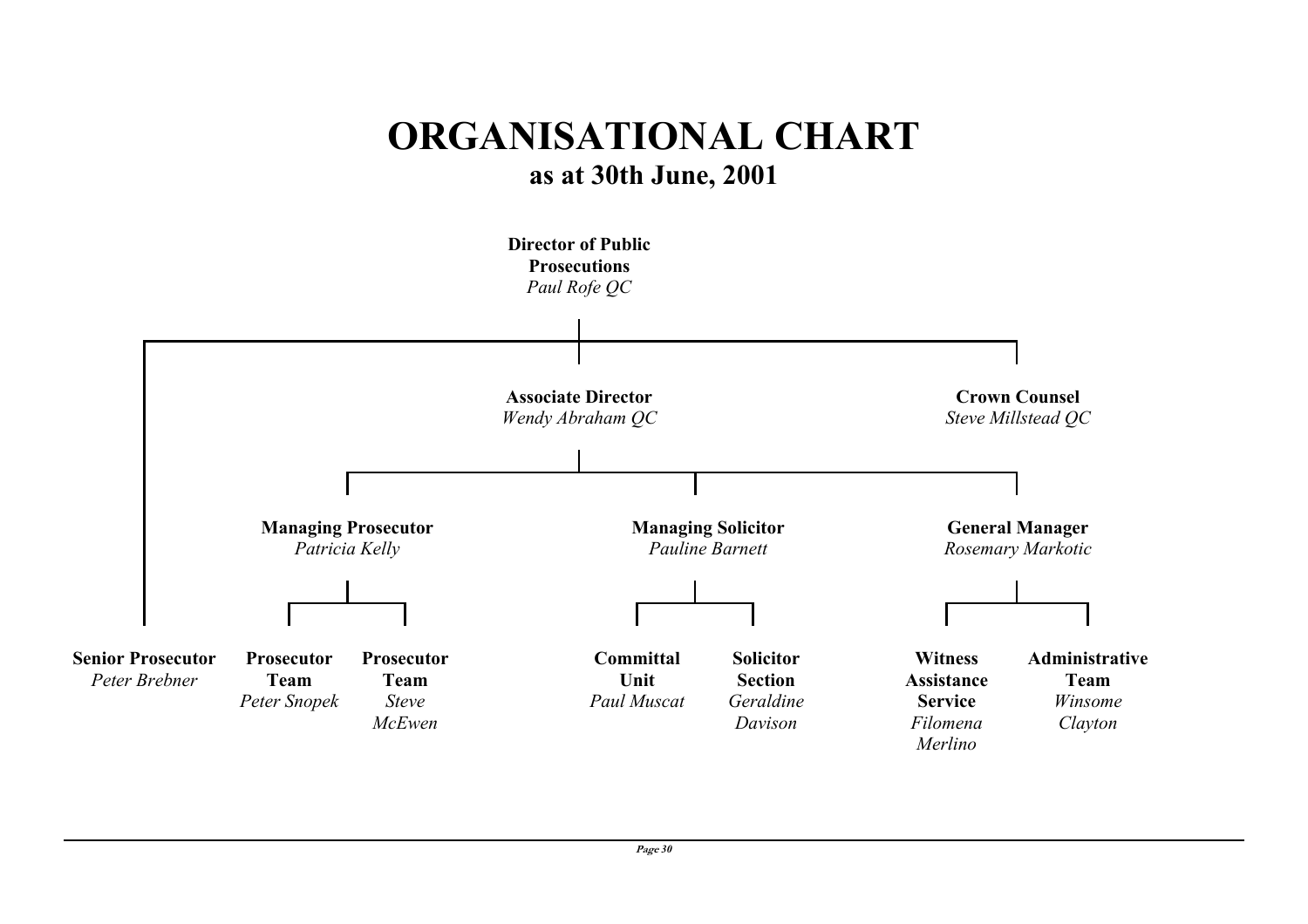# ORGANISATIONAL CHART

## as at 30th June, 2001

**Director of Public Prosecutions**
*Paul Rofe QC*

**Associate Director**
*Wendy Abraham QC*

**Crown Counsel**
*Steve Millstead QC*

**Managing Prosecutor**
*Patricia Kelly*

**Managing Solicitor**
*Pauline Barnett*

**General Manager**
*Rosemary Markotic*

**Senior Prosecutor**
*Peter Brebner*

**Prosecutor Team**
*Peter Snopek*

**Prosecutor Team**
*Steve McEwen*

**Committal Unit**
*Paul Muscat*

**Solicitor Section**
*Geraldine Davison*

**Witness Assistance Service**
*Filomena Merlino*

**Administrative Team**
*Winsome Clayton*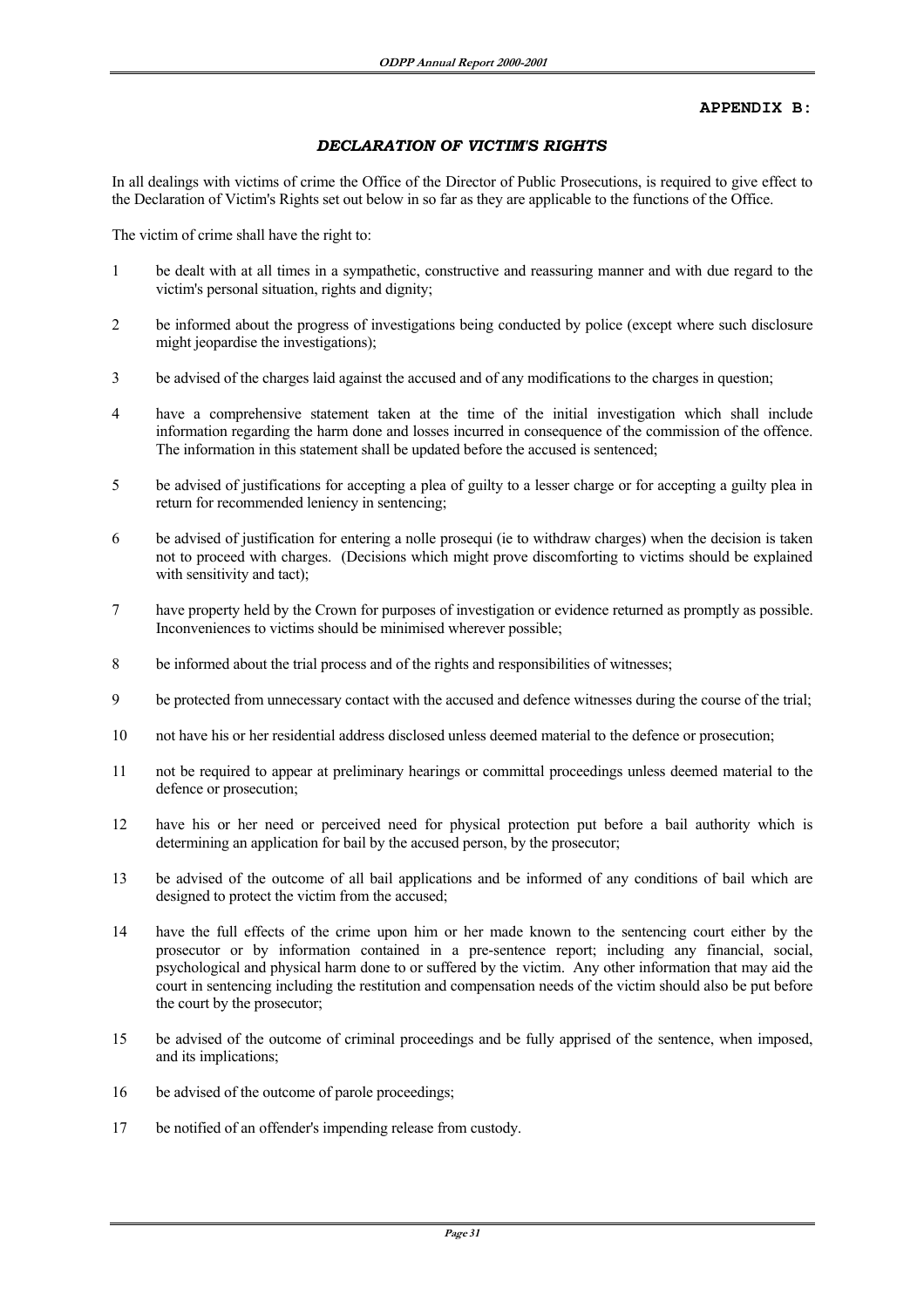**APPENDIX B:**

## *DECLARATION OF VICTIM'S RIGHTS*

In all dealings with victims of crime the Office of the Director of Public Prosecutions, is required to give effect to the Declaration of Victim's Rights set out below in so far as they are applicable to the functions of the Office.

The victim of crime shall have the right to:

1 be dealt with at all times in a sympathetic, constructive and reassuring manner and with due regard to the victim's personal situation, rights and dignity;

2 be informed about the progress of investigations being conducted by police (except where such disclosure might jeopardise the investigations);

3 be advised of the charges laid against the accused and of any modifications to the charges in question;

4 have a comprehensive statement taken at the time of the initial investigation which shall include information regarding the harm done and losses incurred in consequence of the commission of the offence. The information in this statement shall be updated before the accused is sentenced;

5 be advised of justifications for accepting a plea of guilty to a lesser charge or for accepting a guilty plea in return for recommended leniency in sentencing;

6 be advised of justification for entering a nolle prosequi (ie to withdraw charges) when the decision is taken not to proceed with charges. (Decisions which might prove discomforting to victims should be explained with sensitivity and tact);

7 have property held by the Crown for purposes of investigation or evidence returned as promptly as possible. Inconveniences to victims should be minimised wherever possible;

8 be informed about the trial process and of the rights and responsibilities of witnesses;

9 be protected from unnecessary contact with the accused and defence witnesses during the course of the trial;

10 not have his or her residential address disclosed unless deemed material to the defence or prosecution;

11 not be required to appear at preliminary hearings or committal proceedings unless deemed material to the defence or prosecution;

12 have his or her need or perceived need for physical protection put before a bail authority which is determining an application for bail by the accused person, by the prosecutor;

13 be advised of the outcome of all bail applications and be informed of any conditions of bail which are designed to protect the victim from the accused;

14 have the full effects of the crime upon him or her made known to the sentencing court either by the prosecutor or by information contained in a pre-sentence report; including any financial, social, psychological and physical harm done to or suffered by the victim. Any other information that may aid the court in sentencing including the restitution and compensation needs of the victim should also be put before the court by the prosecutor;

15 be advised of the outcome of criminal proceedings and be fully apprised of the sentence, when imposed, and its implications;

16 be advised of the outcome of parole proceedings;

17 be notified of an offender's impending release from custody.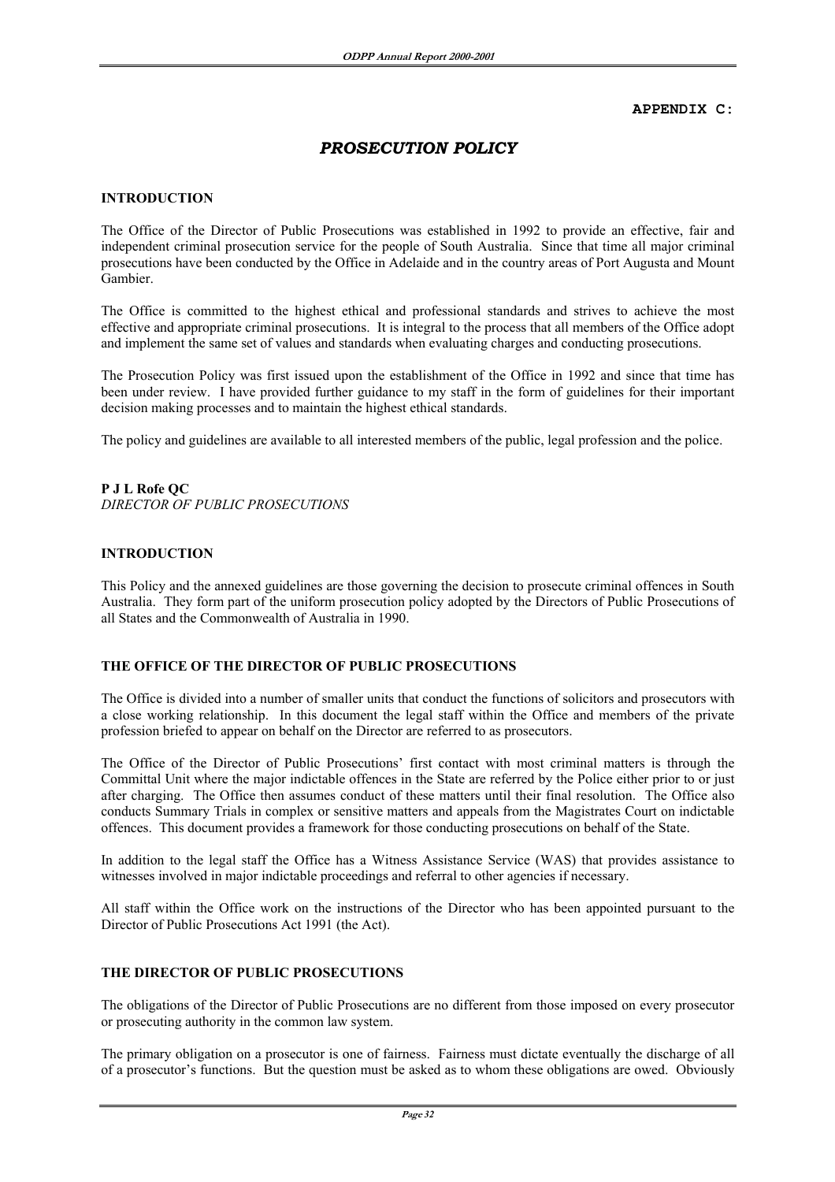**APPENDIX C:**

# *PROSECUTION POLICY*

## INTRODUCTION

The Office of the Director of Public Prosecutions was established in 1992 to provide an effective, fair and independent criminal prosecution service for the people of South Australia. Since that time all major criminal prosecutions have been conducted by the Office in Adelaide and in the country areas of Port Augusta and Mount Gambier.

The Office is committed to the highest ethical and professional standards and strives to achieve the most effective and appropriate criminal prosecutions. It is integral to the process that all members of the Office adopt and implement the same set of values and standards when evaluating charges and conducting prosecutions.

The Prosecution Policy was first issued upon the establishment of the Office in 1992 and since that time has been under review. I have provided further guidance to my staff in the form of guidelines for their important decision making processes and to maintain the highest ethical standards.

The policy and guidelines are available to all interested members of the public, legal profession and the police.

**P J L Rofe QC**
*DIRECTOR OF PUBLIC PROSECUTIONS*

## INTRODUCTION

This Policy and the annexed guidelines are those governing the decision to prosecute criminal offences in South Australia. They form part of the uniform prosecution policy adopted by the Directors of Public Prosecutions of all States and the Commonwealth of Australia in 1990.

## THE OFFICE OF THE DIRECTOR OF PUBLIC PROSECUTIONS

The Office is divided into a number of smaller units that conduct the functions of solicitors and prosecutors with a close working relationship. In this document the legal staff within the Office and members of the private profession briefed to appear on behalf on the Director are referred to as prosecutors.

The Office of the Director of Public Prosecutions' first contact with most criminal matters is through the Committal Unit where the major indictable offences in the State are referred by the Police either prior to or just after charging. The Office then assumes conduct of these matters until their final resolution. The Office also conducts Summary Trials in complex or sensitive matters and appeals from the Magistrates Court on indictable offences. This document provides a framework for those conducting prosecutions on behalf of the State.

In addition to the legal staff the Office has a Witness Assistance Service (WAS) that provides assistance to witnesses involved in major indictable proceedings and referral to other agencies if necessary.

All staff within the Office work on the instructions of the Director who has been appointed pursuant to the Director of Public Prosecutions Act 1991 (the Act).

## THE DIRECTOR OF PUBLIC PROSECUTIONS

The obligations of the Director of Public Prosecutions are no different from those imposed on every prosecutor or prosecuting authority in the common law system.

The primary obligation on a prosecutor is one of fairness. Fairness must dictate eventually the discharge of all of a prosecutor's functions. But the question must be asked as to whom these obligations are owed. Obviously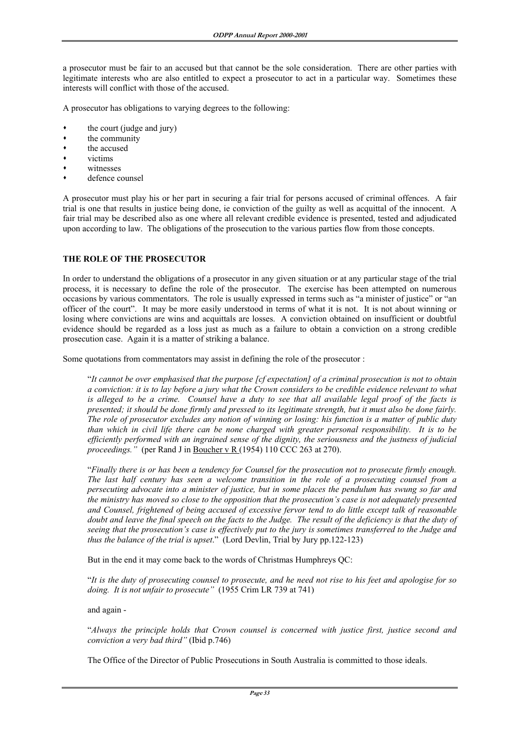a prosecutor must be fair to an accused but that cannot be the sole consideration. There are other parties with legitimate interests who are also entitled to expect a prosecutor to act in a particular way. Sometimes these interests will conflict with those of the accused.

A prosecutor has obligations to varying degrees to the following:

- the court (judge and jury)
- the community
- the accused
- victims
- witnesses
- defence counsel

A prosecutor must play his or her part in securing a fair trial for persons accused of criminal offences. A fair trial is one that results in justice being done, ie conviction of the guilty as well as acquittal of the innocent. A fair trial may be described also as one where all relevant credible evidence is presented, tested and adjudicated upon according to law. The obligations of the prosecution to the various parties flow from those concepts.

## THE ROLE OF THE PROSECUTOR

In order to understand the obligations of a prosecutor in any given situation or at any particular stage of the trial process, it is necessary to define the role of the prosecutor. The exercise has been attempted on numerous occasions by various commentators. The role is usually expressed in terms such as "a minister of justice" or "an officer of the court". It may be more easily understood in terms of what it is not. It is not about winning or losing where convictions are wins and acquittals are losses. A conviction obtained on insufficient or doubtful evidence should be regarded as a loss just as much as a failure to obtain a conviction on a strong credible prosecution case. Again it is a matter of striking a balance.

Some quotations from commentators may assist in defining the role of the prosecutor :

> "*It cannot be over emphasised that the purpose [cf expectation] of a criminal prosecution is not to obtain a conviction: it is to lay before a jury what the Crown considers to be credible evidence relevant to what is alleged to be a crime. Counsel have a duty to see that all available legal proof of the facts is presented; it should be done firmly and pressed to its legitimate strength, but it must also be done fairly. The role of prosecutor excludes any notion of winning or losing: his function is a matter of public duty than which in civil life there can be none charged with greater personal responsibility. It is to be efficiently performed with an ingrained sense of the dignity, the seriousness and the justness of judicial proceedings.*" (per Rand J in Boucher v R (1954) 110 CCC 263 at 270).

> "*Finally there is or has been a tendency for Counsel for the prosecution not to prosecute firmly enough. The last half century has seen a welcome transition in the role of a prosecuting counsel from a persecuting advocate into a minister of justice, but in some places the pendulum has swung so far and the ministry has moved so close to the opposition that the prosecution's case is not adequately presented and Counsel, frightened of being accused of excessive fervor tend to do little except talk of reasonable doubt and leave the final speech on the facts to the Judge. The result of the deficiency is that the duty of seeing that the prosecution's case is effectively put to the jury is sometimes transferred to the Judge and thus the balance of the trial is upset*." (Lord Devlin, Trial by Jury pp.122-123)

> But in the end it may come back to the words of Christmas Humphreys QC:

> "*It is the duty of prosecuting counsel to prosecute, and he need not rise to his feet and apologise for so doing. It is not unfair to prosecute*" (1955 Crim LR 739 at 741)

> and again -

> "*Always the principle holds that Crown counsel is concerned with justice first, justice second and conviction a very bad third*" (Ibid p.746)

> The Office of the Director of Public Prosecutions in South Australia is committed to those ideals.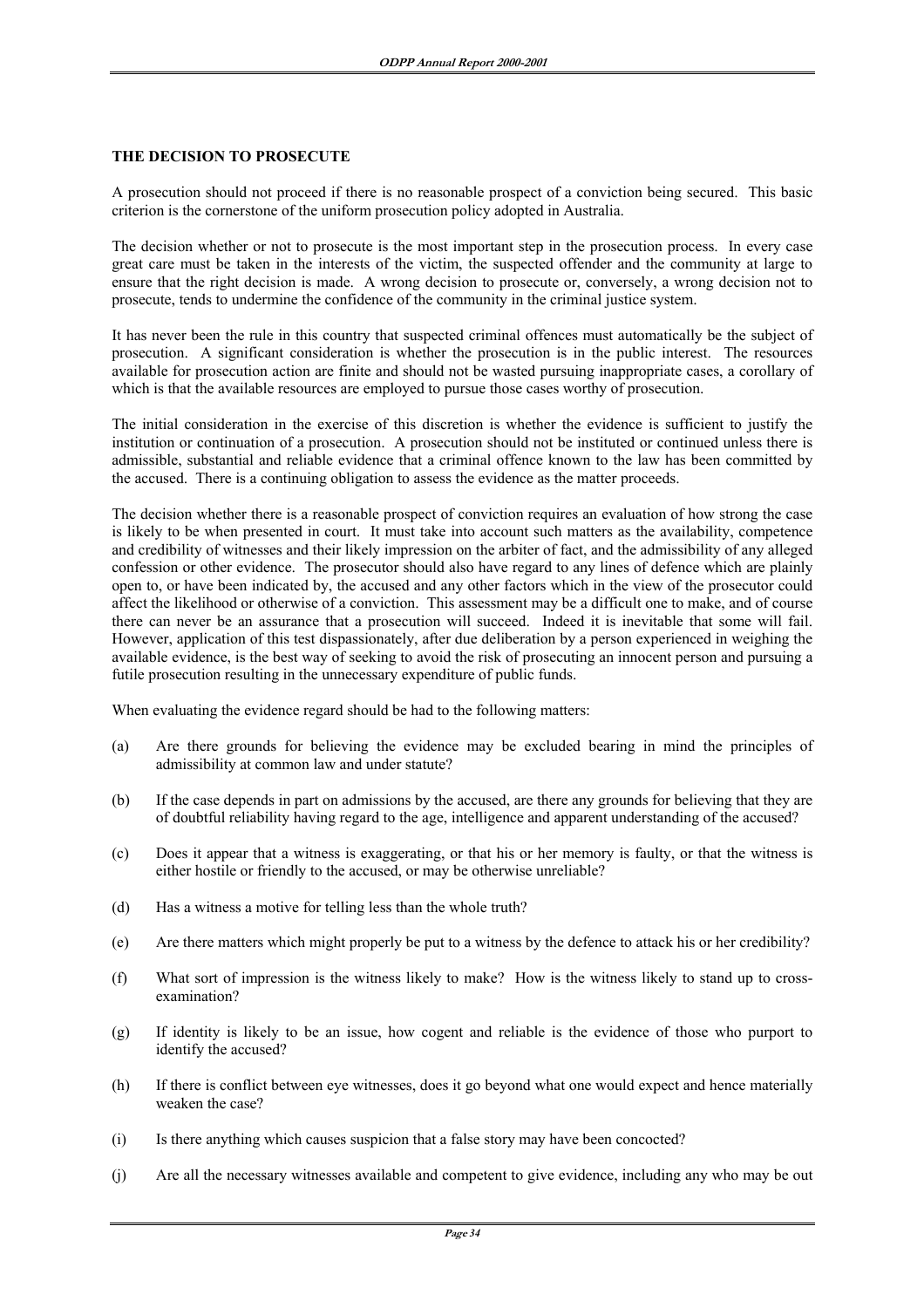## THE DECISION TO PROSECUTE

A prosecution should not proceed if there is no reasonable prospect of a conviction being secured. This basic criterion is the cornerstone of the uniform prosecution policy adopted in Australia.

The decision whether or not to prosecute is the most important step in the prosecution process. In every case great care must be taken in the interests of the victim, the suspected offender and the community at large to ensure that the right decision is made. A wrong decision to prosecute or, conversely, a wrong decision not to prosecute, tends to undermine the confidence of the community in the criminal justice system.

It has never been the rule in this country that suspected criminal offences must automatically be the subject of prosecution. A significant consideration is whether the prosecution is in the public interest. The resources available for prosecution action are finite and should not be wasted pursuing inappropriate cases, a corollary of which is that the available resources are employed to pursue those cases worthy of prosecution.

The initial consideration in the exercise of this discretion is whether the evidence is sufficient to justify the institution or continuation of a prosecution. A prosecution should not be instituted or continued unless there is admissible, substantial and reliable evidence that a criminal offence known to the law has been committed by the accused. There is a continuing obligation to assess the evidence as the matter proceeds.

The decision whether there is a reasonable prospect of conviction requires an evaluation of how strong the case is likely to be when presented in court. It must take into account such matters as the availability, competence and credibility of witnesses and their likely impression on the arbiter of fact, and the admissibility of any alleged confession or other evidence. The prosecutor should also have regard to any lines of defence which are plainly open to, or have been indicated by, the accused and any other factors which in the view of the prosecutor could affect the likelihood or otherwise of a conviction. This assessment may be a difficult one to make, and of course there can never be an assurance that a prosecution will succeed. Indeed it is inevitable that some will fail. However, application of this test dispassionately, after due deliberation by a person experienced in weighing the available evidence, is the best way of seeking to avoid the risk of prosecuting an innocent person and pursuing a futile prosecution resulting in the unnecessary expenditure of public funds.

When evaluating the evidence regard should be had to the following matters:

(a) Are there grounds for believing the evidence may be excluded bearing in mind the principles of admissibility at common law and under statute?

(b) If the case depends in part on admissions by the accused, are there any grounds for believing that they are of doubtful reliability having regard to the age, intelligence and apparent understanding of the accused?

(c) Does it appear that a witness is exaggerating, or that his or her memory is faulty, or that the witness is either hostile or friendly to the accused, or may be otherwise unreliable?

(d) Has a witness a motive for telling less than the whole truth?

(e) Are there matters which might properly be put to a witness by the defence to attack his or her credibility?

(f) What sort of impression is the witness likely to make? How is the witness likely to stand up to cross-examination?

(g) If identity is likely to be an issue, how cogent and reliable is the evidence of those who purport to identify the accused?

(h) If there is conflict between eye witnesses, does it go beyond what one would expect and hence materially weaken the case?

(i) Is there anything which causes suspicion that a false story may have been concocted?

(j) Are all the necessary witnesses available and competent to give evidence, including any who may be out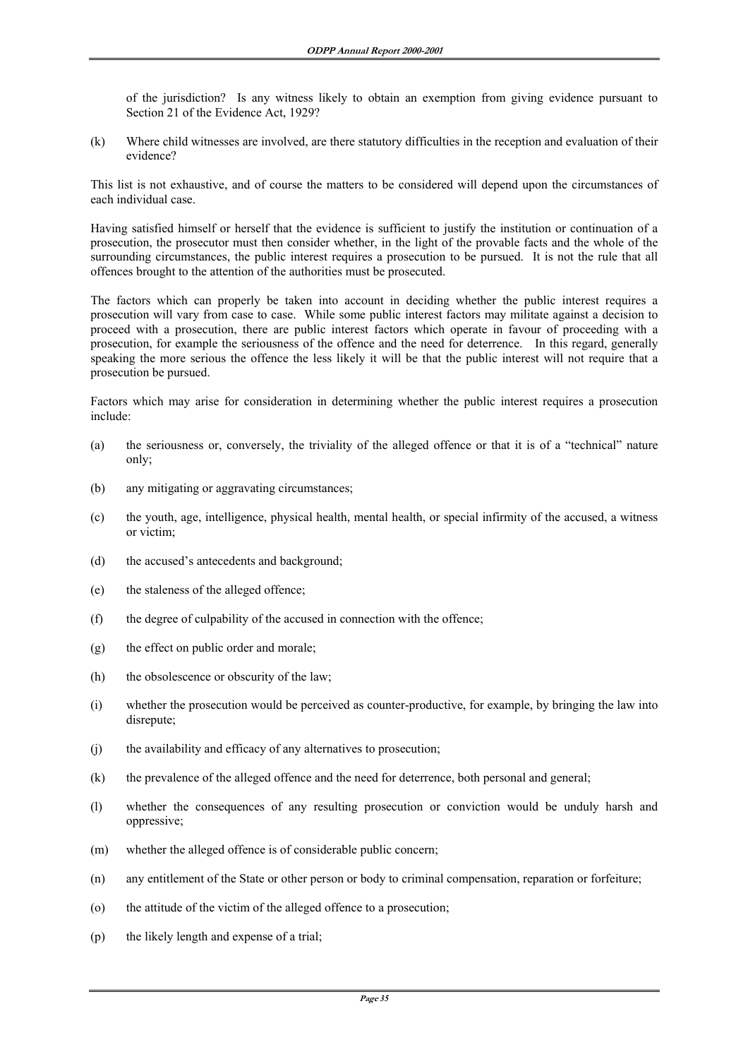of the jurisdiction? Is any witness likely to obtain an exemption from giving evidence pursuant to Section 21 of the Evidence Act, 1929?

(k) Where child witnesses are involved, are there statutory difficulties in the reception and evaluation of their evidence?

This list is not exhaustive, and of course the matters to be considered will depend upon the circumstances of each individual case.

Having satisfied himself or herself that the evidence is sufficient to justify the institution or continuation of a prosecution, the prosecutor must then consider whether, in the light of the provable facts and the whole of the surrounding circumstances, the public interest requires a prosecution to be pursued. It is not the rule that all offences brought to the attention of the authorities must be prosecuted.

The factors which can properly be taken into account in deciding whether the public interest requires a prosecution will vary from case to case. While some public interest factors may militate against a decision to proceed with a prosecution, there are public interest factors which operate in favour of proceeding with a prosecution, for example the seriousness of the offence and the need for deterrence. In this regard, generally speaking the more serious the offence the less likely it will be that the public interest will not require that a prosecution be pursued.

Factors which may arise for consideration in determining whether the public interest requires a prosecution include:

(a) the seriousness or, conversely, the triviality of the alleged offence or that it is of a "technical" nature only;

(b) any mitigating or aggravating circumstances;

(c) the youth, age, intelligence, physical health, mental health, or special infirmity of the accused, a witness or victim;

(d) the accused's antecedents and background;

(e) the staleness of the alleged offence;

(f) the degree of culpability of the accused in connection with the offence;

(g) the effect on public order and morale;

(h) the obsolescence or obscurity of the law;

(i) whether the prosecution would be perceived as counter-productive, for example, by bringing the law into disrepute;

(j) the availability and efficacy of any alternatives to prosecution;

(k) the prevalence of the alleged offence and the need for deterrence, both personal and general;

(l) whether the consequences of any resulting prosecution or conviction would be unduly harsh and oppressive;

(m) whether the alleged offence is of considerable public concern;

(n) any entitlement of the State or other person or body to criminal compensation, reparation or forfeiture;

(o) the attitude of the victim of the alleged offence to a prosecution;

(p) the likely length and expense of a trial;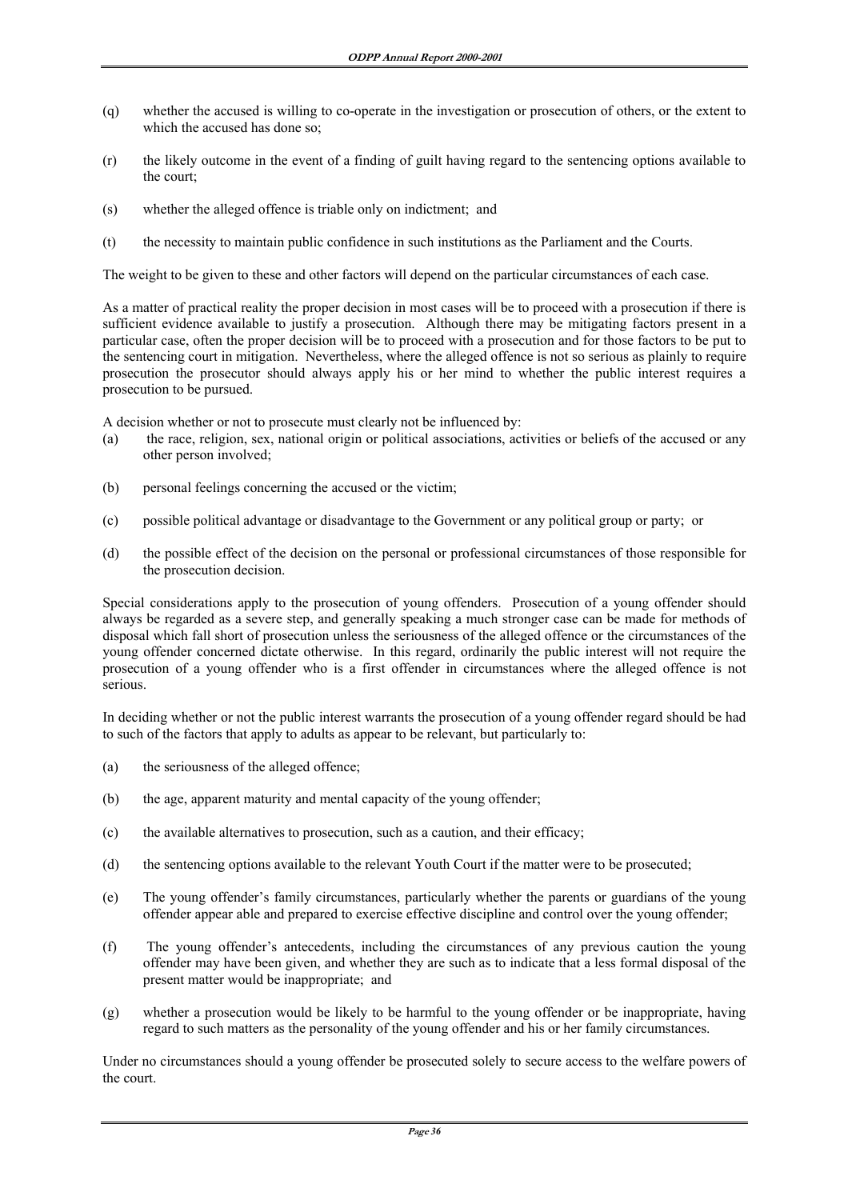(q) whether the accused is willing to co-operate in the investigation or prosecution of others, or the extent to which the accused has done so;

(r) the likely outcome in the event of a finding of guilt having regard to the sentencing options available to the court;

(s) whether the alleged offence is triable only on indictment; and

(t) the necessity to maintain public confidence in such institutions as the Parliament and the Courts.

The weight to be given to these and other factors will depend on the particular circumstances of each case.

As a matter of practical reality the proper decision in most cases will be to proceed with a prosecution if there is sufficient evidence available to justify a prosecution. Although there may be mitigating factors present in a particular case, often the proper decision will be to proceed with a prosecution and for those factors to be put to the sentencing court in mitigation. Nevertheless, where the alleged offence is not so serious as plainly to require prosecution the prosecutor should always apply his or her mind to whether the public interest requires a prosecution to be pursued.

A decision whether or not to prosecute must clearly not be influenced by:

(a) the race, religion, sex, national origin or political associations, activities or beliefs of the accused or any other person involved;

(b) personal feelings concerning the accused or the victim;

(c) possible political advantage or disadvantage to the Government or any political group or party; or

(d) the possible effect of the decision on the personal or professional circumstances of those responsible for the prosecution decision.

Special considerations apply to the prosecution of young offenders. Prosecution of a young offender should always be regarded as a severe step, and generally speaking a much stronger case can be made for methods of disposal which fall short of prosecution unless the seriousness of the alleged offence or the circumstances of the young offender concerned dictate otherwise. In this regard, ordinarily the public interest will not require the prosecution of a young offender who is a first offender in circumstances where the alleged offence is not serious.

In deciding whether or not the public interest warrants the prosecution of a young offender regard should be had to such of the factors that apply to adults as appear to be relevant, but particularly to:

(a) the seriousness of the alleged offence;

(b) the age, apparent maturity and mental capacity of the young offender;

(c) the available alternatives to prosecution, such as a caution, and their efficacy;

(d) the sentencing options available to the relevant Youth Court if the matter were to be prosecuted;

(e) The young offender's family circumstances, particularly whether the parents or guardians of the young offender appear able and prepared to exercise effective discipline and control over the young offender;

(f) The young offender's antecedents, including the circumstances of any previous caution the young offender may have been given, and whether they are such as to indicate that a less formal disposal of the present matter would be inappropriate; and

(g) whether a prosecution would be likely to be harmful to the young offender or be inappropriate, having regard to such matters as the personality of the young offender and his or her family circumstances.

Under no circumstances should a young offender be prosecuted solely to secure access to the welfare powers of the court.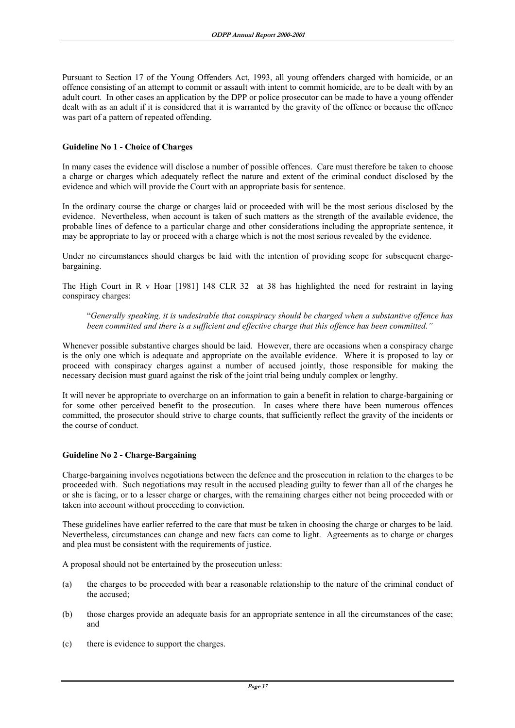Pursuant to Section 17 of the Young Offenders Act, 1993, all young offenders charged with homicide, or an offence consisting of an attempt to commit or assault with intent to commit homicide, are to be dealt with by an adult court. In other cases an application by the DPP or police prosecutor can be made to have a young offender dealt with as an adult if it is considered that it is warranted by the gravity of the offence or because the offence was part of a pattern of repeated offending.

### Guideline No 1 - Choice of Charges

In many cases the evidence will disclose a number of possible offences. Care must therefore be taken to choose a charge or charges which adequately reflect the nature and extent of the criminal conduct disclosed by the evidence and which will provide the Court with an appropriate basis for sentence.

In the ordinary course the charge or charges laid or proceeded with will be the most serious disclosed by the evidence. Nevertheless, when account is taken of such matters as the strength of the available evidence, the probable lines of defence to a particular charge and other considerations including the appropriate sentence, it may be appropriate to lay or proceed with a charge which is not the most serious revealed by the evidence.

Under no circumstances should charges be laid with the intention of providing scope for subsequent charge-bargaining.

The High Court in R v Hoar [1981] 148 CLR 32 at 38 has highlighted the need for restraint in laying conspiracy charges:

> "*Generally speaking, it is undesirable that conspiracy should be charged when a substantive offence has been committed and there is a sufficient and effective charge that this offence has been committed.*"

Whenever possible substantive charges should be laid. However, there are occasions when a conspiracy charge is the only one which is adequate and appropriate on the available evidence. Where it is proposed to lay or proceed with conspiracy charges against a number of accused jointly, those responsible for making the necessary decision must guard against the risk of the joint trial being unduly complex or lengthy.

It will never be appropriate to overcharge on an information to gain a benefit in relation to charge-bargaining or for some other perceived benefit to the prosecution. In cases where there have been numerous offences committed, the prosecutor should strive to charge counts, that sufficiently reflect the gravity of the incidents or the course of conduct.

### Guideline No 2 - Charge-Bargaining

Charge-bargaining involves negotiations between the defence and the prosecution in relation to the charges to be proceeded with. Such negotiations may result in the accused pleading guilty to fewer than all of the charges he or she is facing, or to a lesser charge or charges, with the remaining charges either not being proceeded with or taken into account without proceeding to conviction.

These guidelines have earlier referred to the care that must be taken in choosing the charge or charges to be laid. Nevertheless, circumstances can change and new facts can come to light. Agreements as to charge or charges and plea must be consistent with the requirements of justice.

A proposal should not be entertained by the prosecution unless:

(a) the charges to be proceeded with bear a reasonable relationship to the nature of the criminal conduct of the accused;

(b) those charges provide an adequate basis for an appropriate sentence in all the circumstances of the case; and

(c) there is evidence to support the charges.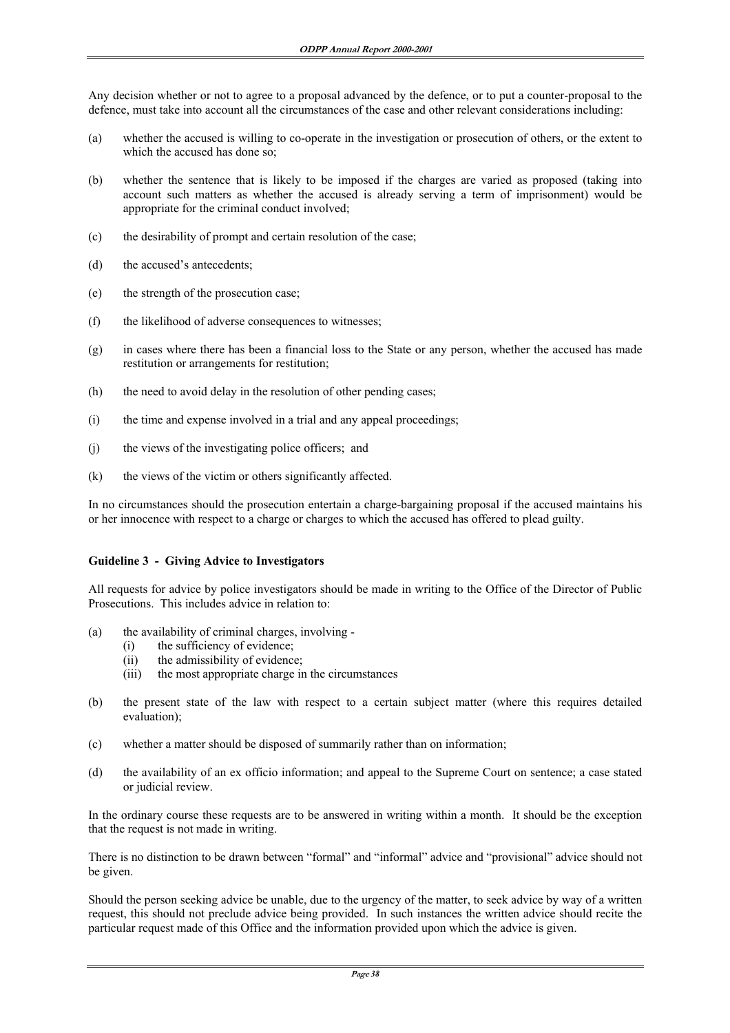Any decision whether or not to agree to a proposal advanced by the defence, or to put a counter-proposal to the defence, must take into account all the circumstances of the case and other relevant considerations including:

(a) whether the accused is willing to co-operate in the investigation or prosecution of others, or the extent to which the accused has done so;

(b) whether the sentence that is likely to be imposed if the charges are varied as proposed (taking into account such matters as whether the accused is already serving a term of imprisonment) would be appropriate for the criminal conduct involved;

(c) the desirability of prompt and certain resolution of the case;

(d) the accused's antecedents;

(e) the strength of the prosecution case;

(f) the likelihood of adverse consequences to witnesses;

(g) in cases where there has been a financial loss to the State or any person, whether the accused has made restitution or arrangements for restitution;

(h) the need to avoid delay in the resolution of other pending cases;

(i) the time and expense involved in a trial and any appeal proceedings;

(j) the views of the investigating police officers; and

(k) the views of the victim or others significantly affected.

In no circumstances should the prosecution entertain a charge-bargaining proposal if the accused maintains his or her innocence with respect to a charge or charges to which the accused has offered to plead guilty.

**Guideline 3 - Giving Advice to Investigators**

All requests for advice by police investigators should be made in writing to the Office of the Director of Public Prosecutions. This includes advice in relation to:

(a) the availability of criminal charges, involving -
   (i) the sufficiency of evidence;
   (ii) the admissibility of evidence;
   (iii) the most appropriate charge in the circumstances

(b) the present state of the law with respect to a certain subject matter (where this requires detailed evaluation);

(c) whether a matter should be disposed of summarily rather than on information;

(d) the availability of an ex officio information; and appeal to the Supreme Court on sentence; a case stated or judicial review.

In the ordinary course these requests are to be answered in writing within a month. It should be the exception that the request is not made in writing.

There is no distinction to be drawn between "formal" and "informal" advice and "provisional" advice should not be given.

Should the person seeking advice be unable, due to the urgency of the matter, to seek advice by way of a written request, this should not preclude advice being provided. In such instances the written advice should recite the particular request made of this Office and the information provided upon which the advice is given.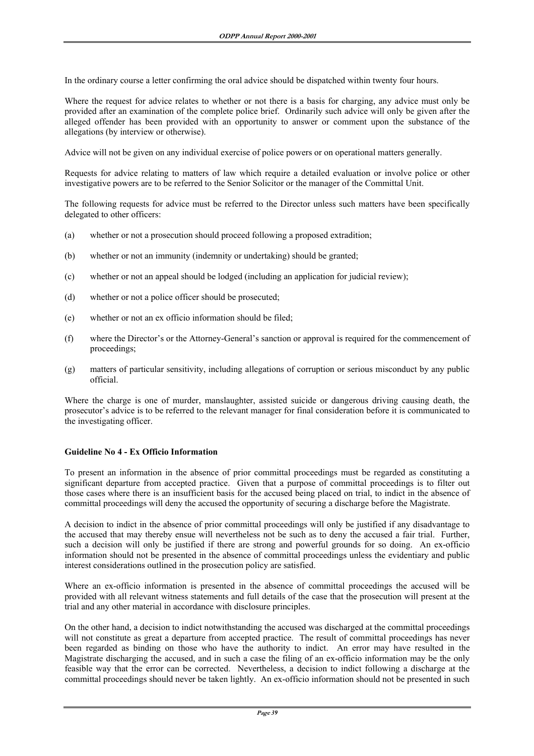In the ordinary course a letter confirming the oral advice should be dispatched within twenty four hours.

Where the request for advice relates to whether or not there is a basis for charging, any advice must only be provided after an examination of the complete police brief. Ordinarily such advice will only be given after the alleged offender has been provided with an opportunity to answer or comment upon the substance of the allegations (by interview or otherwise).

Advice will not be given on any individual exercise of police powers or on operational matters generally.

Requests for advice relating to matters of law which require a detailed evaluation or involve police or other investigative powers are to be referred to the Senior Solicitor or the manager of the Committal Unit.

The following requests for advice must be referred to the Director unless such matters have been specifically delegated to other officers:

(a) whether or not a prosecution should proceed following a proposed extradition;

(b) whether or not an immunity (indemnity or undertaking) should be granted;

(c) whether or not an appeal should be lodged (including an application for judicial review);

(d) whether or not a police officer should be prosecuted;

(e) whether or not an ex officio information should be filed;

(f) where the Director's or the Attorney-General's sanction or approval is required for the commencement of proceedings;

(g) matters of particular sensitivity, including allegations of corruption or serious misconduct by any public official.

Where the charge is one of murder, manslaughter, assisted suicide or dangerous driving causing death, the prosecutor's advice is to be referred to the relevant manager for final consideration before it is communicated to the investigating officer.

**Guideline No 4 - Ex Officio Information**

To present an information in the absence of prior committal proceedings must be regarded as constituting a significant departure from accepted practice. Given that a purpose of committal proceedings is to filter out those cases where there is an insufficient basis for the accused being placed on trial, to indict in the absence of committal proceedings will deny the accused the opportunity of securing a discharge before the Magistrate.

A decision to indict in the absence of prior committal proceedings will only be justified if any disadvantage to the accused that may thereby ensue will nevertheless not be such as to deny the accused a fair trial. Further, such a decision will only be justified if there are strong and powerful grounds for so doing. An ex-officio information should not be presented in the absence of committal proceedings unless the evidentiary and public interest considerations outlined in the prosecution policy are satisfied.

Where an ex-officio information is presented in the absence of committal proceedings the accused will be provided with all relevant witness statements and full details of the case that the prosecution will present at the trial and any other material in accordance with disclosure principles.

On the other hand, a decision to indict notwithstanding the accused was discharged at the committal proceedings will not constitute as great a departure from accepted practice. The result of committal proceedings has never been regarded as binding on those who have the authority to indict. An error may have resulted in the Magistrate discharging the accused, and in such a case the filing of an ex-officio information may be the only feasible way that the error can be corrected. Nevertheless, a decision to indict following a discharge at the committal proceedings should never be taken lightly. An ex-officio information should not be presented in such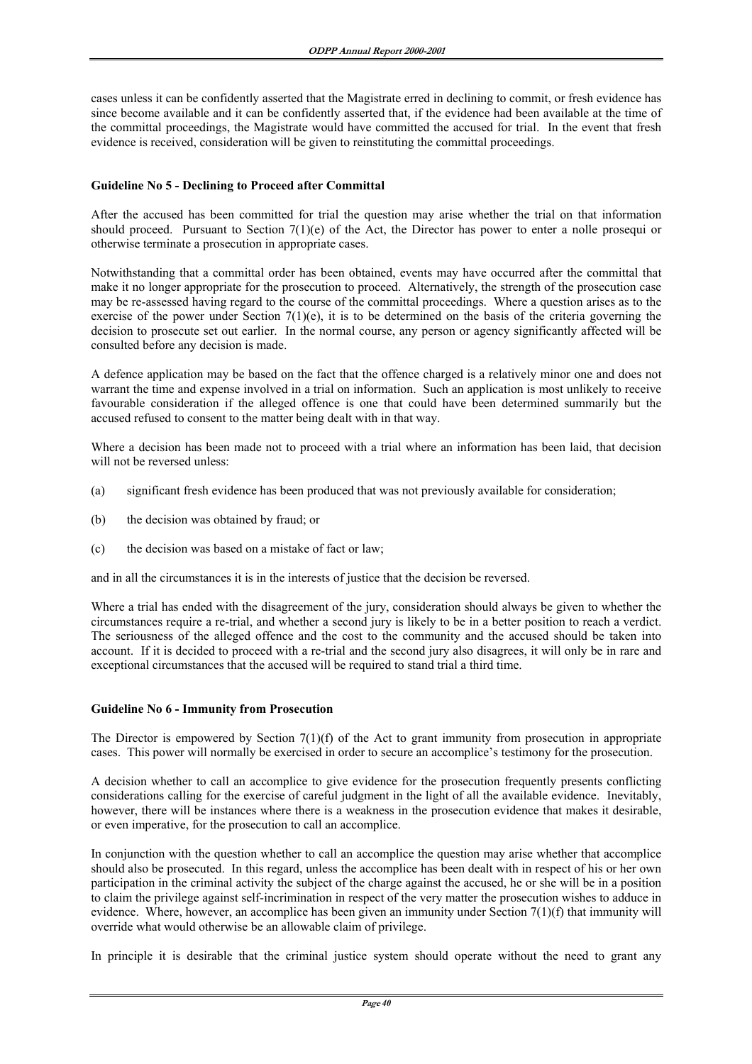cases unless it can be confidently asserted that the Magistrate erred in declining to commit, or fresh evidence has since become available and it can be confidently asserted that, if the evidence had been available at the time of the committal proceedings, the Magistrate would have committed the accused for trial. In the event that fresh evidence is received, consideration will be given to reinstituting the committal proceedings.

### Guideline No 5 - Declining to Proceed after Committal

After the accused has been committed for trial the question may arise whether the trial on that information should proceed. Pursuant to Section 7(1)(e) of the Act, the Director has power to enter a nolle prosequi or otherwise terminate a prosecution in appropriate cases.

Notwithstanding that a committal order has been obtained, events may have occurred after the committal that make it no longer appropriate for the prosecution to proceed. Alternatively, the strength of the prosecution case may be re-assessed having regard to the course of the committal proceedings. Where a question arises as to the exercise of the power under Section 7(1)(e), it is to be determined on the basis of the criteria governing the decision to prosecute set out earlier. In the normal course, any person or agency significantly affected will be consulted before any decision is made.

A defence application may be based on the fact that the offence charged is a relatively minor one and does not warrant the time and expense involved in a trial on information. Such an application is most unlikely to receive favourable consideration if the alleged offence is one that could have been determined summarily but the accused refused to consent to the matter being dealt with in that way.

Where a decision has been made not to proceed with a trial where an information has been laid, that decision will not be reversed unless:

(a) significant fresh evidence has been produced that was not previously available for consideration;

(b) the decision was obtained by fraud; or

(c) the decision was based on a mistake of fact or law;

and in all the circumstances it is in the interests of justice that the decision be reversed.

Where a trial has ended with the disagreement of the jury, consideration should always be given to whether the circumstances require a re-trial, and whether a second jury is likely to be in a better position to reach a verdict. The seriousness of the alleged offence and the cost to the community and the accused should be taken into account. If it is decided to proceed with a re-trial and the second jury also disagrees, it will only be in rare and exceptional circumstances that the accused will be required to stand trial a third time.

### Guideline No 6 - Immunity from Prosecution

The Director is empowered by Section 7(1)(f) of the Act to grant immunity from prosecution in appropriate cases. This power will normally be exercised in order to secure an accomplice's testimony for the prosecution.

A decision whether to call an accomplice to give evidence for the prosecution frequently presents conflicting considerations calling for the exercise of careful judgment in the light of all the available evidence. Inevitably, however, there will be instances where there is a weakness in the prosecution evidence that makes it desirable, or even imperative, for the prosecution to call an accomplice.

In conjunction with the question whether to call an accomplice the question may arise whether that accomplice should also be prosecuted. In this regard, unless the accomplice has been dealt with in respect of his or her own participation in the criminal activity the subject of the charge against the accused, he or she will be in a position to claim the privilege against self-incrimination in respect of the very matter the prosecution wishes to adduce in evidence. Where, however, an accomplice has been given an immunity under Section 7(1)(f) that immunity will override what would otherwise be an allowable claim of privilege.

In principle it is desirable that the criminal justice system should operate without the need to grant any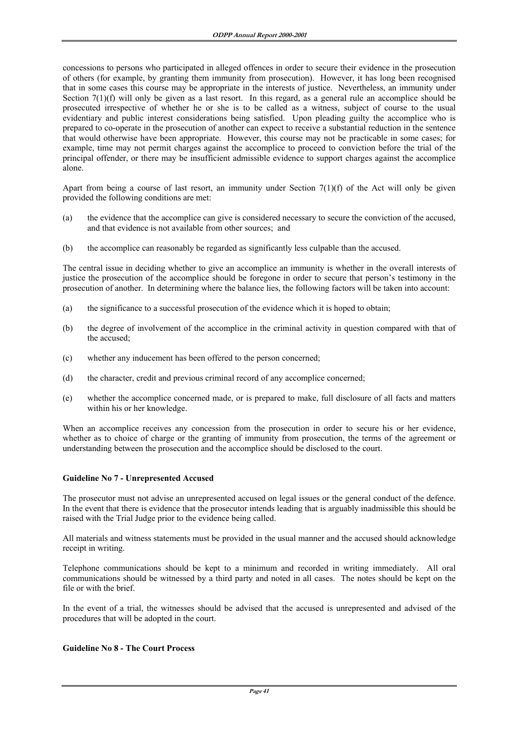concessions to persons who participated in alleged offences in order to secure their evidence in the prosecution of others (for example, by granting them immunity from prosecution). However, it has long been recognised that in some cases this course may be appropriate in the interests of justice. Nevertheless, an immunity under Section 7(1)(f) will only be given as a last resort. In this regard, as a general rule an accomplice should be prosecuted irrespective of whether he or she is to be called as a witness, subject of course to the usual evidentiary and public interest considerations being satisfied. Upon pleading guilty the accomplice who is prepared to co-operate in the prosecution of another can expect to receive a substantial reduction in the sentence that would otherwise have been appropriate. However, this course may not be practicable in some cases; for example, time may not permit charges against the accomplice to proceed to conviction before the trial of the principal offender, or there may be insufficient admissible evidence to support charges against the accomplice alone.

Apart from being a course of last resort, an immunity under Section 7(1)(f) of the Act will only be given provided the following conditions are met:

(a) the evidence that the accomplice can give is considered necessary to secure the conviction of the accused, and that evidence is not available from other sources; and

(b) the accomplice can reasonably be regarded as significantly less culpable than the accused.

The central issue in deciding whether to give an accomplice an immunity is whether in the overall interests of justice the prosecution of the accomplice should be foregone in order to secure that person's testimony in the prosecution of another. In determining where the balance lies, the following factors will be taken into account:

(a) the significance to a successful prosecution of the evidence which it is hoped to obtain;

(b) the degree of involvement of the accomplice in the criminal activity in question compared with that of the accused;

(c) whether any inducement has been offered to the person concerned;

(d) the character, credit and previous criminal record of any accomplice concerned;

(e) whether the accomplice concerned made, or is prepared to make, full disclosure of all facts and matters within his or her knowledge.

When an accomplice receives any concession from the prosecution in order to secure his or her evidence, whether as to choice of charge or the granting of immunity from prosecution, the terms of the agreement or understanding between the prosecution and the accomplice should be disclosed to the court.

**Guideline No 7 - Unrepresented Accused**

The prosecutor must not advise an unrepresented accused on legal issues or the general conduct of the defence. In the event that there is evidence that the prosecutor intends leading that is arguably inadmissible this should be raised with the Trial Judge prior to the evidence being called.

All materials and witness statements must be provided in the usual manner and the accused should acknowledge receipt in writing.

Telephone communications should be kept to a minimum and recorded in writing immediately. All oral communications should be witnessed by a third party and noted in all cases. The notes should be kept on the file or with the brief.

In the event of a trial, the witnesses should be advised that the accused is unrepresented and advised of the procedures that will be adopted in the court.

**Guideline No 8 - The Court Process**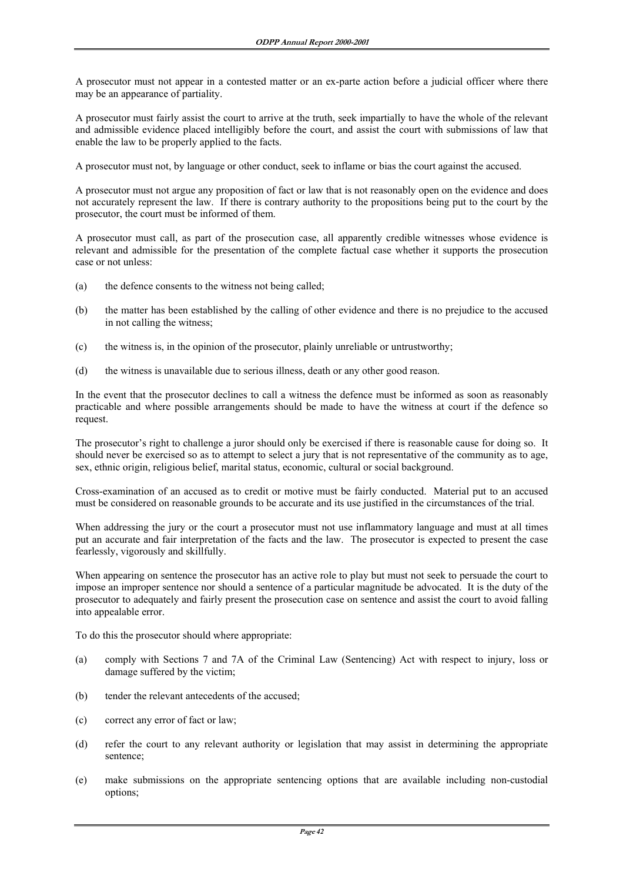A prosecutor must not appear in a contested matter or an ex-parte action before a judicial officer where there may be an appearance of partiality.

A prosecutor must fairly assist the court to arrive at the truth, seek impartially to have the whole of the relevant and admissible evidence placed intelligibly before the court, and assist the court with submissions of law that enable the law to be properly applied to the facts.

A prosecutor must not, by language or other conduct, seek to inflame or bias the court against the accused.

A prosecutor must not argue any proposition of fact or law that is not reasonably open on the evidence and does not accurately represent the law. If there is contrary authority to the propositions being put to the court by the prosecutor, the court must be informed of them.

A prosecutor must call, as part of the prosecution case, all apparently credible witnesses whose evidence is relevant and admissible for the presentation of the complete factual case whether it supports the prosecution case or not unless:

(a) the defence consents to the witness not being called;

(b) the matter has been established by the calling of other evidence and there is no prejudice to the accused in not calling the witness;

(c) the witness is, in the opinion of the prosecutor, plainly unreliable or untrustworthy;

(d) the witness is unavailable due to serious illness, death or any other good reason.

In the event that the prosecutor declines to call a witness the defence must be informed as soon as reasonably practicable and where possible arrangements should be made to have the witness at court if the defence so request.

The prosecutor's right to challenge a juror should only be exercised if there is reasonable cause for doing so. It should never be exercised so as to attempt to select a jury that is not representative of the community as to age, sex, ethnic origin, religious belief, marital status, economic, cultural or social background.

Cross-examination of an accused as to credit or motive must be fairly conducted. Material put to an accused must be considered on reasonable grounds to be accurate and its use justified in the circumstances of the trial.

When addressing the jury or the court a prosecutor must not use inflammatory language and must at all times put an accurate and fair interpretation of the facts and the law. The prosecutor is expected to present the case fearlessly, vigorously and skillfully.

When appearing on sentence the prosecutor has an active role to play but must not seek to persuade the court to impose an improper sentence nor should a sentence of a particular magnitude be advocated. It is the duty of the prosecutor to adequately and fairly present the prosecution case on sentence and assist the court to avoid falling into appealable error.

To do this the prosecutor should where appropriate:

(a) comply with Sections 7 and 7A of the Criminal Law (Sentencing) Act with respect to injury, loss or damage suffered by the victim;

(b) tender the relevant antecedents of the accused;

(c) correct any error of fact or law;

(d) refer the court to any relevant authority or legislation that may assist in determining the appropriate sentence;

(e) make submissions on the appropriate sentencing options that are available including non-custodial options;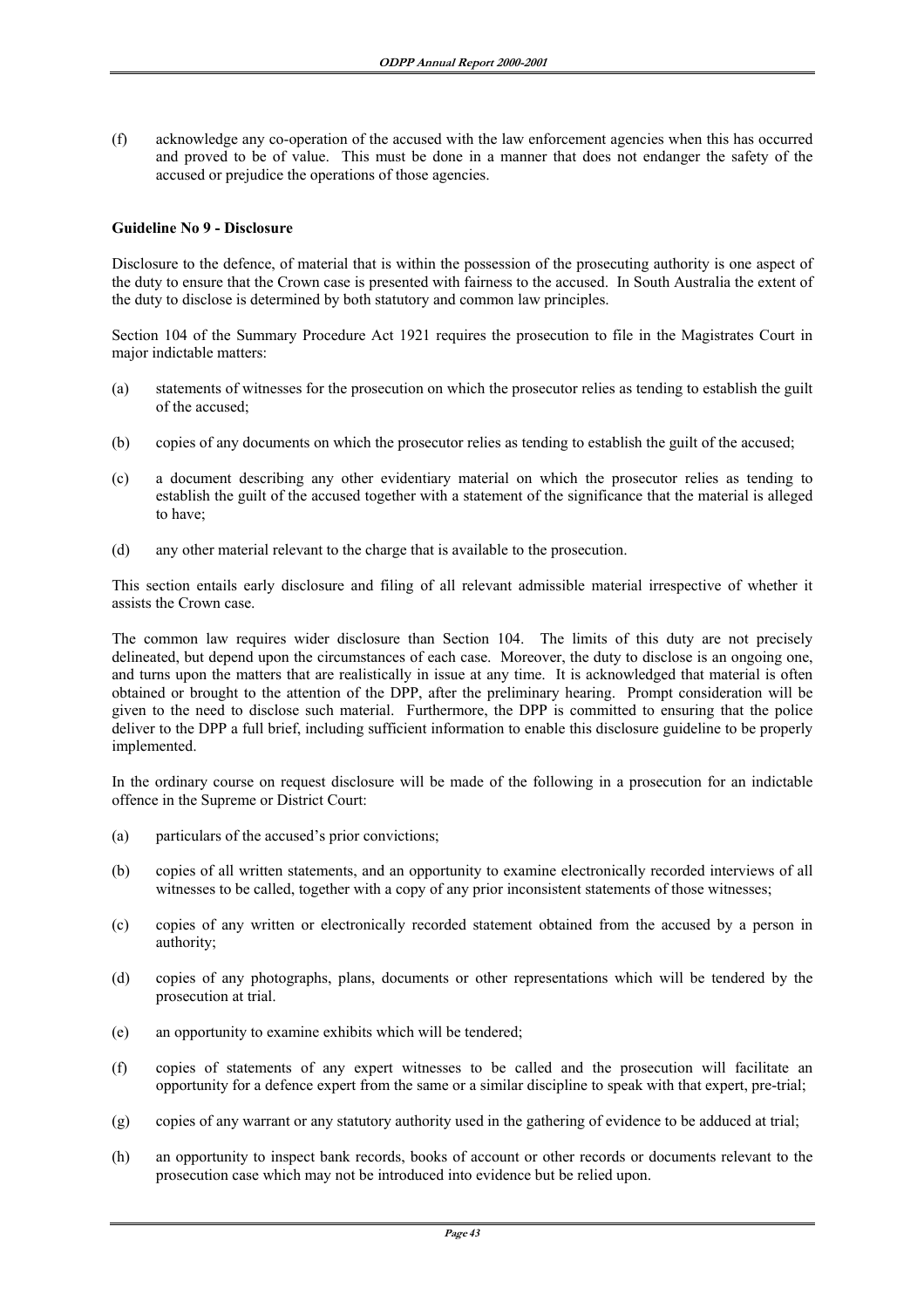(f) acknowledge any co-operation of the accused with the law enforcement agencies when this has occurred and proved to be of value. This must be done in a manner that does not endanger the safety of the accused or prejudice the operations of those agencies.

**Guideline No 9 - Disclosure**

Disclosure to the defence, of material that is within the possession of the prosecuting authority is one aspect of the duty to ensure that the Crown case is presented with fairness to the accused. In South Australia the extent of the duty to disclose is determined by both statutory and common law principles.

Section 104 of the Summary Procedure Act 1921 requires the prosecution to file in the Magistrates Court in major indictable matters:

(a) statements of witnesses for the prosecution on which the prosecutor relies as tending to establish the guilt of the accused;

(b) copies of any documents on which the prosecutor relies as tending to establish the guilt of the accused;

(c) a document describing any other evidentiary material on which the prosecutor relies as tending to establish the guilt of the accused together with a statement of the significance that the material is alleged to have;

(d) any other material relevant to the charge that is available to the prosecution.

This section entails early disclosure and filing of all relevant admissible material irrespective of whether it assists the Crown case.

The common law requires wider disclosure than Section 104. The limits of this duty are not precisely delineated, but depend upon the circumstances of each case. Moreover, the duty to disclose is an ongoing one, and turns upon the matters that are realistically in issue at any time. It is acknowledged that material is often obtained or brought to the attention of the DPP, after the preliminary hearing. Prompt consideration will be given to the need to disclose such material. Furthermore, the DPP is committed to ensuring that the police deliver to the DPP a full brief, including sufficient information to enable this disclosure guideline to be properly implemented.

In the ordinary course on request disclosure will be made of the following in a prosecution for an indictable offence in the Supreme or District Court:

(a) particulars of the accused's prior convictions;

(b) copies of all written statements, and an opportunity to examine electronically recorded interviews of all witnesses to be called, together with a copy of any prior inconsistent statements of those witnesses;

(c) copies of any written or electronically recorded statement obtained from the accused by a person in authority;

(d) copies of any photographs, plans, documents or other representations which will be tendered by the prosecution at trial.

(e) an opportunity to examine exhibits which will be tendered;

(f) copies of statements of any expert witnesses to be called and the prosecution will facilitate an opportunity for a defence expert from the same or a similar discipline to speak with that expert, pre-trial;

(g) copies of any warrant or any statutory authority used in the gathering of evidence to be adduced at trial;

(h) an opportunity to inspect bank records, books of account or other records or documents relevant to the prosecution case which may not be introduced into evidence but be relied upon.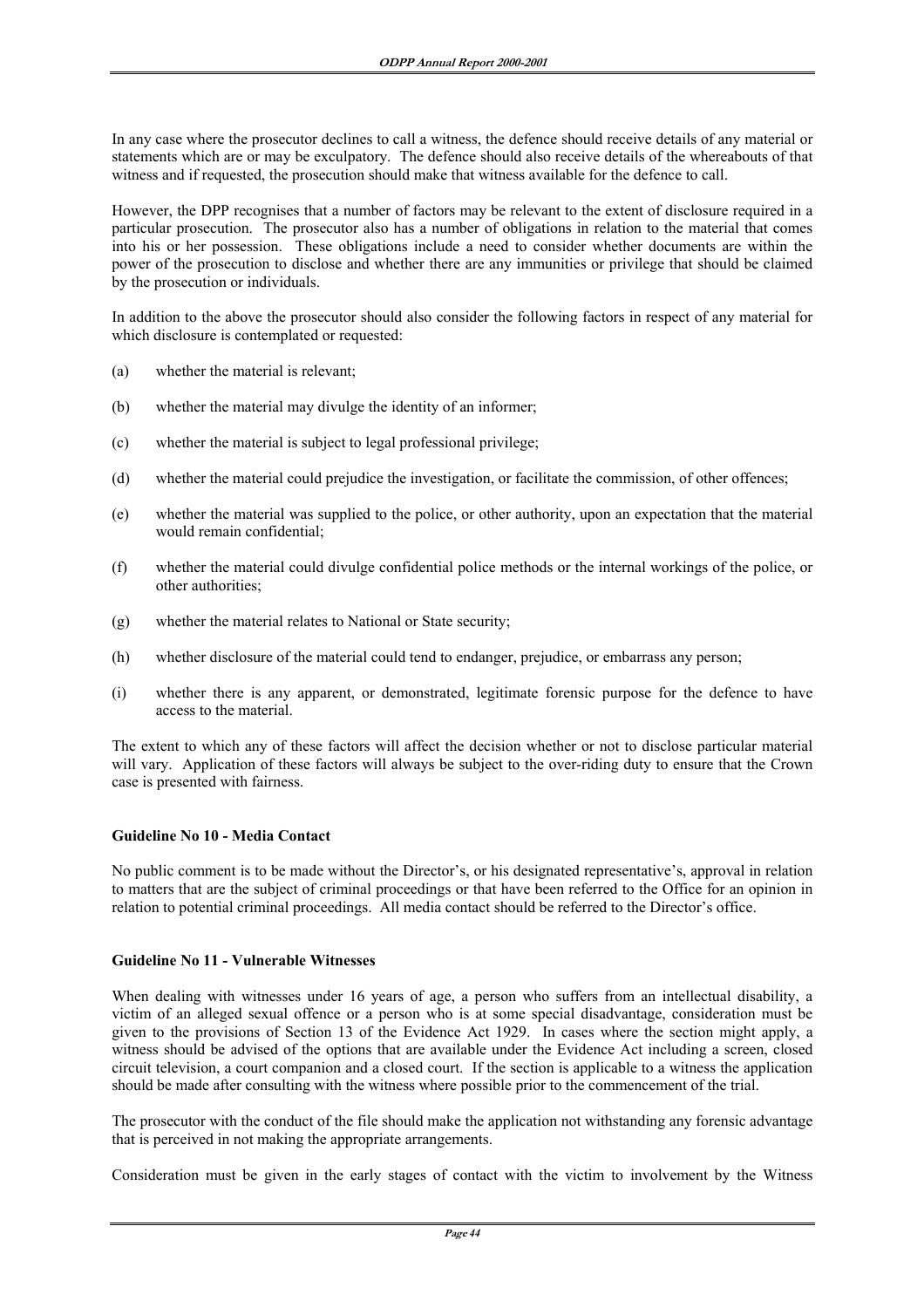In any case where the prosecutor declines to call a witness, the defence should receive details of any material or statements which are or may be exculpatory. The defence should also receive details of the whereabouts of that witness and if requested, the prosecution should make that witness available for the defence to call.

However, the DPP recognises that a number of factors may be relevant to the extent of disclosure required in a particular prosecution. The prosecutor also has a number of obligations in relation to the material that comes into his or her possession. These obligations include a need to consider whether documents are within the power of the prosecution to disclose and whether there are any immunities or privilege that should be claimed by the prosecution or individuals.

In addition to the above the prosecutor should also consider the following factors in respect of any material for which disclosure is contemplated or requested:

(a) whether the material is relevant;

(b) whether the material may divulge the identity of an informer;

(c) whether the material is subject to legal professional privilege;

(d) whether the material could prejudice the investigation, or facilitate the commission, of other offences;

(e) whether the material was supplied to the police, or other authority, upon an expectation that the material would remain confidential;

(f) whether the material could divulge confidential police methods or the internal workings of the police, or other authorities;

(g) whether the material relates to National or State security;

(h) whether disclosure of the material could tend to endanger, prejudice, or embarrass any person;

(i) whether there is any apparent, or demonstrated, legitimate forensic purpose for the defence to have access to the material.

The extent to which any of these factors will affect the decision whether or not to disclose particular material will vary. Application of these factors will always be subject to the over-riding duty to ensure that the Crown case is presented with fairness.

**Guideline No 10 - Media Contact**

No public comment is to be made without the Director's, or his designated representative's, approval in relation to matters that are the subject of criminal proceedings or that have been referred to the Office for an opinion in relation to potential criminal proceedings. All media contact should be referred to the Director's office.

**Guideline No 11 - Vulnerable Witnesses**

When dealing with witnesses under 16 years of age, a person who suffers from an intellectual disability, a victim of an alleged sexual offence or a person who is at some special disadvantage, consideration must be given to the provisions of Section 13 of the Evidence Act 1929. In cases where the section might apply, a witness should be advised of the options that are available under the Evidence Act including a screen, closed circuit television, a court companion and a closed court. If the section is applicable to a witness the application should be made after consulting with the witness where possible prior to the commencement of the trial.

The prosecutor with the conduct of the file should make the application not withstanding any forensic advantage that is perceived in not making the appropriate arrangements.

Consideration must be given in the early stages of contact with the victim to involvement by the Witness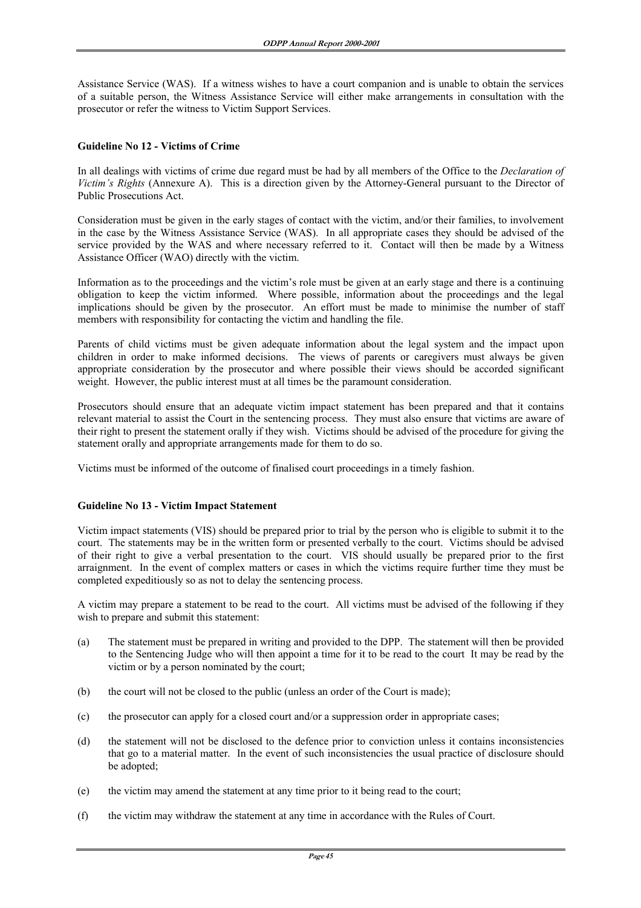Assistance Service (WAS). If a witness wishes to have a court companion and is unable to obtain the services of a suitable person, the Witness Assistance Service will either make arrangements in consultation with the prosecutor or refer the witness to Victim Support Services.

### Guideline No 12 - Victims of Crime

In all dealings with victims of crime due regard must be had by all members of the Office to the *Declaration of Victim's Rights* (Annexure A). This is a direction given by the Attorney-General pursuant to the Director of Public Prosecutions Act.

Consideration must be given in the early stages of contact with the victim, and/or their families, to involvement in the case by the Witness Assistance Service (WAS). In all appropriate cases they should be advised of the service provided by the WAS and where necessary referred to it. Contact will then be made by a Witness Assistance Officer (WAO) directly with the victim.

Information as to the proceedings and the victim's role must be given at an early stage and there is a continuing obligation to keep the victim informed. Where possible, information about the proceedings and the legal implications should be given by the prosecutor. An effort must be made to minimise the number of staff members with responsibility for contacting the victim and handling the file.

Parents of child victims must be given adequate information about the legal system and the impact upon children in order to make informed decisions. The views of parents or caregivers must always be given appropriate consideration by the prosecutor and where possible their views should be accorded significant weight. However, the public interest must at all times be the paramount consideration.

Prosecutors should ensure that an adequate victim impact statement has been prepared and that it contains relevant material to assist the Court in the sentencing process. They must also ensure that victims are aware of their right to present the statement orally if they wish. Victims should be advised of the procedure for giving the statement orally and appropriate arrangements made for them to do so.

Victims must be informed of the outcome of finalised court proceedings in a timely fashion.

### Guideline No 13 - Victim Impact Statement

Victim impact statements (VIS) should be prepared prior to trial by the person who is eligible to submit it to the court. The statements may be in the written form or presented verbally to the court. Victims should be advised of their right to give a verbal presentation to the court. VIS should usually be prepared prior to the first arraignment. In the event of complex matters or cases in which the victims require further time they must be completed expeditiously so as not to delay the sentencing process.

A victim may prepare a statement to be read to the court. All victims must be advised of the following if they wish to prepare and submit this statement:

(a) The statement must be prepared in writing and provided to the DPP. The statement will then be provided to the Sentencing Judge who will then appoint a time for it to be read to the court It may be read by the victim or by a person nominated by the court;

(b) the court will not be closed to the public (unless an order of the Court is made);

(c) the prosecutor can apply for a closed court and/or a suppression order in appropriate cases;

(d) the statement will not be disclosed to the defence prior to conviction unless it contains inconsistencies that go to a material matter. In the event of such inconsistencies the usual practice of disclosure should be adopted;

(e) the victim may amend the statement at any time prior to it being read to the court;

(f) the victim may withdraw the statement at any time in accordance with the Rules of Court.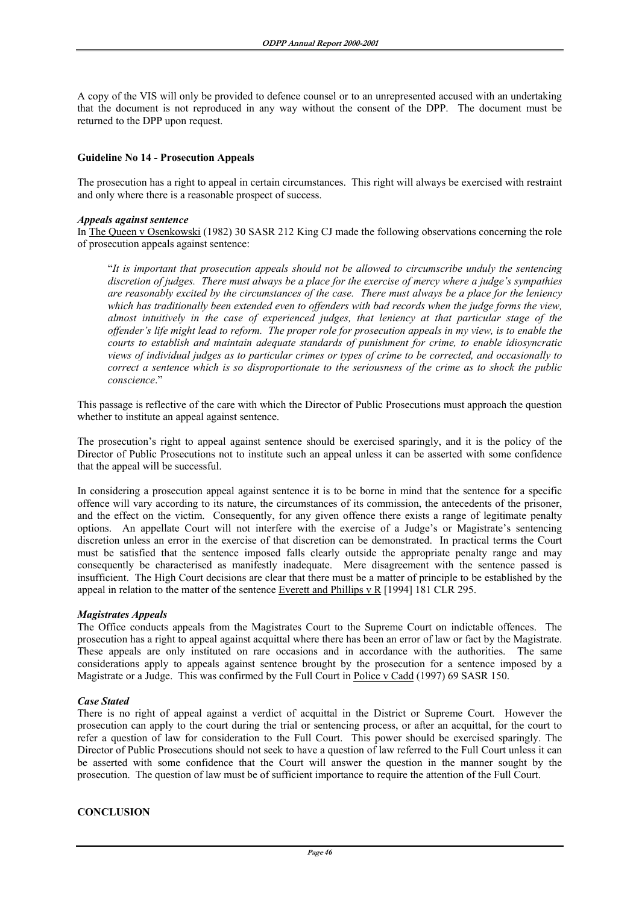A copy of the VIS will only be provided to defence counsel or to an unrepresented accused with an undertaking that the document is not reproduced in any way without the consent of the DPP. The document must be returned to the DPP upon request.

**Guideline No 14 - Prosecution Appeals**

The prosecution has a right to appeal in certain circumstances. This right will always be exercised with restraint and only where there is a reasonable prospect of success.

***Appeals against sentence***

In The Queen v Osenkowski (1982) 30 SASR 212 King CJ made the following observations concerning the role of prosecution appeals against sentence:

> "*It is important that prosecution appeals should not be allowed to circumscribe unduly the sentencing discretion of judges. There must always be a place for the exercise of mercy where a judge's sympathies are reasonably excited by the circumstances of the case. There must always be a place for the leniency which has traditionally been extended even to offenders with bad records when the judge forms the view, almost intuitively in the case of experienced judges, that leniency at that particular stage of the offender's life might lead to reform. The proper role for prosecution appeals in my view, is to enable the courts to establish and maintain adequate standards of punishment for crime, to enable idiosyncratic views of individual judges as to particular crimes or types of crime to be corrected, and occasionally to correct a sentence which is so disproportionate to the seriousness of the crime as to shock the public conscience*."

This passage is reflective of the care with which the Director of Public Prosecutions must approach the question whether to institute an appeal against sentence.

The prosecution's right to appeal against sentence should be exercised sparingly, and it is the policy of the Director of Public Prosecutions not to institute such an appeal unless it can be asserted with some confidence that the appeal will be successful.

In considering a prosecution appeal against sentence it is to be borne in mind that the sentence for a specific offence will vary according to its nature, the circumstances of its commission, the antecedents of the prisoner, and the effect on the victim. Consequently, for any given offence there exists a range of legitimate penalty options. An appellate Court will not interfere with the exercise of a Judge's or Magistrate's sentencing discretion unless an error in the exercise of that discretion can be demonstrated. In practical terms the Court must be satisfied that the sentence imposed falls clearly outside the appropriate penalty range and may consequently be characterised as manifestly inadequate. Mere disagreement with the sentence passed is insufficient. The High Court decisions are clear that there must be a matter of principle to be established by the appeal in relation to the matter of the sentence Everett and Phillips v R [1994] 181 CLR 295.

***Magistrates Appeals***

The Office conducts appeals from the Magistrates Court to the Supreme Court on indictable offences. The prosecution has a right to appeal against acquittal where there has been an error of law or fact by the Magistrate. These appeals are only instituted on rare occasions and in accordance with the authorities. The same considerations apply to appeals against sentence brought by the prosecution for a sentence imposed by a Magistrate or a Judge. This was confirmed by the Full Court in Police v Cadd (1997) 69 SASR 150.

***Case Stated***

There is no right of appeal against a verdict of acquittal in the District or Supreme Court. However the prosecution can apply to the court during the trial or sentencing process, or after an acquittal, for the court to refer a question of law for consideration to the Full Court. This power should be exercised sparingly. The Director of Public Prosecutions should not seek to have a question of law referred to the Full Court unless it can be asserted with some confidence that the Court will answer the question in the manner sought by the prosecution. The question of law must be of sufficient importance to require the attention of the Full Court.

**CONCLUSION**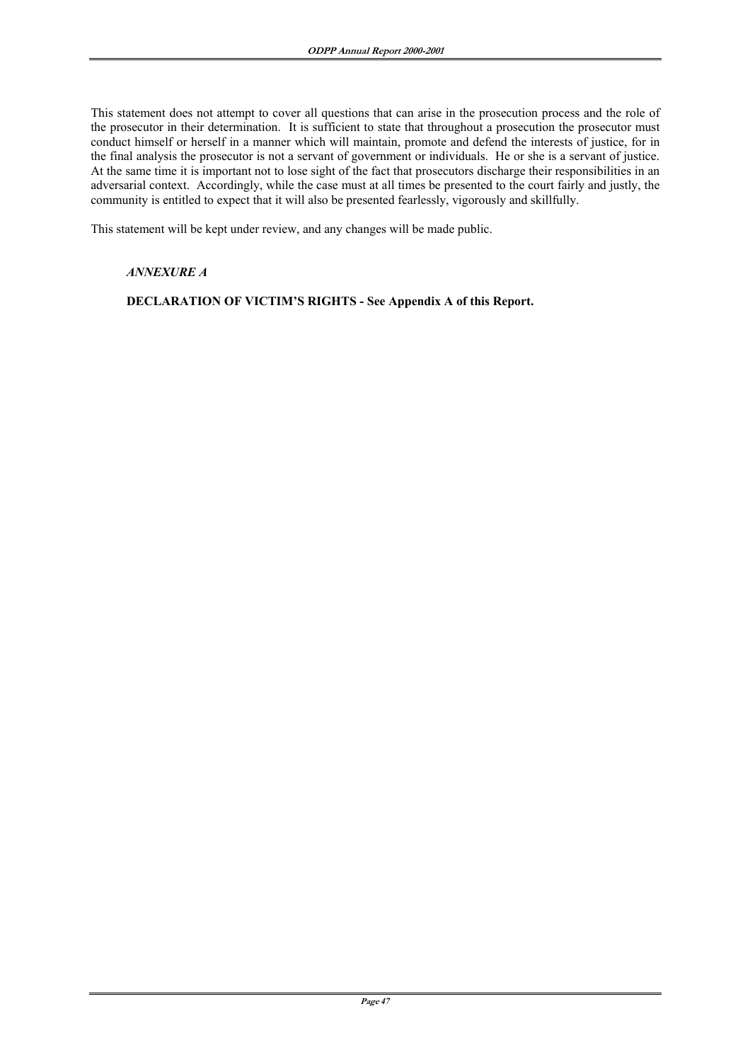This statement does not attempt to cover all questions that can arise in the prosecution process and the role of the prosecutor in their determination. It is sufficient to state that throughout a prosecution the prosecutor must conduct himself or herself in a manner which will maintain, promote and defend the interests of justice, for in the final analysis the prosecutor is not a servant of government or individuals. He or she is a servant of justice. At the same time it is important not to lose sight of the fact that prosecutors discharge their responsibilities in an adversarial context. Accordingly, while the case must at all times be presented to the court fairly and justly, the community is entitled to expect that it will also be presented fearlessly, vigorously and skillfully.

This statement will be kept under review, and any changes will be made public.

***ANNEXURE A***

**DECLARATION OF VICTIM'S RIGHTS - See Appendix A of this Report.**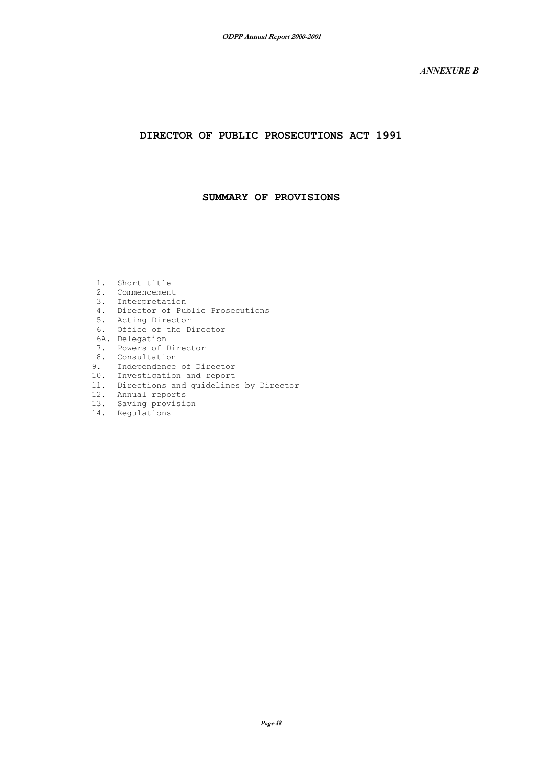*ANNEXURE B*

# DIRECTOR OF PUBLIC PROSECUTIONS ACT 1991

## SUMMARY OF PROVISIONS

1. Short title
2. Commencement
3. Interpretation
4. Director of Public Prosecutions
5. Acting Director
6. Office of the Director

6A. Delegation

7. Powers of Director
8. Consultation
9. Independence of Director
10. Investigation and report
11. Directions and guidelines by Director
12. Annual reports
13. Saving provision
14. Regulations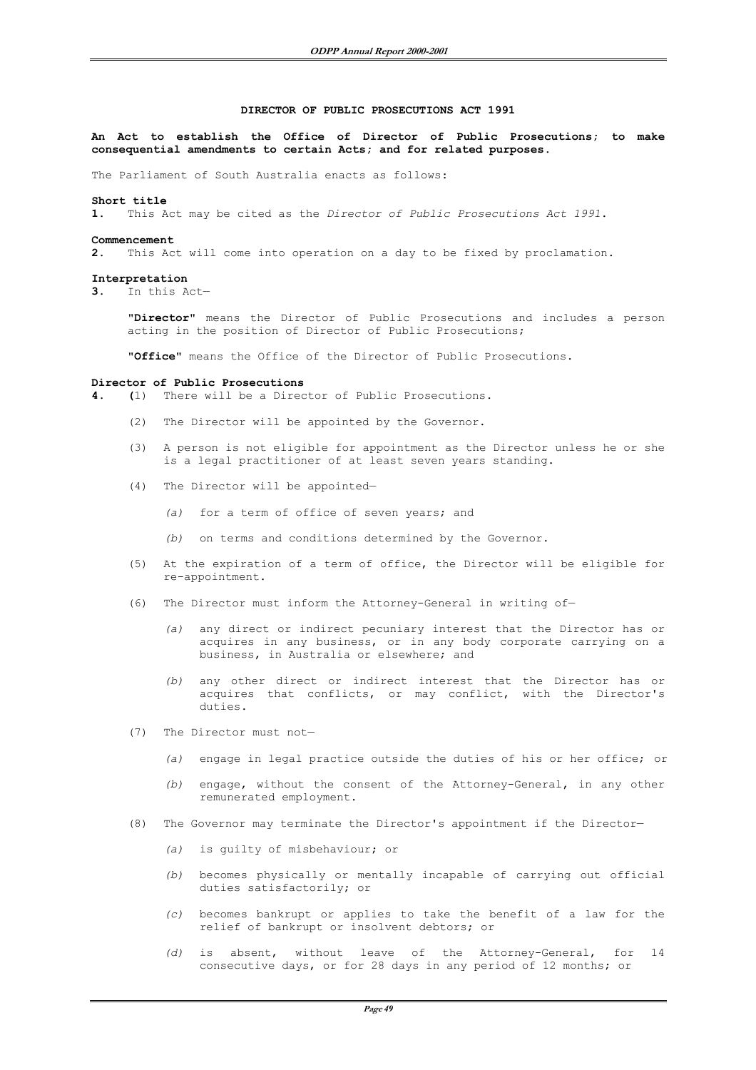# DIRECTOR OF PUBLIC PROSECUTIONS ACT 1991

**An Act to establish the Office of Director of Public Prosecutions; to make consequential amendments to certain Acts; and for related purposes.**

The Parliament of South Australia enacts as follows:

**Short title**

**1.** This Act may be cited as the *Director of Public Prosecutions Act 1991*.

**Commencement**

**2.** This Act will come into operation on a day to be fixed by proclamation.

**Interpretation**

**3.** In this Act—

"**Director**" means the Director of Public Prosecutions and includes a person acting in the position of Director of Public Prosecutions;

"**Office**" means the Office of the Director of Public Prosecutions.

**Director of Public Prosecutions**

**4.** (1) There will be a Director of Public Prosecutions.

(2) The Director will be appointed by the Governor.

(3) A person is not eligible for appointment as the Director unless he or she is a legal practitioner of at least seven years standing.

(4) The Director will be appointed—

*(a)* for a term of office of seven years; and

*(b)* on terms and conditions determined by the Governor.

(5) At the expiration of a term of office, the Director will be eligible for re-appointment.

(6) The Director must inform the Attorney-General in writing of—

*(a)* any direct or indirect pecuniary interest that the Director has or acquires in any business, or in any body corporate carrying on a business, in Australia or elsewhere; and

*(b)* any other direct or indirect interest that the Director has or acquires that conflicts, or may conflict, with the Director's duties.

(7) The Director must not—

*(a)* engage in legal practice outside the duties of his or her office; or

*(b)* engage, without the consent of the Attorney-General, in any other remunerated employment.

(8) The Governor may terminate the Director's appointment if the Director—

*(a)* is guilty of misbehaviour; or

*(b)* becomes physically or mentally incapable of carrying out official duties satisfactorily; or

*(c)* becomes bankrupt or applies to take the benefit of a law for the relief of bankrupt or insolvent debtors; or

*(d)* is absent, without leave of the Attorney-General, for 14 consecutive days, or for 28 days in any period of 12 months; or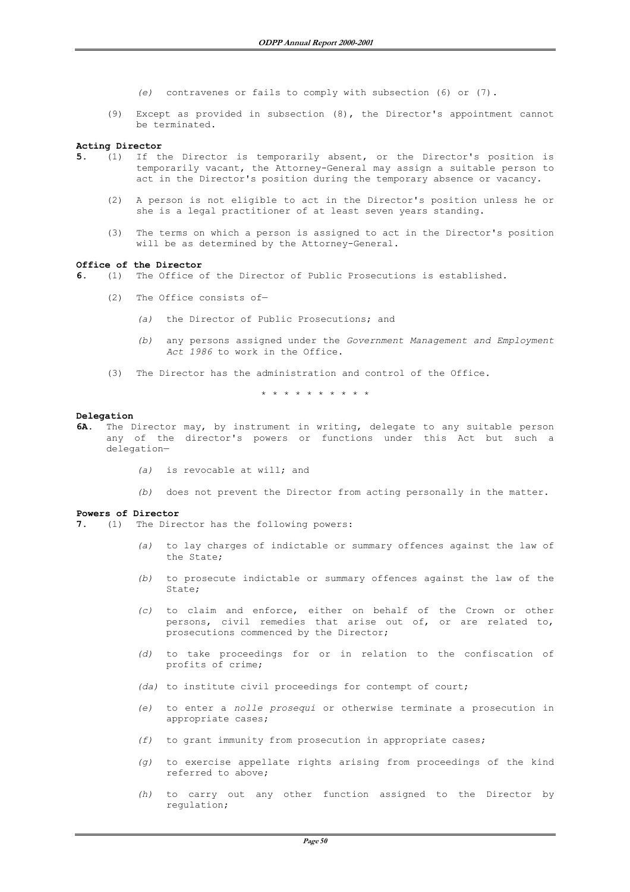*(e)* contravenes or fails to comply with subsection (6) or (7).

(9) Except as provided in subsection (8), the Director's appointment cannot be terminated.

**Acting Director**

**5.** (1) If the Director is temporarily absent, or the Director's position is temporarily vacant, the Attorney-General may assign a suitable person to act in the Director's position during the temporary absence or vacancy.

(2) A person is not eligible to act in the Director's position unless he or she is a legal practitioner of at least seven years standing.

(3) The terms on which a person is assigned to act in the Director's position will be as determined by the Attorney-General.

**Office of the Director**

**6.** (1) The Office of the Director of Public Prosecutions is established.

(2) The Office consists of—

*(a)* the Director of Public Prosecutions; and

*(b)* any persons assigned under the *Government Management and Employment Act 1986* to work in the Office.

(3) The Director has the administration and control of the Office.

\* \* \* \* \* \* \* \* \* \*

**Delegation**

**6A.** The Director may, by instrument in writing, delegate to any suitable person any of the director's powers or functions under this Act but such a delegation—

*(a)* is revocable at will; and

*(b)* does not prevent the Director from acting personally in the matter.

**Powers of Director**

**7.** (1) The Director has the following powers:

*(a)* to lay charges of indictable or summary offences against the law of the State;

*(b)* to prosecute indictable or summary offences against the law of the State;

*(c)* to claim and enforce, either on behalf of the Crown or other persons, civil remedies that arise out of, or are related to, prosecutions commenced by the Director;

*(d)* to take proceedings for or in relation to the confiscation of profits of crime;

*(da)* to institute civil proceedings for contempt of court;

*(e)* to enter a *nolle prosequi* or otherwise terminate a prosecution in appropriate cases;

*(f)* to grant immunity from prosecution in appropriate cases;

*(g)* to exercise appellate rights arising from proceedings of the kind referred to above;

*(h)* to carry out any other function assigned to the Director by regulation;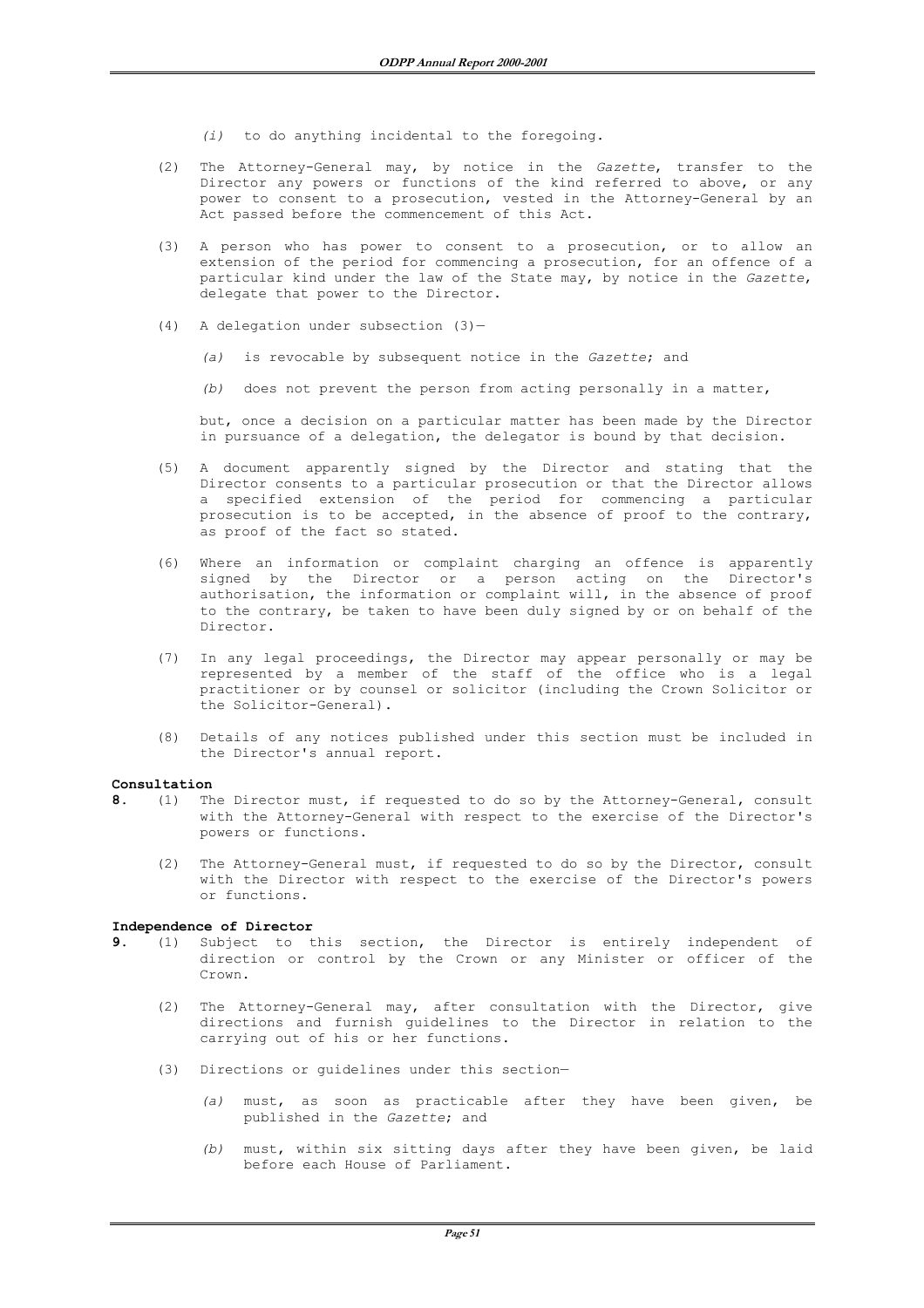*(i)* to do anything incidental to the foregoing.

(2) The Attorney-General may, by notice in the *Gazette*, transfer to the Director any powers or functions of the kind referred to above, or any power to consent to a prosecution, vested in the Attorney-General by an Act passed before the commencement of this Act.

(3) A person who has power to consent to a prosecution, or to allow an extension of the period for commencing a prosecution, for an offence of a particular kind under the law of the State may, by notice in the *Gazette*, delegate that power to the Director.

(4) A delegation under subsection (3)—

*(a)* is revocable by subsequent notice in the *Gazette*; and

*(b)* does not prevent the person from acting personally in a matter,

but, once a decision on a particular matter has been made by the Director in pursuance of a delegation, the delegator is bound by that decision.

(5) A document apparently signed by the Director and stating that the Director consents to a particular prosecution or that the Director allows a specified extension of the period for commencing a particular prosecution is to be accepted, in the absence of proof to the contrary, as proof of the fact so stated.

(6) Where an information or complaint charging an offence is apparently signed by the Director or a person acting on the Director's authorisation, the information or complaint will, in the absence of proof to the contrary, be taken to have been duly signed by or on behalf of the Director.

(7) In any legal proceedings, the Director may appear personally or may be represented by a member of the staff of the office who is a legal practitioner or by counsel or solicitor (including the Crown Solicitor or the Solicitor-General).

(8) Details of any notices published under this section must be included in the Director's annual report.

**Consultation**

**8.** (1) The Director must, if requested to do so by the Attorney-General, consult with the Attorney-General with respect to the exercise of the Director's powers or functions.

(2) The Attorney-General must, if requested to do so by the Director, consult with the Director with respect to the exercise of the Director's powers or functions.

**Independence of Director**

**9.** (1) Subject to this section, the Director is entirely independent of direction or control by the Crown or any Minister or officer of the Crown.

(2) The Attorney-General may, after consultation with the Director, give directions and furnish guidelines to the Director in relation to the carrying out of his or her functions.

(3) Directions or guidelines under this section—

*(a)* must, as soon as practicable after they have been given, be published in the *Gazette*; and

*(b)* must, within six sitting days after they have been given, be laid before each House of Parliament.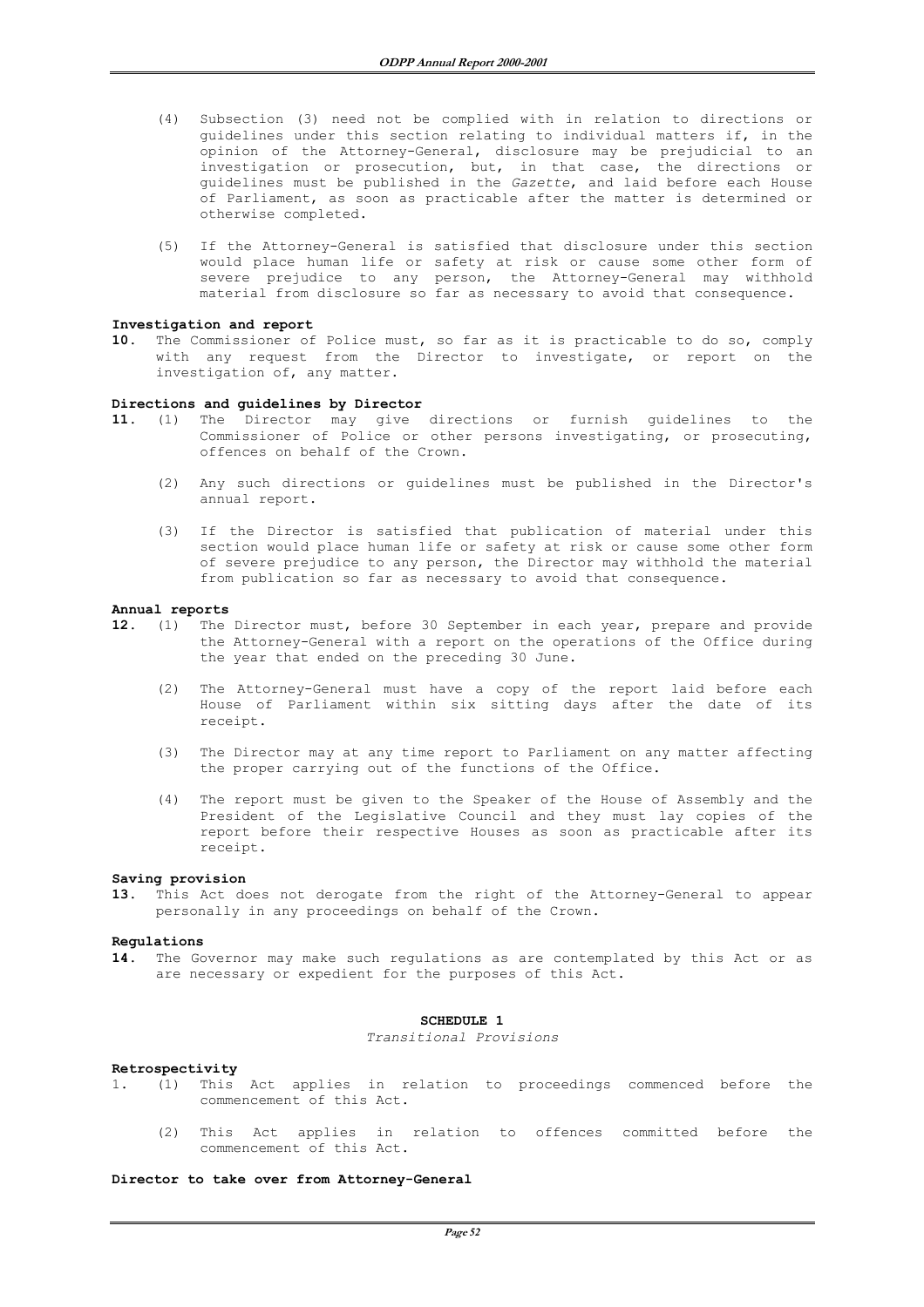(4) Subsection (3) need not be complied with in relation to directions or guidelines under this section relating to individual matters if, in the opinion of the Attorney-General, disclosure may be prejudicial to an investigation or prosecution, but, in that case, the directions or guidelines must be published in the *Gazette*, and laid before each House of Parliament, as soon as practicable after the matter is determined or otherwise completed.

(5) If the Attorney-General is satisfied that disclosure under this section would place human life or safety at risk or cause some other form of severe prejudice to any person, the Attorney-General may withhold material from disclosure so far as necessary to avoid that consequence.

**Investigation and report**

**10.** The Commissioner of Police must, so far as it is practicable to do so, comply with any request from the Director to investigate, or report on the investigation of, any matter.

**Directions and guidelines by Director**

**11.** (1) The Director may give directions or furnish guidelines to the Commissioner of Police or other persons investigating, or prosecuting, offences on behalf of the Crown.

(2) Any such directions or guidelines must be published in the Director's annual report.

(3) If the Director is satisfied that publication of material under this section would place human life or safety at risk or cause some other form of severe prejudice to any person, the Director may withhold the material from publication so far as necessary to avoid that consequence.

**Annual reports**

**12.** (1) The Director must, before 30 September in each year, prepare and provide the Attorney-General with a report on the operations of the Office during the year that ended on the preceding 30 June.

(2) The Attorney-General must have a copy of the report laid before each House of Parliament within six sitting days after the date of its receipt.

(3) The Director may at any time report to Parliament on any matter affecting the proper carrying out of the functions of the Office.

(4) The report must be given to the Speaker of the House of Assembly and the President of the Legislative Council and they must lay copies of the report before their respective Houses as soon as practicable after its receipt.

**Saving provision**

**13.** This Act does not derogate from the right of the Attorney-General to appear personally in any proceedings on behalf of the Crown.

**Regulations**

**14.** The Governor may make such regulations as are contemplated by this Act or as are necessary or expedient for the purposes of this Act.

**SCHEDULE 1**

*Transitional Provisions*

**Retrospectivity**

1. (1) This Act applies in relation to proceedings commenced before the commencement of this Act.

(2) This Act applies in relation to offences committed before the commencement of this Act.

**Director to take over from Attorney-General**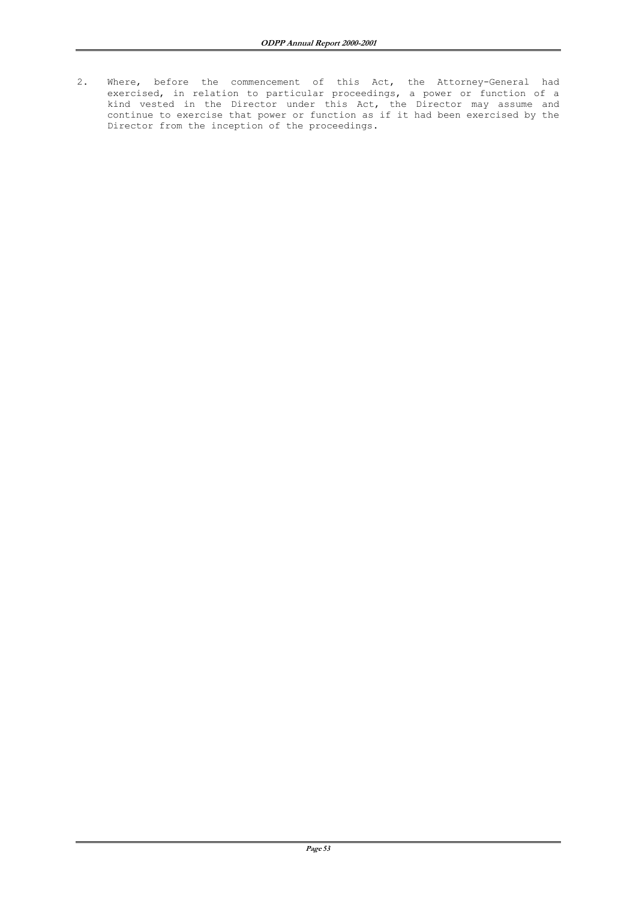2. Where, before the commencement of this Act, the Attorney-General had exercised, in relation to particular proceedings, a power or function of a kind vested in the Director under this Act, the Director may assume and continue to exercise that power or function as if it had been exercised by the Director from the inception of the proceedings.